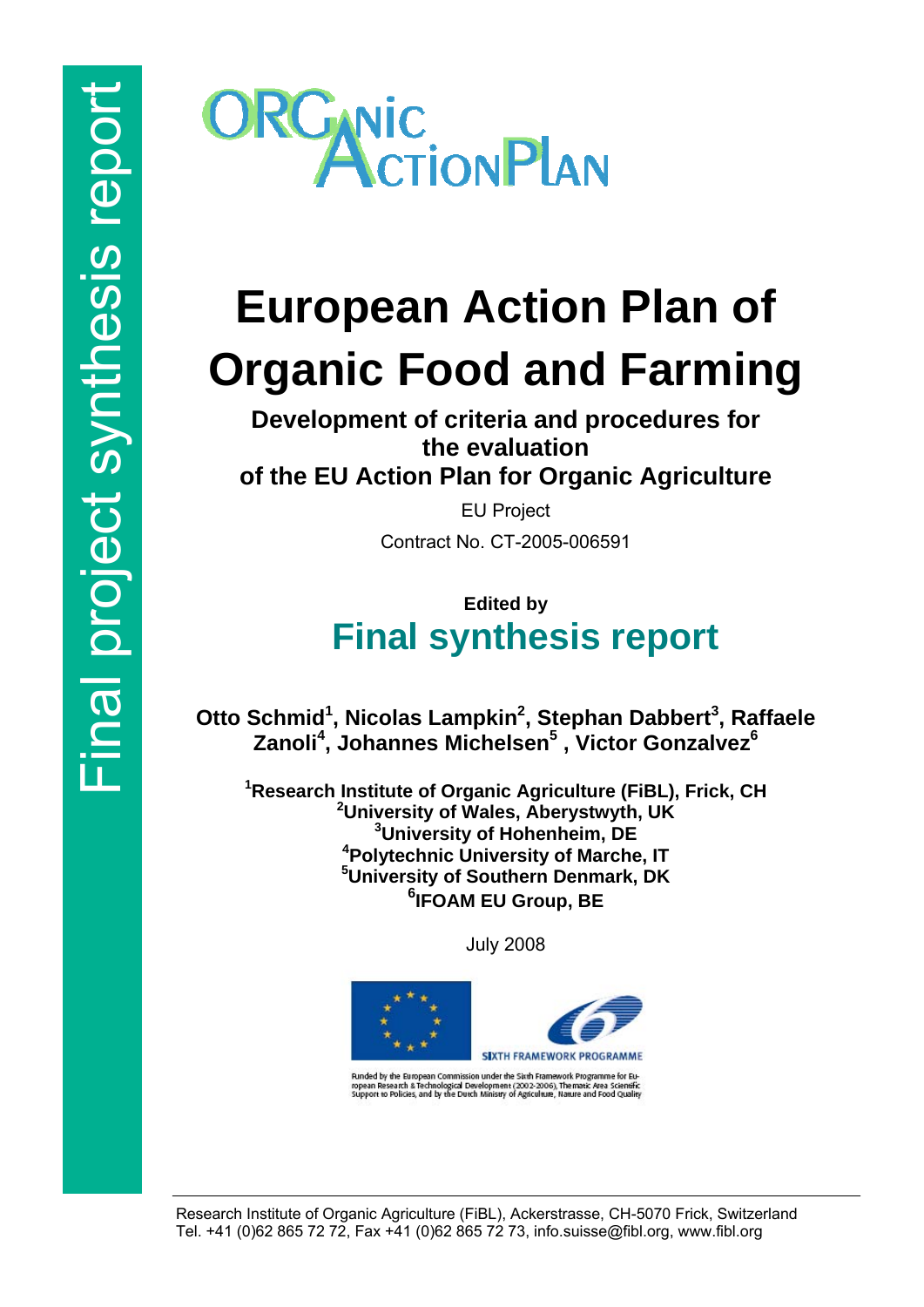Final project synthesis report

ORGANIC ACTIONPLAN

# European Action Plan of Organic Food and Farming

## Development of criteria and procedures for the evaluation of the EU Action Plan for Organic Agriculture

EU Project

Contract No. CT-2005-006591

**Edited by**

## Final synthesis report

**Otto Schmid[1], Nicolas Lampkin[2], Stephan Dabbert[3], Raffaele Zanoli[4], Johannes Michelsen[5], Victor Gonzalvez[6]**

**[1]Research Institute of Organic Agriculture (FiBL), Frick, CH**
**[2]University of Wales, Aberystwyth, UK**
**[3]University of Hohenheim, DE**
**[4]Polytechnic University of Marche, IT**
**[5]University of Southern Denmark, DK**
**[6]IFOAM EU Group, BE**

July 2008

SIXTH FRAMEWORK PROGRAMME

Funded by the European Commission under the Sixth Framework Programme for European Research & Technological Development (2002-2006), Thematic Area Scientific Support to Policies, and by the Dutch Ministry of Agriculture, Nature and Food Quality

Research Institute of Organic Agriculture (FiBL), Ackerstrasse, CH-5070 Frick, Switzerland
Tel. +41 (0)62 865 72 72, Fax +41 (0)62 865 72 73, info.suisse@fibl.org, www.fibl.org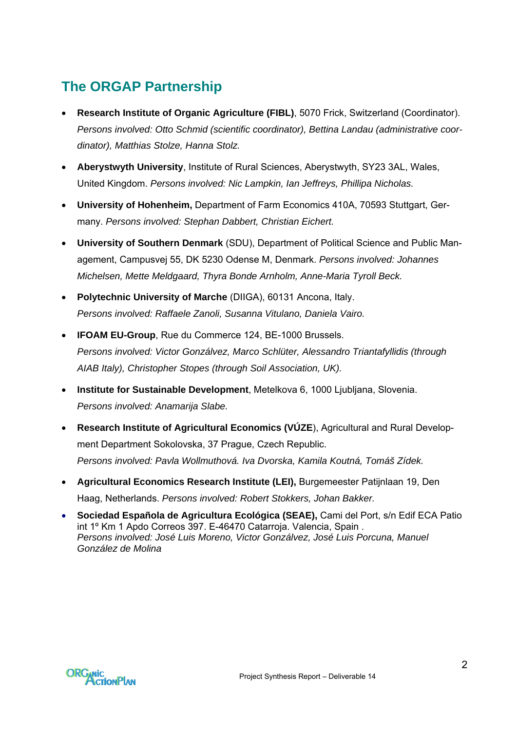## The ORGAP Partnership

- **Research Institute of Organic Agriculture (FIBL)**, 5070 Frick, Switzerland (Coordinator). *Persons involved: Otto Schmid (scientific coordinator), Bettina Landau (administrative coordinator), Matthias Stolze, Hanna Stolz.*
- **Aberystwyth University**, Institute of Rural Sciences, Aberystwyth, SY23 3AL, Wales, United Kingdom. *Persons involved: Nic Lampkin, Ian Jeffreys, Phillipa Nicholas.*
- **University of Hohenheim,** Department of Farm Economics 410A, 70593 Stuttgart, Germany. *Persons involved: Stephan Dabbert, Christian Eichert.*
- **University of Southern Denmark** (SDU), Department of Political Science and Public Management, Campusvej 55, DK 5230 Odense M, Denmark. *Persons involved: Johannes Michelsen, Mette Meldgaard, Thyra Bonde Arnholm, Anne-Maria Tyroll Beck.*
- **Polytechnic University of Marche** (DIIGA), 60131 Ancona, Italy. *Persons involved: Raffaele Zanoli, Susanna Vitulano, Daniela Vairo.*
- **IFOAM EU-Group**, Rue du Commerce 124, BE-1000 Brussels. *Persons involved: Victor Gonzálvez, Marco Schlüter, Alessandro Triantafyllidis (through AIAB Italy), Christopher Stopes (through Soil Association, UK).*
- **Institute for Sustainable Development**, Metelkova 6, 1000 Ljubljana, Slovenia. *Persons involved: Anamarija Slabe.*
- **Research Institute of Agricultural Economics (VÚZE**), Agricultural and Rural Development Department Sokolovska, 37 Prague, Czech Republic. *Persons involved: Pavla Wollmuthová. Iva Dvorska, Kamila Koutná, Tomáš Zídek.*
- **Agricultural Economics Research Institute (LEI),** Burgemeester Patijnlaan 19, Den Haag, Netherlands. *Persons involved: Robert Stokkers, Johan Bakker.*
- **Sociedad Española de Agricultura Ecológica (SEAE),** Cami del Port, s/n Edif ECA Patio int 1º Km 1 Apdo Correos 397. E-46470 Catarroja. Valencia, Spain . *Persons involved: José Luis Moreno, Victor Gonzálvez, José Luis Porcuna, Manuel González de Molina*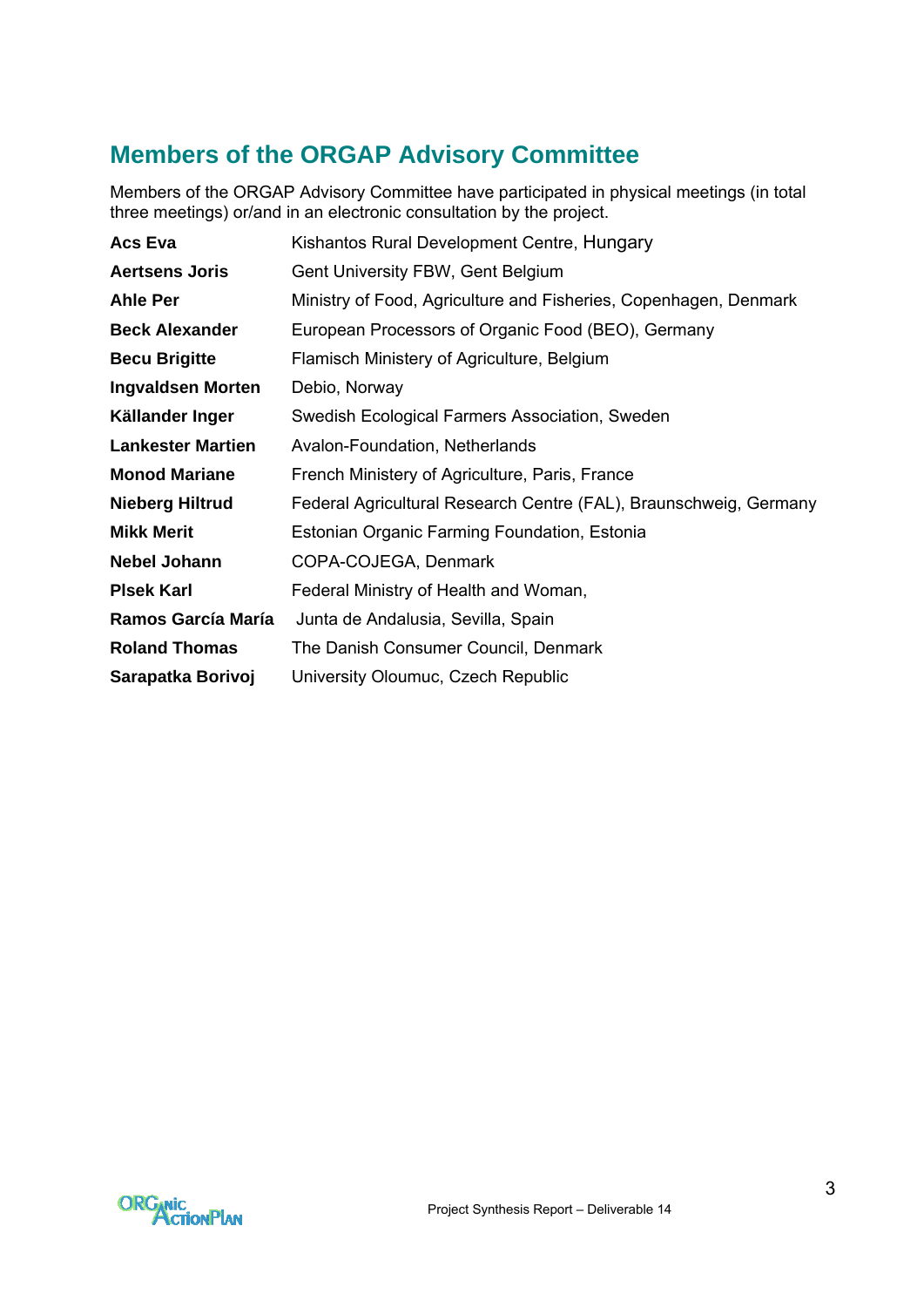## Members of the ORGAP Advisory Committee

Members of the ORGAP Advisory Committee have participated in physical meetings (in total three meetings) or/and in an electronic consultation by the project.

| | |
|---|---|
| **Acs Eva** | Kishantos Rural Development Centre, Hungary |
| **Aertsens Joris** | Gent University FBW, Gent Belgium |
| **Ahle Per** | Ministry of Food, Agriculture and Fisheries, Copenhagen, Denmark |
| **Beck Alexander** | European Processors of Organic Food (BEO), Germany |
| **Becu Brigitte** | Flamisch Ministery of Agriculture, Belgium |
| **Ingvaldsen Morten** | Debio, Norway |
| **Källander Inger** | Swedish Ecological Farmers Association, Sweden |
| **Lankester Martien** | Avalon-Foundation, Netherlands |
| **Monod Mariane** | French Ministery of Agriculture, Paris, France |
| **Nieberg Hiltrud** | Federal Agricultural Research Centre (FAL), Braunschweig, Germany |
| **Mikk Merit** | Estonian Organic Farming Foundation, Estonia |
| **Nebel Johann** | COPA-COJEGA, Denmark |
| **Plsek Karl** | Federal Ministry of Health and Woman, |
| **Ramos García María** | Junta de Andalusia, Sevilla, Spain |
| **Roland Thomas** | The Danish Consumer Council, Denmark |
| **Sarapatka Borivoj** | University Oloumuc, Czech Republic |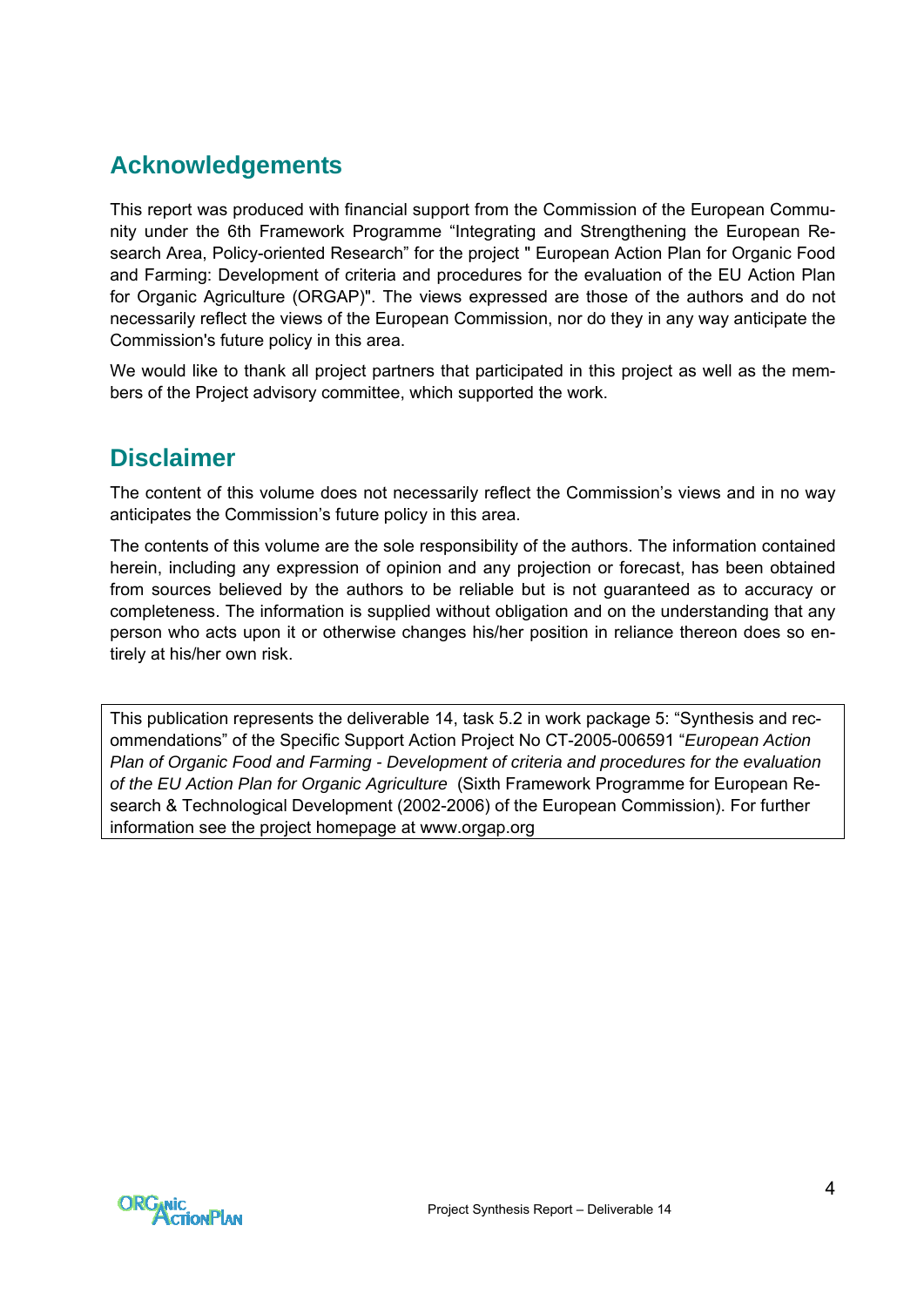## Acknowledgements

This report was produced with financial support from the Commission of the European Community under the 6th Framework Programme "Integrating and Strengthening the European Research Area, Policy-oriented Research" for the project " European Action Plan for Organic Food and Farming: Development of criteria and procedures for the evaluation of the EU Action Plan for Organic Agriculture (ORGAP)". The views expressed are those of the authors and do not necessarily reflect the views of the European Commission, nor do they in any way anticipate the Commission's future policy in this area.

We would like to thank all project partners that participated in this project as well as the members of the Project advisory committee, which supported the work.

## Disclaimer

The content of this volume does not necessarily reflect the Commission's views and in no way anticipates the Commission's future policy in this area.

The contents of this volume are the sole responsibility of the authors. The information contained herein, including any expression of opinion and any projection or forecast, has been obtained from sources believed by the authors to be reliable but is not guaranteed as to accuracy or completeness. The information is supplied without obligation and on the understanding that any person who acts upon it or otherwise changes his/her position in reliance thereon does so entirely at his/her own risk.

This publication represents the deliverable 14, task 5.2 in work package 5: "Synthesis and recommendations" of the Specific Support Action Project No CT-2005-006591 "*European Action Plan of Organic Food and Farming - Development of criteria and procedures for the evaluation of the EU Action Plan for Organic Agriculture* (Sixth Framework Programme for European Research & Technological Development (2002-2006) of the European Commission). For further information see the project homepage at www.orgap.org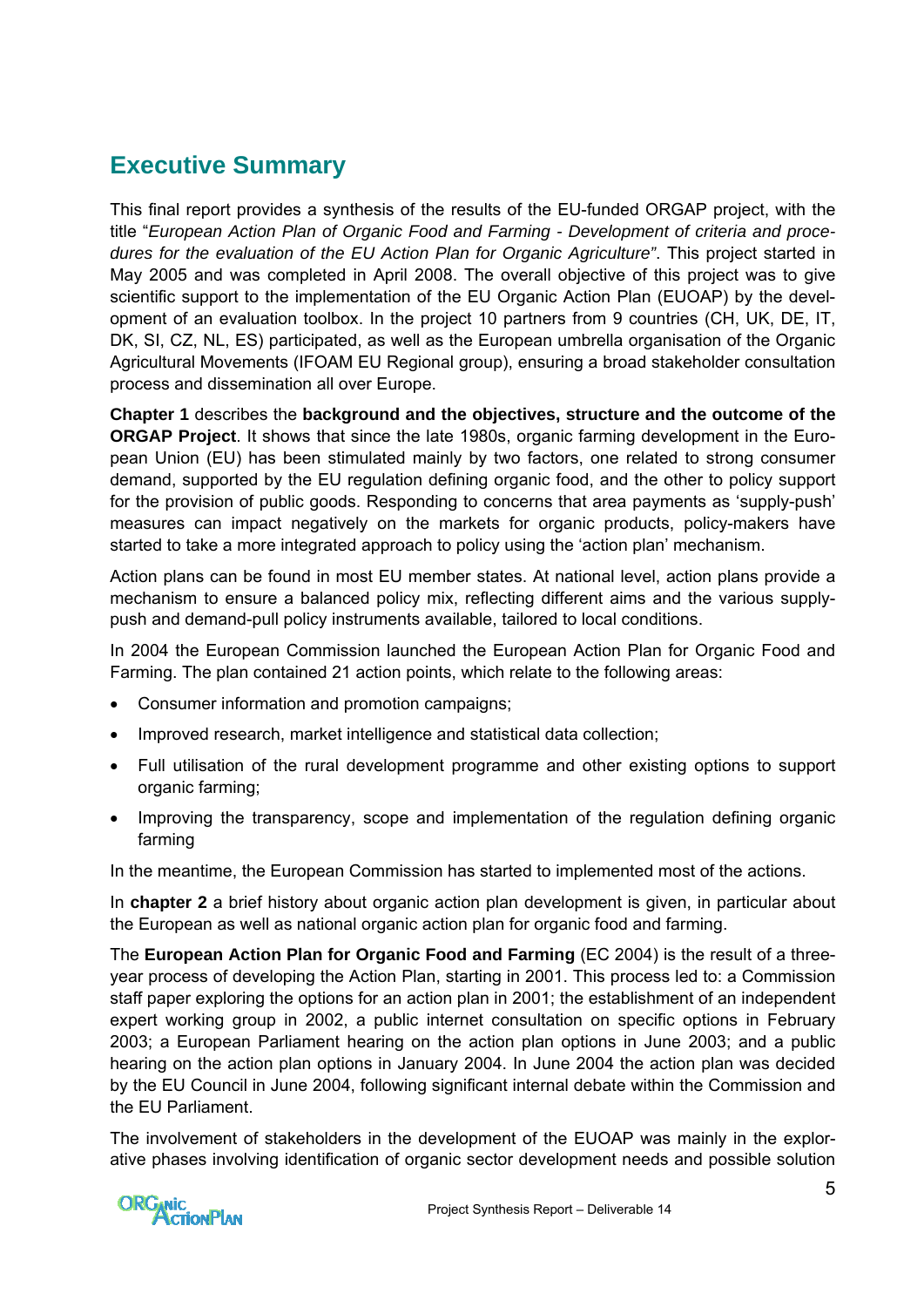# Executive Summary

This final report provides a synthesis of the results of the EU-funded ORGAP project, with the title "*European Action Plan of Organic Food and Farming - Development of criteria and procedures for the evaluation of the EU Action Plan for Organic Agriculture"*. This project started in May 2005 and was completed in April 2008. The overall objective of this project was to give scientific support to the implementation of the EU Organic Action Plan (EUOAP) by the development of an evaluation toolbox. In the project 10 partners from 9 countries (CH, UK, DE, IT, DK, SI, CZ, NL, ES) participated, as well as the European umbrella organisation of the Organic Agricultural Movements (IFOAM EU Regional group), ensuring a broad stakeholder consultation process and dissemination all over Europe.

**Chapter 1** describes the **background and the objectives, structure and the outcome of the ORGAP Project**. It shows that since the late 1980s, organic farming development in the European Union (EU) has been stimulated mainly by two factors, one related to strong consumer demand, supported by the EU regulation defining organic food, and the other to policy support for the provision of public goods. Responding to concerns that area payments as 'supply-push' measures can impact negatively on the markets for organic products, policy-makers have started to take a more integrated approach to policy using the 'action plan' mechanism.

Action plans can be found in most EU member states. At national level, action plans provide a mechanism to ensure a balanced policy mix, reflecting different aims and the various supply-push and demand-pull policy instruments available, tailored to local conditions.

In 2004 the European Commission launched the European Action Plan for Organic Food and Farming. The plan contained 21 action points, which relate to the following areas:

- Consumer information and promotion campaigns;
- Improved research, market intelligence and statistical data collection;
- Full utilisation of the rural development programme and other existing options to support organic farming;
- Improving the transparency, scope and implementation of the regulation defining organic farming

In the meantime, the European Commission has started to implemented most of the actions.

In **chapter 2** a brief history about organic action plan development is given, in particular about the European as well as national organic action plan for organic food and farming.

The **European Action Plan for Organic Food and Farming** (EC 2004) is the result of a three-year process of developing the Action Plan, starting in 2001. This process led to: a Commission staff paper exploring the options for an action plan in 2001; the establishment of an independent expert working group in 2002, a public internet consultation on specific options in February 2003; a European Parliament hearing on the action plan options in June 2003; and a public hearing on the action plan options in January 2004. In June 2004 the action plan was decided by the EU Council in June 2004, following significant internal debate within the Commission and the EU Parliament.

The involvement of stakeholders in the development of the EUOAP was mainly in the explorative phases involving identification of organic sector development needs and possible solution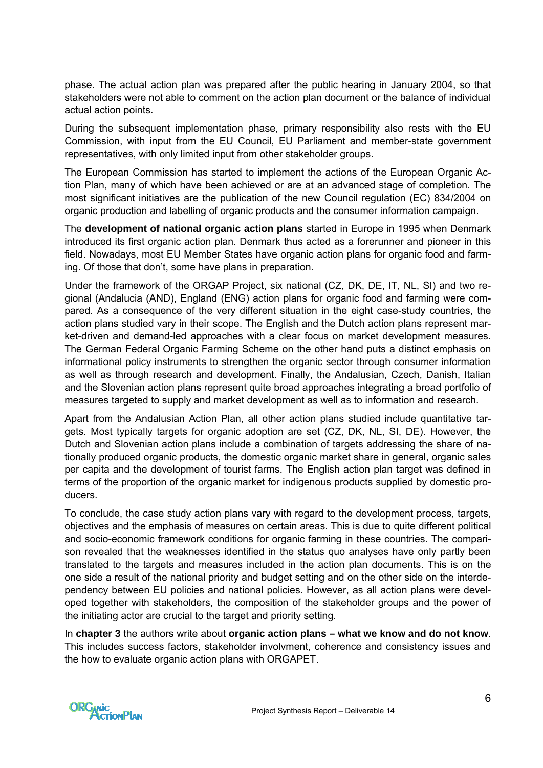phase. The actual action plan was prepared after the public hearing in January 2004, so that stakeholders were not able to comment on the action plan document or the balance of individual actual action points.

During the subsequent implementation phase, primary responsibility also rests with the EU Commission, with input from the EU Council, EU Parliament and member-state government representatives, with only limited input from other stakeholder groups.

The European Commission has started to implement the actions of the European Organic Action Plan, many of which have been achieved or are at an advanced stage of completion. The most significant initiatives are the publication of the new Council regulation (EC) 834/2004 on organic production and labelling of organic products and the consumer information campaign.

The **development of national organic action plans** started in Europe in 1995 when Denmark introduced its first organic action plan. Denmark thus acted as a forerunner and pioneer in this field. Nowadays, most EU Member States have organic action plans for organic food and farming. Of those that don't, some have plans in preparation.

Under the framework of the ORGAP Project, six national (CZ, DK, DE, IT, NL, SI) and two regional (Andalucia (AND), England (ENG) action plans for organic food and farming were compared. As a consequence of the very different situation in the eight case-study countries, the action plans studied vary in their scope. The English and the Dutch action plans represent market-driven and demand-led approaches with a clear focus on market development measures. The German Federal Organic Farming Scheme on the other hand puts a distinct emphasis on informational policy instruments to strengthen the organic sector through consumer information as well as through research and development. Finally, the Andalusian, Czech, Danish, Italian and the Slovenian action plans represent quite broad approaches integrating a broad portfolio of measures targeted to supply and market development as well as to information and research.

Apart from the Andalusian Action Plan, all other action plans studied include quantitative targets. Most typically targets for organic adoption are set (CZ, DK, NL, SI, DE). However, the Dutch and Slovenian action plans include a combination of targets addressing the share of nationally produced organic products, the domestic organic market share in general, organic sales per capita and the development of tourist farms. The English action plan target was defined in terms of the proportion of the organic market for indigenous products supplied by domestic producers.

To conclude, the case study action plans vary with regard to the development process, targets, objectives and the emphasis of measures on certain areas. This is due to quite different political and socio-economic framework conditions for organic farming in these countries. The comparison revealed that the weaknesses identified in the status quo analyses have only partly been translated to the targets and measures included in the action plan documents. This is on the one side a result of the national priority and budget setting and on the other side on the interdependency between EU policies and national policies. However, as all action plans were developed together with stakeholders, the composition of the stakeholder groups and the power of the initiating actor are crucial to the target and priority setting.

In **chapter 3** the authors write about **organic action plans – what we know and do not know**. This includes success factors, stakeholder involvment, coherence and consistency issues and the how to evaluate organic action plans with ORGAPET.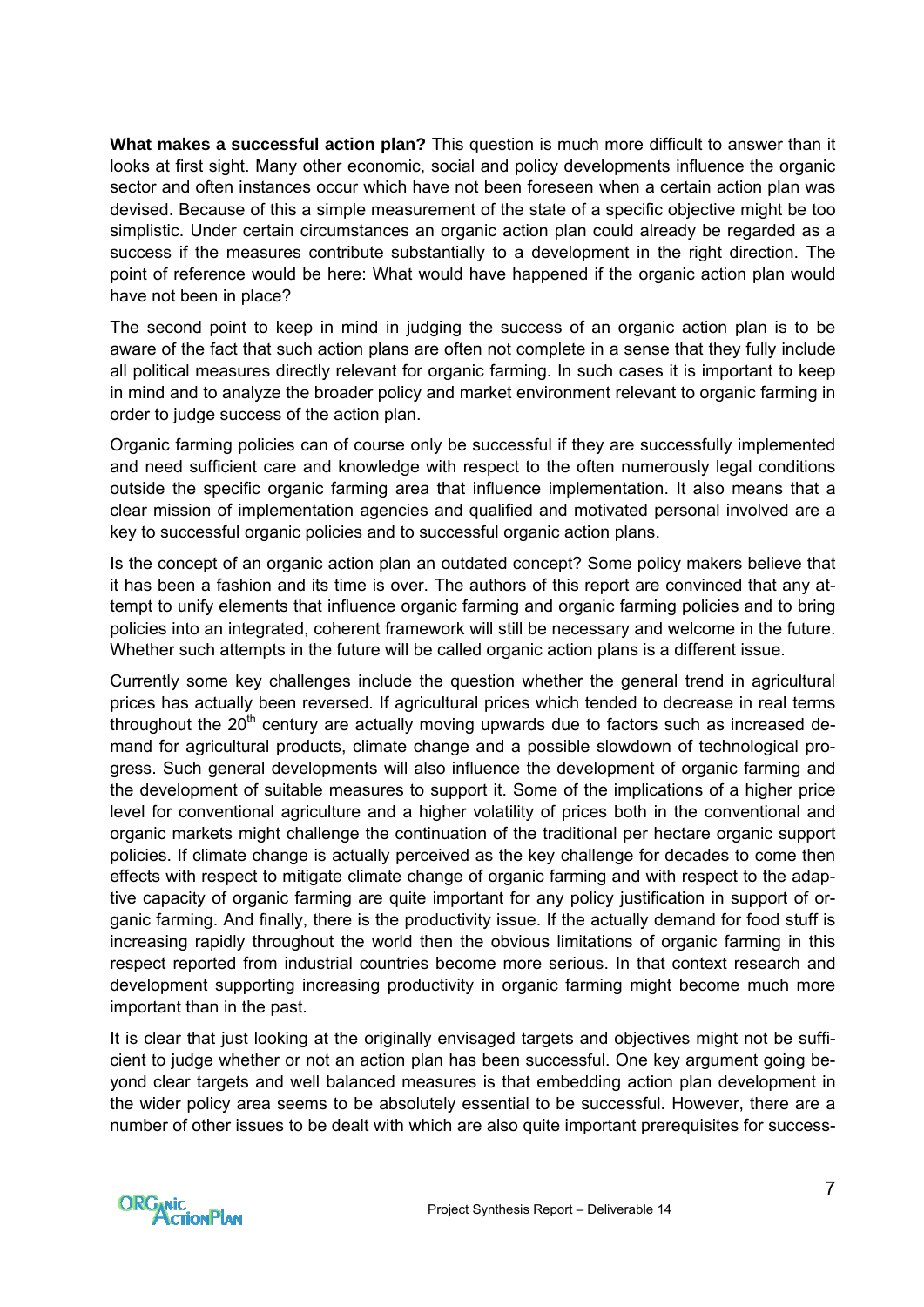**What makes a successful action plan?** This question is much more difficult to answer than it looks at first sight. Many other economic, social and policy developments influence the organic sector and often instances occur which have not been foreseen when a certain action plan was devised. Because of this a simple measurement of the state of a specific objective might be too simplistic. Under certain circumstances an organic action plan could already be regarded as a success if the measures contribute substantially to a development in the right direction. The point of reference would be here: What would have happened if the organic action plan would have not been in place?

The second point to keep in mind in judging the success of an organic action plan is to be aware of the fact that such action plans are often not complete in a sense that they fully include all political measures directly relevant for organic farming. In such cases it is important to keep in mind and to analyze the broader policy and market environment relevant to organic farming in order to judge success of the action plan.

Organic farming policies can of course only be successful if they are successfully implemented and need sufficient care and knowledge with respect to the often numerously legal conditions outside the specific organic farming area that influence implementation. It also means that a clear mission of implementation agencies and qualified and motivated personal involved are a key to successful organic policies and to successful organic action plans.

Is the concept of an organic action plan an outdated concept? Some policy makers believe that it has been a fashion and its time is over. The authors of this report are convinced that any attempt to unify elements that influence organic farming and organic farming policies and to bring policies into an integrated, coherent framework will still be necessary and welcome in the future. Whether such attempts in the future will be called organic action plans is a different issue.

Currently some key challenges include the question whether the general trend in agricultural prices has actually been reversed. If agricultural prices which tended to decrease in real terms throughout the 20th century are actually moving upwards due to factors such as increased demand for agricultural products, climate change and a possible slowdown of technological progress. Such general developments will also influence the development of organic farming and the development of suitable measures to support it. Some of the implications of a higher price level for conventional agriculture and a higher volatility of prices both in the conventional and organic markets might challenge the continuation of the traditional per hectare organic support policies. If climate change is actually perceived as the key challenge for decades to come then effects with respect to mitigate climate change of organic farming and with respect to the adaptive capacity of organic farming are quite important for any policy justification in support of organic farming. And finally, there is the productivity issue. If the actually demand for food stuff is increasing rapidly throughout the world then the obvious limitations of organic farming in this respect reported from industrial countries become more serious. In that context research and development supporting increasing productivity in organic farming might become much more important than in the past.

It is clear that just looking at the originally envisaged targets and objectives might not be sufficient to judge whether or not an action plan has been successful. One key argument going beyond clear targets and well balanced measures is that embedding action plan development in the wider policy area seems to be absolutely essential to be successful. However, there are a number of other issues to be dealt with which are also quite important prerequisites for success-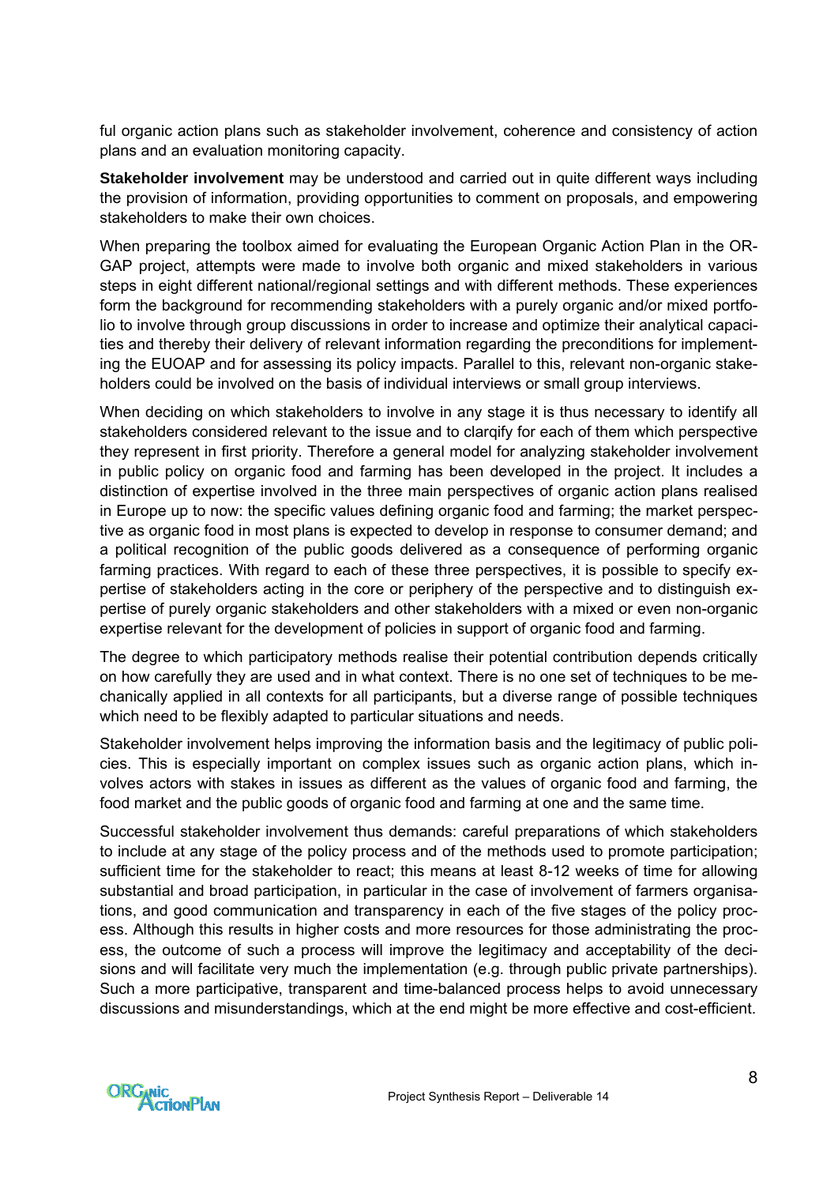ful organic action plans such as stakeholder involvement, coherence and consistency of action plans and an evaluation monitoring capacity.

**Stakeholder involvement** may be understood and carried out in quite different ways including the provision of information, providing opportunities to comment on proposals, and empowering stakeholders to make their own choices.

When preparing the toolbox aimed for evaluating the European Organic Action Plan in the ORGAP project, attempts were made to involve both organic and mixed stakeholders in various steps in eight different national/regional settings and with different methods. These experiences form the background for recommending stakeholders with a purely organic and/or mixed portfolio to involve through group discussions in order to increase and optimize their analytical capacities and thereby their delivery of relevant information regarding the preconditions for implementing the EUOAP and for assessing its policy impacts. Parallel to this, relevant non-organic stakeholders could be involved on the basis of individual interviews or small group interviews.

When deciding on which stakeholders to involve in any stage it is thus necessary to identify all stakeholders considered relevant to the issue and to clarqify for each of them which perspective they represent in first priority. Therefore a general model for analyzing stakeholder involvement in public policy on organic food and farming has been developed in the project. It includes a distinction of expertise involved in the three main perspectives of organic action plans realised in Europe up to now: the specific values defining organic food and farming; the market perspective as organic food in most plans is expected to develop in response to consumer demand; and a political recognition of the public goods delivered as a consequence of performing organic farming practices. With regard to each of these three perspectives, it is possible to specify expertise of stakeholders acting in the core or periphery of the perspective and to distinguish expertise of purely organic stakeholders and other stakeholders with a mixed or even non-organic expertise relevant for the development of policies in support of organic food and farming.

The degree to which participatory methods realise their potential contribution depends critically on how carefully they are used and in what context. There is no one set of techniques to be mechanically applied in all contexts for all participants, but a diverse range of possible techniques which need to be flexibly adapted to particular situations and needs.

Stakeholder involvement helps improving the information basis and the legitimacy of public policies. This is especially important on complex issues such as organic action plans, which involves actors with stakes in issues as different as the values of organic food and farming, the food market and the public goods of organic food and farming at one and the same time.

Successful stakeholder involvement thus demands: careful preparations of which stakeholders to include at any stage of the policy process and of the methods used to promote participation; sufficient time for the stakeholder to react; this means at least 8-12 weeks of time for allowing substantial and broad participation, in particular in the case of involvement of farmers organisations, and good communication and transparency in each of the five stages of the policy process. Although this results in higher costs and more resources for those administrating the process, the outcome of such a process will improve the legitimacy and acceptability of the decisions and will facilitate very much the implementation (e.g. through public private partnerships). Such a more participative, transparent and time-balanced process helps to avoid unnecessary discussions and misunderstandings, which at the end might be more effective and cost-efficient.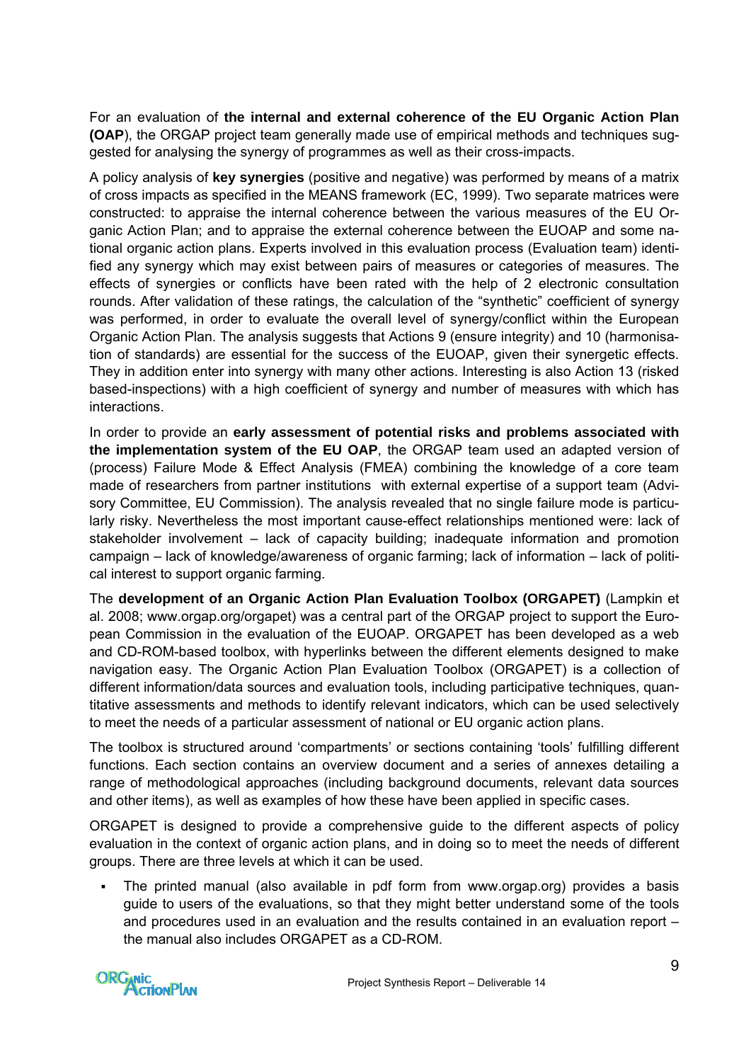For an evaluation of **the internal and external coherence of the EU Organic Action Plan (OAP**), the ORGAP project team generally made use of empirical methods and techniques suggested for analysing the synergy of programmes as well as their cross-impacts.

A policy analysis of **key synergies** (positive and negative) was performed by means of a matrix of cross impacts as specified in the MEANS framework (EC, 1999). Two separate matrices were constructed: to appraise the internal coherence between the various measures of the EU Organic Action Plan; and to appraise the external coherence between the EUOAP and some national organic action plans. Experts involved in this evaluation process (Evaluation team) identified any synergy which may exist between pairs of measures or categories of measures. The effects of synergies or conflicts have been rated with the help of 2 electronic consultation rounds. After validation of these ratings, the calculation of the "synthetic" coefficient of synergy was performed, in order to evaluate the overall level of synergy/conflict within the European Organic Action Plan. The analysis suggests that Actions 9 (ensure integrity) and 10 (harmonisation of standards) are essential for the success of the EUOAP, given their synergetic effects. They in addition enter into synergy with many other actions. Interesting is also Action 13 (risked based-inspections) with a high coefficient of synergy and number of measures with which has interactions.

In order to provide an **early assessment of potential risks and problems associated with the implementation system of the EU OAP**, the ORGAP team used an adapted version of (process) Failure Mode & Effect Analysis (FMEA) combining the knowledge of a core team made of researchers from partner institutions with external expertise of a support team (Advisory Committee, EU Commission). The analysis revealed that no single failure mode is particularly risky. Nevertheless the most important cause-effect relationships mentioned were: lack of stakeholder involvement – lack of capacity building; inadequate information and promotion campaign – lack of knowledge/awareness of organic farming; lack of information – lack of political interest to support organic farming.

The **development of an Organic Action Plan Evaluation Toolbox (ORGAPET)** (Lampkin et al. 2008; www.orgap.org/orgapet) was a central part of the ORGAP project to support the European Commission in the evaluation of the EUOAP. ORGAPET has been developed as a web and CD-ROM-based toolbox, with hyperlinks between the different elements designed to make navigation easy. The Organic Action Plan Evaluation Toolbox (ORGAPET) is a collection of different information/data sources and evaluation tools, including participative techniques, quantitative assessments and methods to identify relevant indicators, which can be used selectively to meet the needs of a particular assessment of national or EU organic action plans.

The toolbox is structured around 'compartments' or sections containing 'tools' fulfilling different functions. Each section contains an overview document and a series of annexes detailing a range of methodological approaches (including background documents, relevant data sources and other items), as well as examples of how these have been applied in specific cases.

ORGAPET is designed to provide a comprehensive guide to the different aspects of policy evaluation in the context of organic action plans, and in doing so to meet the needs of different groups. There are three levels at which it can be used.

- The printed manual (also available in pdf form from www.orgap.org) provides a basis guide to users of the evaluations, so that they might better understand some of the tools and procedures used in an evaluation and the results contained in an evaluation report – the manual also includes ORGAPET as a CD-ROM.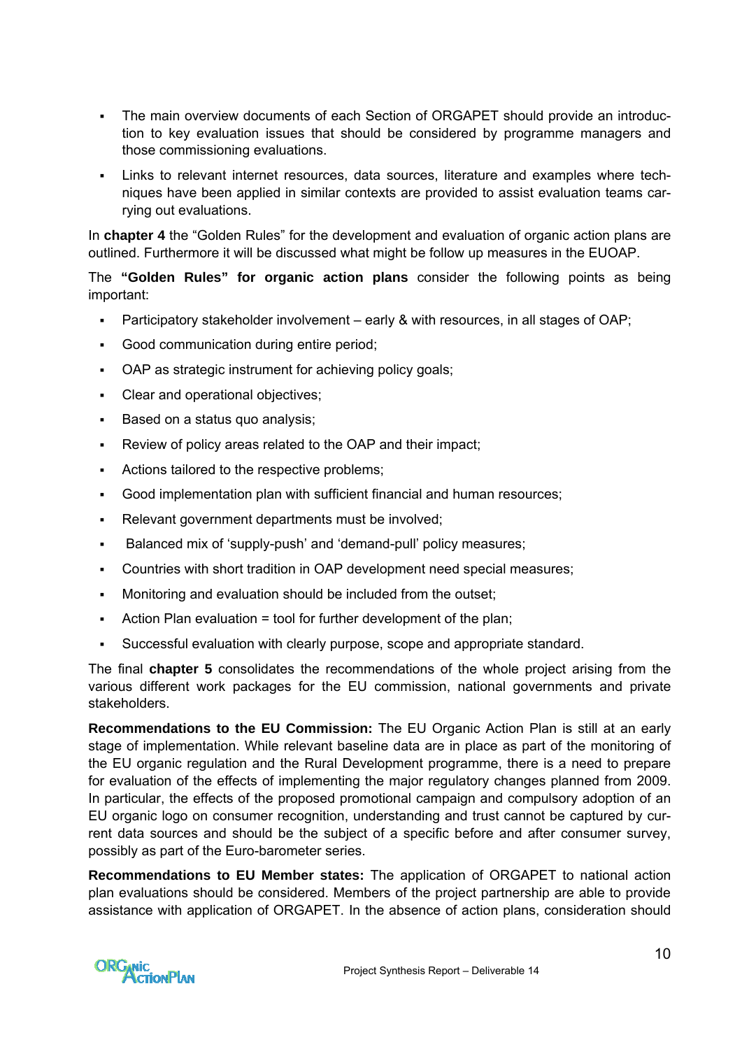- The main overview documents of each Section of ORGAPET should provide an introduction to key evaluation issues that should be considered by programme managers and those commissioning evaluations.
- Links to relevant internet resources, data sources, literature and examples where techniques have been applied in similar contexts are provided to assist evaluation teams carrying out evaluations.

In **chapter 4** the "Golden Rules" for the development and evaluation of organic action plans are outlined. Furthermore it will be discussed what might be follow up measures in the EUOAP.

The **"Golden Rules" for organic action plans** consider the following points as being important:

- Participatory stakeholder involvement – early & with resources, in all stages of OAP;
- Good communication during entire period;
- OAP as strategic instrument for achieving policy goals;
- Clear and operational objectives;
- Based on a status quo analysis;
- Review of policy areas related to the OAP and their impact;
- Actions tailored to the respective problems;
- Good implementation plan with sufficient financial and human resources;
- Relevant government departments must be involved;
- Balanced mix of 'supply-push' and 'demand-pull' policy measures;
- Countries with short tradition in OAP development need special measures;
- Monitoring and evaluation should be included from the outset;
- Action Plan evaluation = tool for further development of the plan;
- Successful evaluation with clearly purpose, scope and appropriate standard.

The final **chapter 5** consolidates the recommendations of the whole project arising from the various different work packages for the EU commission, national governments and private stakeholders.

**Recommendations to the EU Commission:** The EU Organic Action Plan is still at an early stage of implementation. While relevant baseline data are in place as part of the monitoring of the EU organic regulation and the Rural Development programme, there is a need to prepare for evaluation of the effects of implementing the major regulatory changes planned from 2009. In particular, the effects of the proposed promotional campaign and compulsory adoption of an EU organic logo on consumer recognition, understanding and trust cannot be captured by current data sources and should be the subject of a specific before and after consumer survey, possibly as part of the Euro-barometer series.

**Recommendations to EU Member states:** The application of ORGAPET to national action plan evaluations should be considered. Members of the project partnership are able to provide assistance with application of ORGAPET. In the absence of action plans, consideration should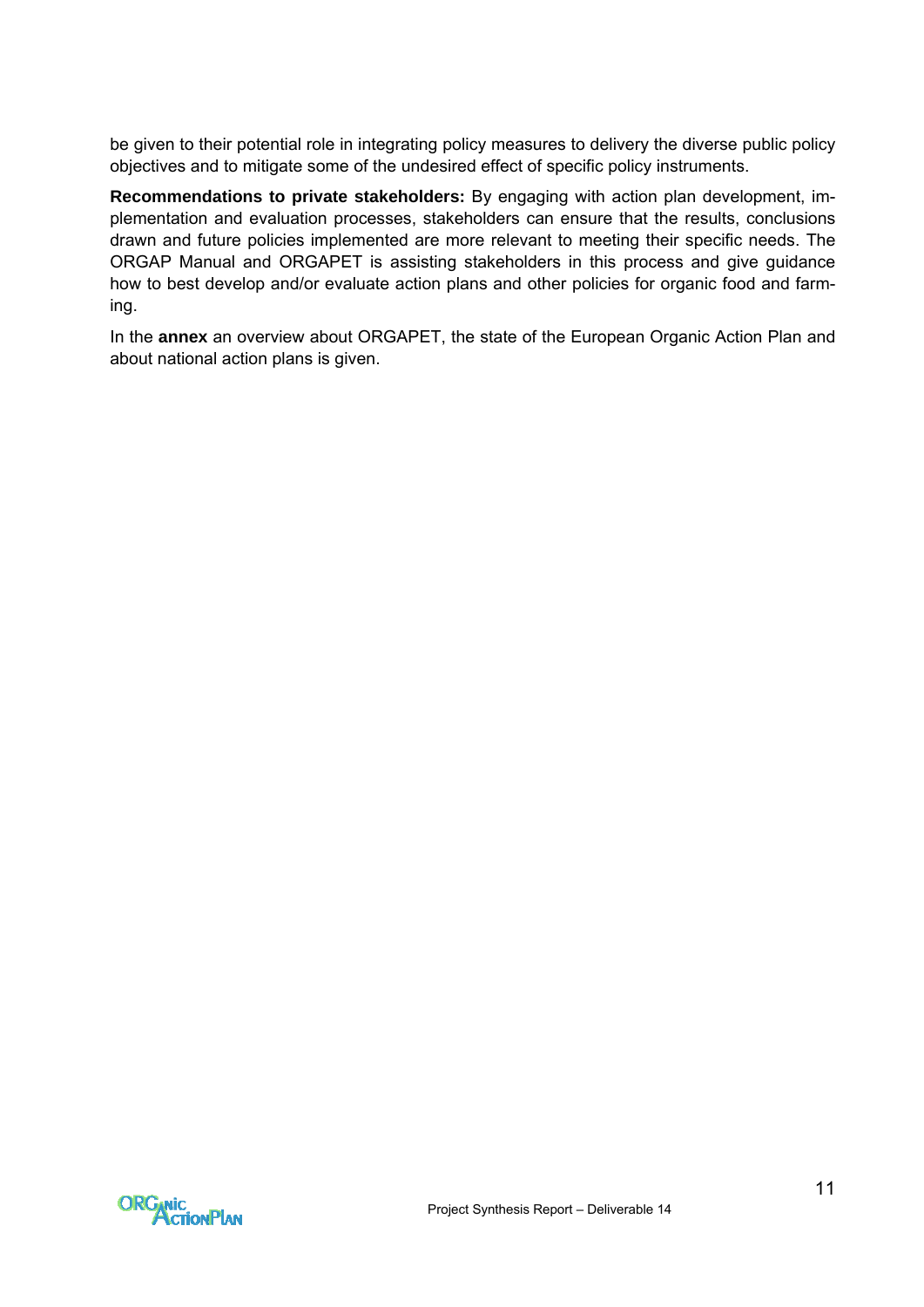be given to their potential role in integrating policy measures to delivery the diverse public policy objectives and to mitigate some of the undesired effect of specific policy instruments.

**Recommendations to private stakeholders:** By engaging with action plan development, implementation and evaluation processes, stakeholders can ensure that the results, conclusions drawn and future policies implemented are more relevant to meeting their specific needs. The ORGAP Manual and ORGAPET is assisting stakeholders in this process and give guidance how to best develop and/or evaluate action plans and other policies for organic food and farming.

In the **annex** an overview about ORGAPET, the state of the European Organic Action Plan and about national action plans is given.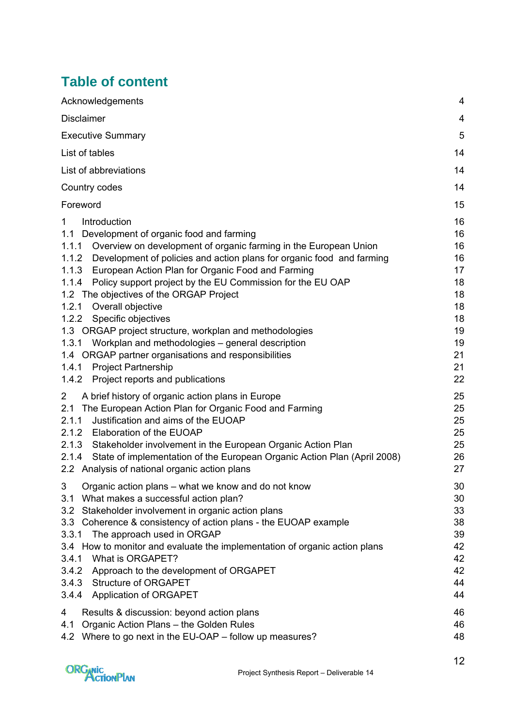# Table of content

| | |
|---|---|
| Acknowledgements | 4 |
| Disclaimer | 4 |
| Executive Summary | 5 |
| List of tables | 14 |
| List of abbreviations | 14 |
| Country codes | 14 |
| Foreword | 15 |
| 1 Introduction | 16 |
| 1.1 Development of organic food and farming | 16 |
| 1.1.1 Overview on development of organic farming in the European Union | 16 |
| 1.1.2 Development of policies and action plans for organic food and farming | 16 |
| 1.1.3 European Action Plan for Organic Food and Farming | 17 |
| 1.1.4 Policy support project by the EU Commission for the EU OAP | 18 |
| 1.2 The objectives of the ORGAP Project | 18 |
| 1.2.1 Overall objective | 18 |
| 1.2.2 Specific objectives | 18 |
| 1.3 ORGAP project structure, workplan and methodologies | 19 |
| 1.3.1 Workplan and methodologies – general description | 19 |
| 1.4 ORGAP partner organisations and responsibilities | 21 |
| 1.4.1 Project Partnership | 21 |
| 1.4.2 Project reports and publications | 22 |
| 2 A brief history of organic action plans in Europe | 25 |
| 2.1 The European Action Plan for Organic Food and Farming | 25 |
| 2.1.1 Justification and aims of the EUOAP | 25 |
| 2.1.2 Elaboration of the EUOAP | 25 |
| 2.1.3 Stakeholder involvement in the European Organic Action Plan | 25 |
| 2.1.4 State of implementation of the European Organic Action Plan (April 2008) | 26 |
| 2.2 Analysis of national organic action plans | 27 |
| 3 Organic action plans – what we know and do not know | 30 |
| 3.1 What makes a successful action plan? | 30 |
| 3.2 Stakeholder involvement in organic action plans | 33 |
| 3.3 Coherence & consistency of action plans - the EUOAP example | 38 |
| 3.3.1 The approach used in ORGAP | 39 |
| 3.4 How to monitor and evaluate the implementation of organic action plans | 42 |
| 3.4.1 What is ORGAPET? | 42 |
| 3.4.2 Approach to the development of ORGAPET | 42 |
| 3.4.3 Structure of ORGAPET | 44 |
| 3.4.4 Application of ORGAPET | 44 |
| 4 Results & discussion: beyond action plans | 46 |
| 4.1 Organic Action Plans – the Golden Rules | 46 |
| 4.2 Where to go next in the EU-OAP – follow up measures? | 48 |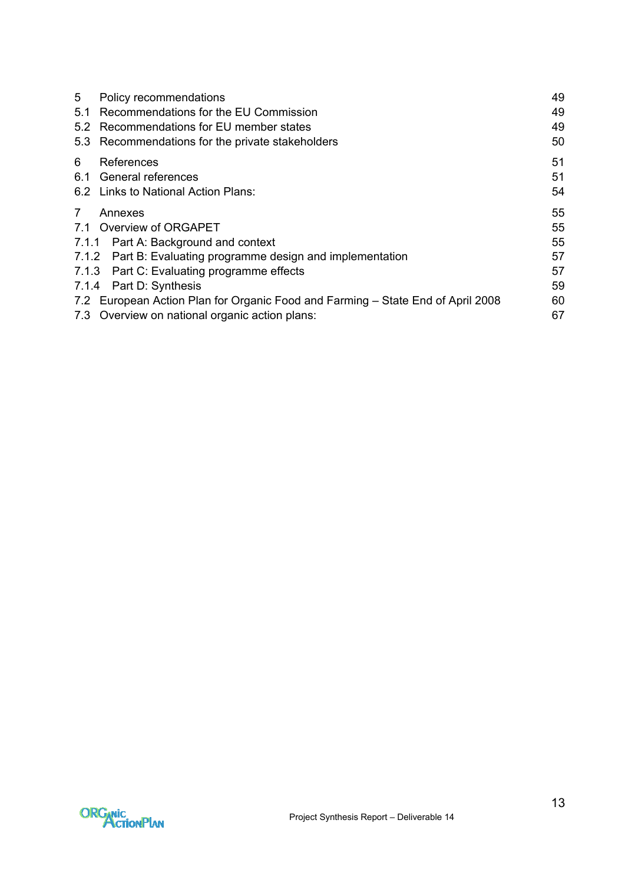| | | |
|---|---|---|
| 5 | Policy recommendations | 49 |
| 5.1 | Recommendations for the EU Commission | 49 |
| 5.2 | Recommendations for EU member states | 49 |
| 5.3 | Recommendations for the private stakeholders | 50 |
| 6 | References | 51 |
| 6.1 | General references | 51 |
| 6.2 | Links to National Action Plans: | 54 |
| 7 | Annexes | 55 |
| 7.1 | Overview of ORGAPET | 55 |
| 7.1.1 | Part A: Background and context | 55 |
| 7.1.2 | Part B: Evaluating programme design and implementation | 57 |
| 7.1.3 | Part C: Evaluating programme effects | 57 |
| 7.1.4 | Part D: Synthesis | 59 |
| 7.2 | European Action Plan for Organic Food and Farming – State End of April 2008 | 60 |
| 7.3 | Overview on national organic action plans: | 67 |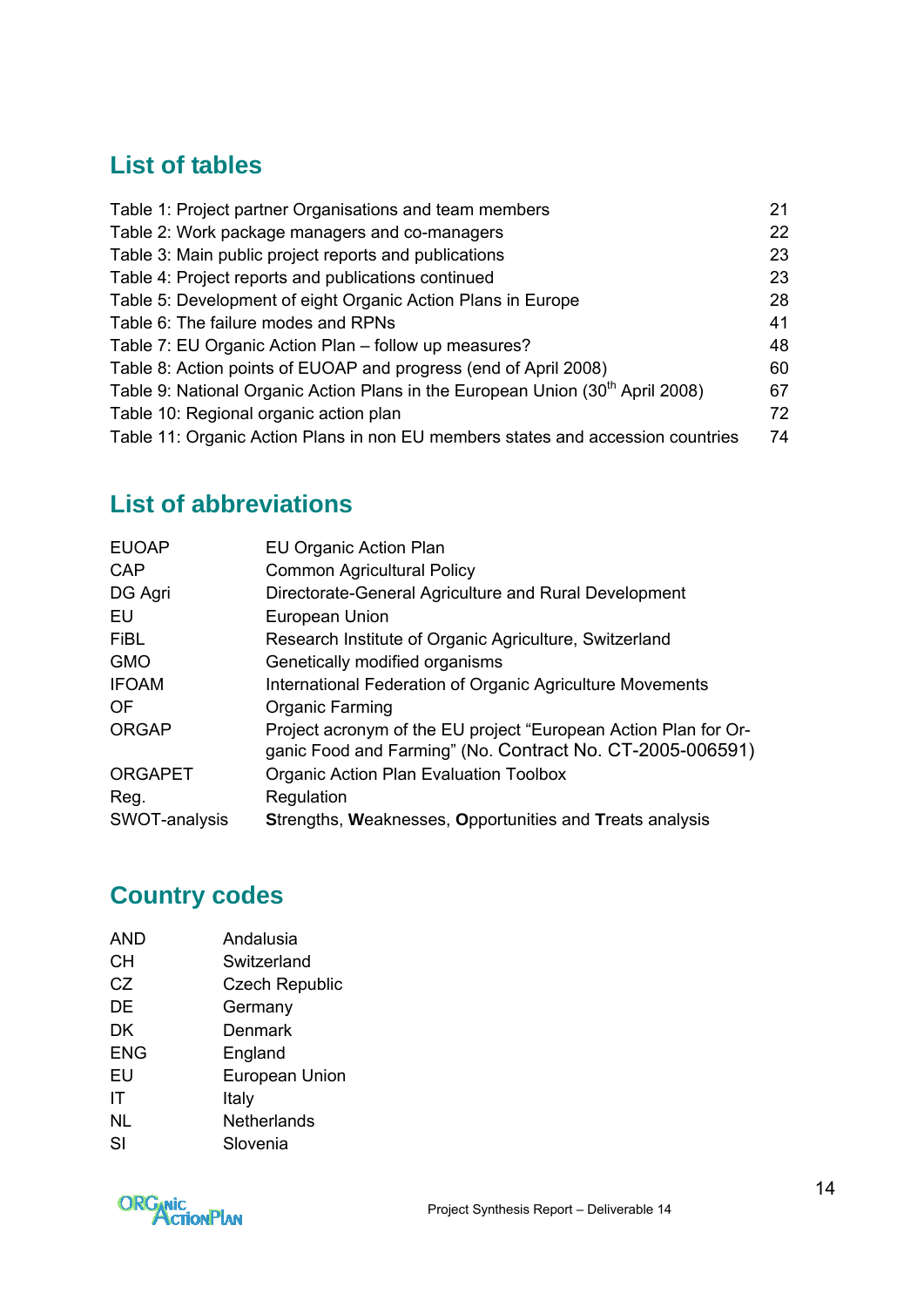## List of tables

| | |
|---|---|
| Table 1: Project partner Organisations and team members | 21 |
| Table 2: Work package managers and co-managers | 22 |
| Table 3: Main public project reports and publications | 23 |
| Table 4: Project reports and publications continued | 23 |
| Table 5: Development of eight Organic Action Plans in Europe | 28 |
| Table 6: The failure modes and RPNs | 41 |
| Table 7: EU Organic Action Plan – follow up measures? | 48 |
| Table 8: Action points of EUOAP and progress (end of April 2008) | 60 |
| Table 9: National Organic Action Plans in the European Union (30th April 2008) | 67 |
| Table 10: Regional organic action plan | 72 |
| Table 11: Organic Action Plans in non EU members states and accession countries | 74 |

## List of abbreviations

| | |
|---|---|
| EUOAP | EU Organic Action Plan |
| CAP | Common Agricultural Policy |
| DG Agri | Directorate-General Agriculture and Rural Development |
| EU | European Union |
| FiBL | Research Institute of Organic Agriculture, Switzerland |
| GMO | Genetically modified organisms |
| IFOAM | International Federation of Organic Agriculture Movements |
| OF | Organic Farming |
| ORGAP | Project acronym of the EU project "European Action Plan for Organic Food and Farming" (No. Contract No. CT-2005-006591) |
| ORGAPET | Organic Action Plan Evaluation Toolbox |
| Reg. | Regulation |
| SWOT-analysis | **S**trengths, **W**eaknesses, **O**pportunities and **T**reats analysis |

## Country codes

| | |
|---|---|
| AND | Andalusia |
| CH | Switzerland |
| CZ | Czech Republic |
| DE | Germany |
| DK | Denmark |
| ENG | England |
| EU | European Union |
| IT | Italy |
| NL | Netherlands |
| SI | Slovenia |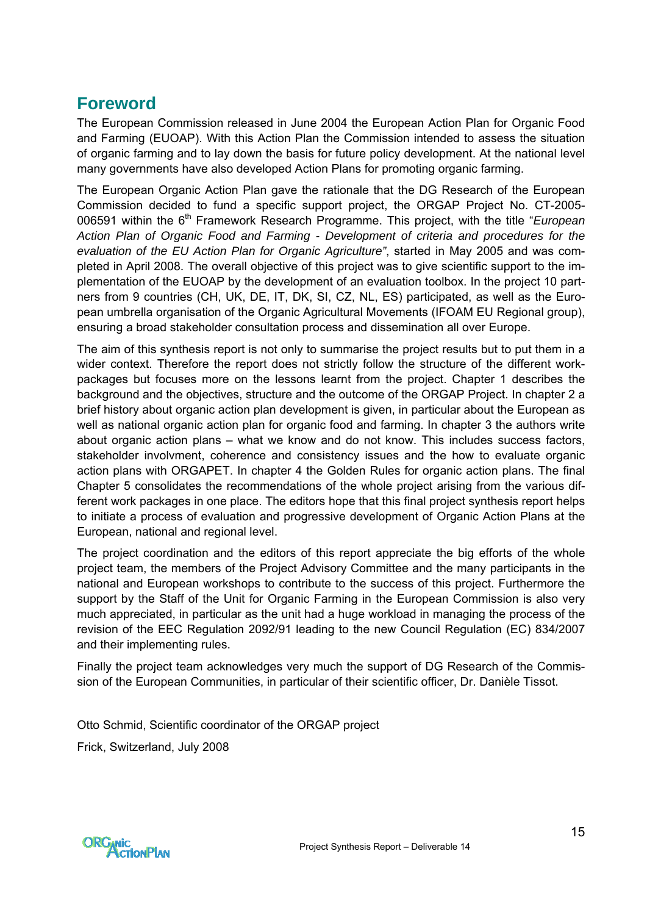## Foreword

The European Commission released in June 2004 the European Action Plan for Organic Food and Farming (EUOAP). With this Action Plan the Commission intended to assess the situation of organic farming and to lay down the basis for future policy development. At the national level many governments have also developed Action Plans for promoting organic farming.

The European Organic Action Plan gave the rationale that the DG Research of the European Commission decided to fund a specific support project, the ORGAP Project No. CT-2005-006591 within the 6th Framework Research Programme. This project, with the title "*European Action Plan of Organic Food and Farming - Development of criteria and procedures for the evaluation of the EU Action Plan for Organic Agriculture"*, started in May 2005 and was completed in April 2008. The overall objective of this project was to give scientific support to the implementation of the EUOAP by the development of an evaluation toolbox. In the project 10 partners from 9 countries (CH, UK, DE, IT, DK, SI, CZ, NL, ES) participated, as well as the European umbrella organisation of the Organic Agricultural Movements (IFOAM EU Regional group), ensuring a broad stakeholder consultation process and dissemination all over Europe.

The aim of this synthesis report is not only to summarise the project results but to put them in a wider context. Therefore the report does not strictly follow the structure of the different work-packages but focuses more on the lessons learnt from the project. Chapter 1 describes the background and the objectives, structure and the outcome of the ORGAP Project. In chapter 2 a brief history about organic action plan development is given, in particular about the European as well as national organic action plan for organic food and farming. In chapter 3 the authors write about organic action plans – what we know and do not know. This includes success factors, stakeholder involvment, coherence and consistency issues and the how to evaluate organic action plans with ORGAPET. In chapter 4 the Golden Rules for organic action plans. The final Chapter 5 consolidates the recommendations of the whole project arising from the various different work packages in one place. The editors hope that this final project synthesis report helps to initiate a process of evaluation and progressive development of Organic Action Plans at the European, national and regional level.

The project coordination and the editors of this report appreciate the big efforts of the whole project team, the members of the Project Advisory Committee and the many participants in the national and European workshops to contribute to the success of this project. Furthermore the support by the Staff of the Unit for Organic Farming in the European Commission is also very much appreciated, in particular as the unit had a huge workload in managing the process of the revision of the EEC Regulation 2092/91 leading to the new Council Regulation (EC) 834/2007 and their implementing rules.

Finally the project team acknowledges very much the support of DG Research of the Commission of the European Communities, in particular of their scientific officer, Dr. Danièle Tissot.

Otto Schmid, Scientific coordinator of the ORGAP project

Frick, Switzerland, July 2008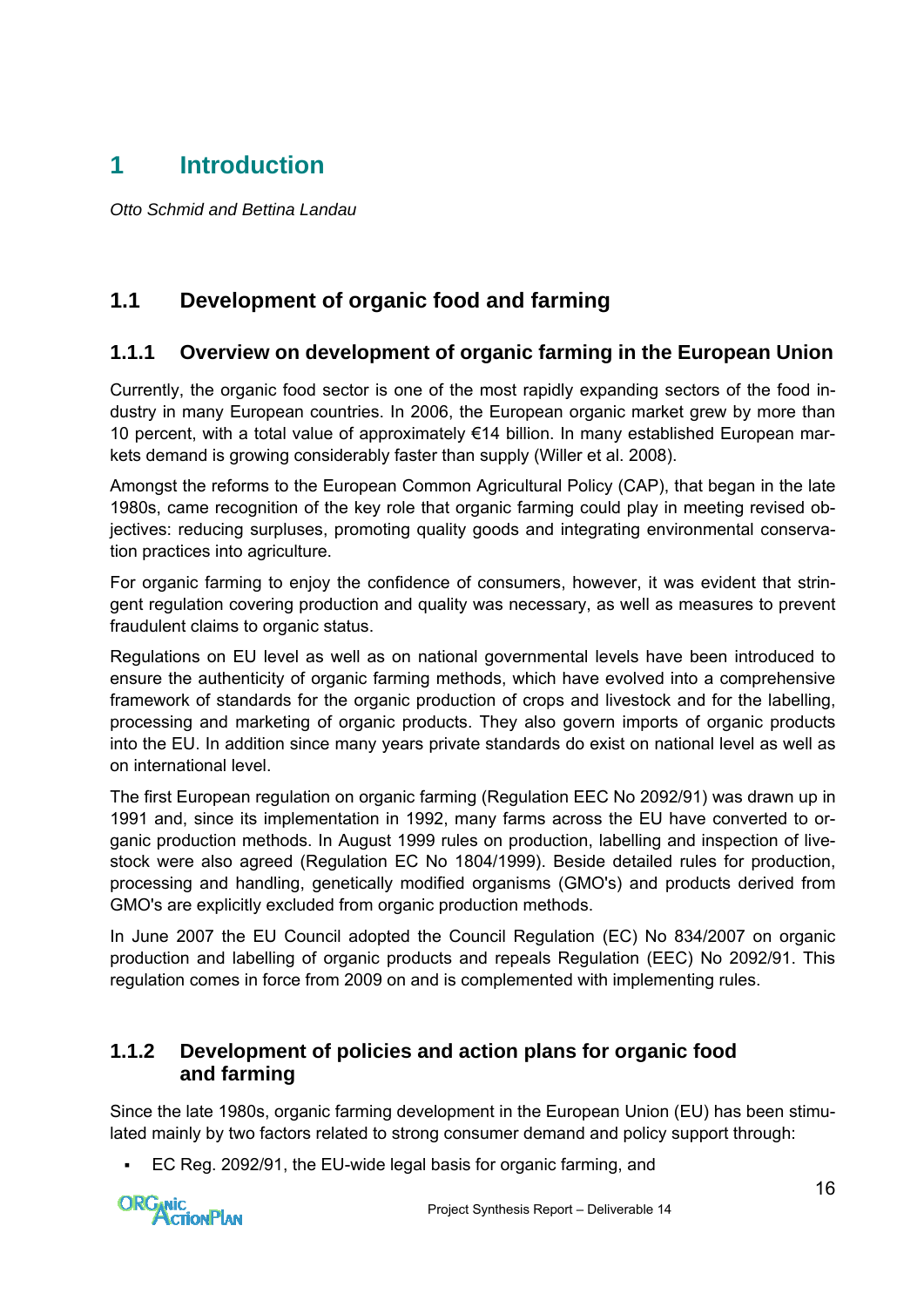# 1 Introduction

*Otto Schmid and Bettina Landau*

## 1.1 Development of organic food and farming

### 1.1.1 Overview on development of organic farming in the European Union

Currently, the organic food sector is one of the most rapidly expanding sectors of the food industry in many European countries. In 2006, the European organic market grew by more than 10 percent, with a total value of approximately €14 billion. In many established European markets demand is growing considerably faster than supply (Willer et al. 2008).

Amongst the reforms to the European Common Agricultural Policy (CAP), that began in the late 1980s, came recognition of the key role that organic farming could play in meeting revised objectives: reducing surpluses, promoting quality goods and integrating environmental conservation practices into agriculture.

For organic farming to enjoy the confidence of consumers, however, it was evident that stringent regulation covering production and quality was necessary, as well as measures to prevent fraudulent claims to organic status.

Regulations on EU level as well as on national governmental levels have been introduced to ensure the authenticity of organic farming methods, which have evolved into a comprehensive framework of standards for the organic production of crops and livestock and for the labelling, processing and marketing of organic products. They also govern imports of organic products into the EU. In addition since many years private standards do exist on national level as well as on international level.

The first European regulation on organic farming (Regulation EEC No 2092/91) was drawn up in 1991 and, since its implementation in 1992, many farms across the EU have converted to organic production methods. In August 1999 rules on production, labelling and inspection of livestock were also agreed (Regulation EC No 1804/1999). Beside detailed rules for production, processing and handling, genetically modified organisms (GMO's) and products derived from GMO's are explicitly excluded from organic production methods.

In June 2007 the EU Council adopted the Council Regulation (EC) No 834/2007 on organic production and labelling of organic products and repeals Regulation (EEC) No 2092/91. This regulation comes in force from 2009 on and is complemented with implementing rules.

### 1.1.2 Development of policies and action plans for organic food and farming

Since the late 1980s, organic farming development in the European Union (EU) has been stimulated mainly by two factors related to strong consumer demand and policy support through:

- EC Reg. 2092/91, the EU-wide legal basis for organic farming, and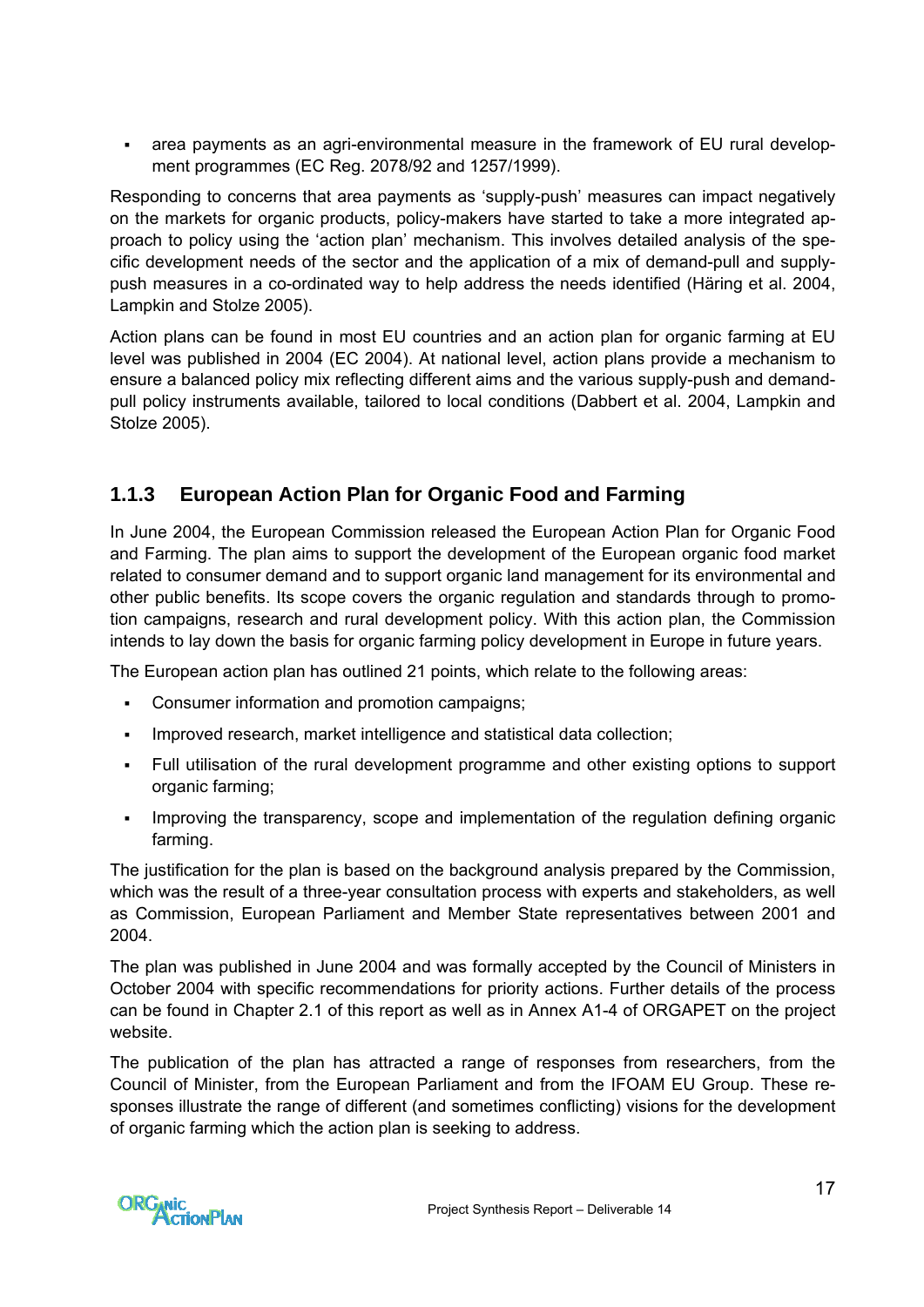- area payments as an agri-environmental measure in the framework of EU rural development programmes (EC Reg. 2078/92 and 1257/1999).

Responding to concerns that area payments as 'supply-push' measures can impact negatively on the markets for organic products, policy-makers have started to take a more integrated approach to policy using the 'action plan' mechanism. This involves detailed analysis of the specific development needs of the sector and the application of a mix of demand-pull and supply-push measures in a co-ordinated way to help address the needs identified (Häring et al. 2004, Lampkin and Stolze 2005).

Action plans can be found in most EU countries and an action plan for organic farming at EU level was published in 2004 (EC 2004). At national level, action plans provide a mechanism to ensure a balanced policy mix reflecting different aims and the various supply-push and demand-pull policy instruments available, tailored to local conditions (Dabbert et al. 2004, Lampkin and Stolze 2005).

### 1.1.3 European Action Plan for Organic Food and Farming

In June 2004, the European Commission released the European Action Plan for Organic Food and Farming. The plan aims to support the development of the European organic food market related to consumer demand and to support organic land management for its environmental and other public benefits. Its scope covers the organic regulation and standards through to promotion campaigns, research and rural development policy. With this action plan, the Commission intends to lay down the basis for organic farming policy development in Europe in future years.

The European action plan has outlined 21 points, which relate to the following areas:

- Consumer information and promotion campaigns;
- Improved research, market intelligence and statistical data collection;
- Full utilisation of the rural development programme and other existing options to support organic farming;
- Improving the transparency, scope and implementation of the regulation defining organic farming.

The justification for the plan is based on the background analysis prepared by the Commission, which was the result of a three-year consultation process with experts and stakeholders, as well as Commission, European Parliament and Member State representatives between 2001 and 2004.

The plan was published in June 2004 and was formally accepted by the Council of Ministers in October 2004 with specific recommendations for priority actions. Further details of the process can be found in Chapter 2.1 of this report as well as in Annex A1-4 of ORGAPET on the project website.

The publication of the plan has attracted a range of responses from researchers, from the Council of Minister, from the European Parliament and from the IFOAM EU Group. These responses illustrate the range of different (and sometimes conflicting) visions for the development of organic farming which the action plan is seeking to address.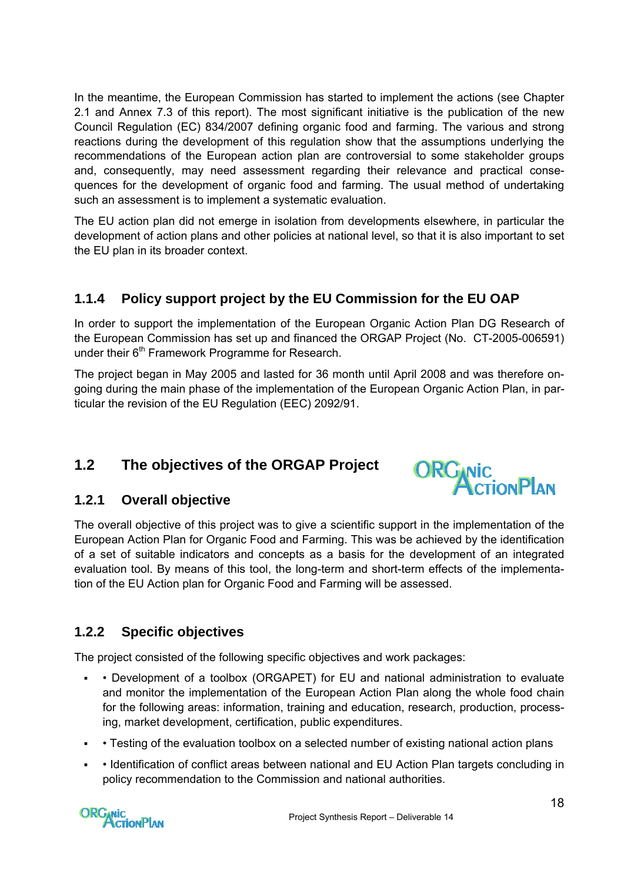In the meantime, the European Commission has started to implement the actions (see Chapter 2.1 and Annex 7.3 of this report). The most significant initiative is the publication of the new Council Regulation (EC) 834/2007 defining organic food and farming. The various and strong reactions during the development of this regulation show that the assumptions underlying the recommendations of the European action plan are controversial to some stakeholder groups and, consequently, may need assessment regarding their relevance and practical consequences for the development of organic food and farming. The usual method of undertaking such an assessment is to implement a systematic evaluation.

The EU action plan did not emerge in isolation from developments elsewhere, in particular the development of action plans and other policies at national level, so that it is also important to set the EU plan in its broader context.

### 1.1.4 Policy support project by the EU Commission for the EU OAP

In order to support the implementation of the European Organic Action Plan DG Research of the European Commission has set up and financed the ORGAP Project (No. CT-2005-006591) under their 6th Framework Programme for Research.

The project began in May 2005 and lasted for 36 month until April 2008 and was therefore ongoing during the main phase of the implementation of the European Organic Action Plan, in particular the revision of the EU Regulation (EEC) 2092/91.

## 1.2 The objectives of the ORGAP Project

### 1.2.1 Overall objective

The overall objective of this project was to give a scientific support in the implementation of the European Action Plan for Organic Food and Farming. This was be achieved by the identification of a set of suitable indicators and concepts as a basis for the development of an integrated evaluation tool. By means of this tool, the long-term and short-term effects of the implementation of the EU Action plan for Organic Food and Farming will be assessed.

### 1.2.2 Specific objectives

The project consisted of the following specific objectives and work packages:

- • Development of a toolbox (ORGAPET) for EU and national administration to evaluate and monitor the implementation of the European Action Plan along the whole food chain for the following areas: information, training and education, research, production, processing, market development, certification, public expenditures.
- • Testing of the evaluation toolbox on a selected number of existing national action plans
- • Identification of conflict areas between national and EU Action Plan targets concluding in policy recommendation to the Commission and national authorities.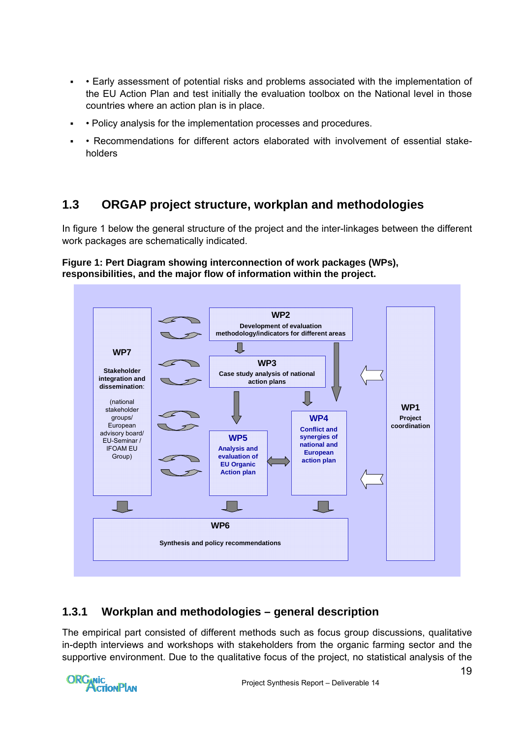- • Early assessment of potential risks and problems associated with the implementation of the EU Action Plan and test initially the evaluation toolbox on the National level in those countries where an action plan is in place.
- • Policy analysis for the implementation processes and procedures.
- • Recommendations for different actors elaborated with involvement of essential stake-holders

## 1.3 ORGAP project structure, workplan and methodologies

In figure 1 below the general structure of the project and the inter-linkages between the different work packages are schematically indicated.

**Figure 1: Pert Diagram showing interconnection of work packages (WPs), responsibilities, and the major flow of information within the project.**

WP2 Development of evaluation methodology/indicators for different areas

WP3 Case study analysis of national action plans

WP4 Conflict and synergies of national and European action plan

WP5 Analysis and evaluation of EU Organic Action plan

WP6 Synthesis and policy recommendations

WP7 Stakeholder integration and dissemination: (national stakeholder groups/ European advisory board/ EU-Seminar / IFOAM EU Group)

WP1 Project coordination

### 1.3.1 Workplan and methodologies – general description

The empirical part consisted of different methods such as focus group discussions, qualitative in-depth interviews and workshops with stakeholders from the organic farming sector and the supportive environment. Due to the qualitative focus of the project, no statistical analysis of the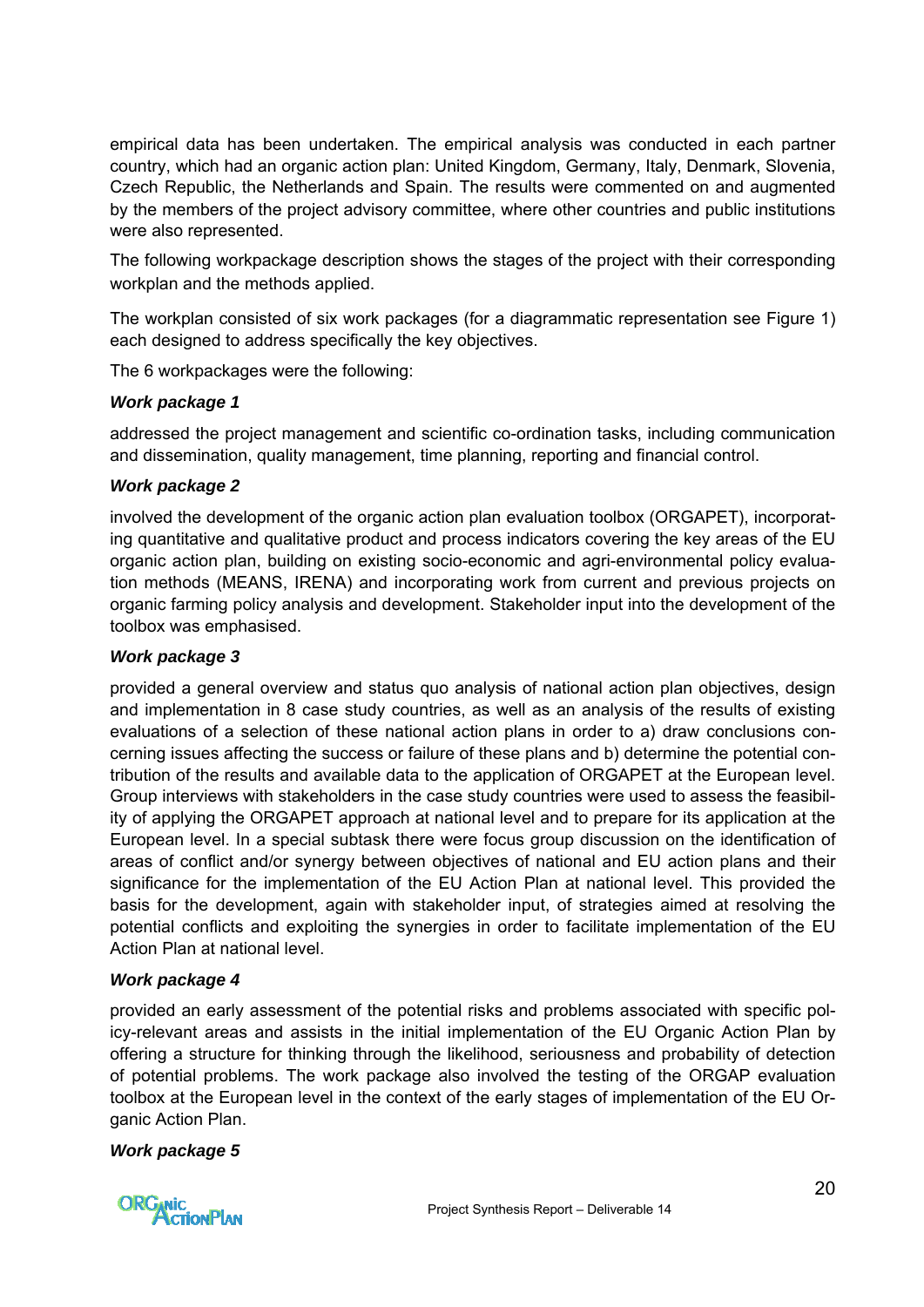empirical data has been undertaken. The empirical analysis was conducted in each partner country, which had an organic action plan: United Kingdom, Germany, Italy, Denmark, Slovenia, Czech Republic, the Netherlands and Spain. The results were commented on and augmented by the members of the project advisory committee, where other countries and public institutions were also represented.

The following workpackage description shows the stages of the project with their corresponding workplan and the methods applied.

The workplan consisted of six work packages (for a diagrammatic representation see Figure 1) each designed to address specifically the key objectives.

The 6 workpackages were the following:

***Work package 1***

addressed the project management and scientific co-ordination tasks, including communication and dissemination, quality management, time planning, reporting and financial control.

***Work package 2***

involved the development of the organic action plan evaluation toolbox (ORGAPET), incorporating quantitative and qualitative product and process indicators covering the key areas of the EU organic action plan, building on existing socio-economic and agri-environmental policy evaluation methods (MEANS, IRENA) and incorporating work from current and previous projects on organic farming policy analysis and development. Stakeholder input into the development of the toolbox was emphasised.

***Work package 3***

provided a general overview and status quo analysis of national action plan objectives, design and implementation in 8 case study countries, as well as an analysis of the results of existing evaluations of a selection of these national action plans in order to a) draw conclusions concerning issues affecting the success or failure of these plans and b) determine the potential contribution of the results and available data to the application of ORGAPET at the European level. Group interviews with stakeholders in the case study countries were used to assess the feasibility of applying the ORGAPET approach at national level and to prepare for its application at the European level. In a special subtask there were focus group discussion on the identification of areas of conflict and/or synergy between objectives of national and EU action plans and their significance for the implementation of the EU Action Plan at national level. This provided the basis for the development, again with stakeholder input, of strategies aimed at resolving the potential conflicts and exploiting the synergies in order to facilitate implementation of the EU Action Plan at national level.

***Work package 4***

provided an early assessment of the potential risks and problems associated with specific policy-relevant areas and assists in the initial implementation of the EU Organic Action Plan by offering a structure for thinking through the likelihood, seriousness and probability of detection of potential problems. The work package also involved the testing of the ORGAP evaluation toolbox at the European level in the context of the early stages of implementation of the EU Organic Action Plan.

***Work package 5***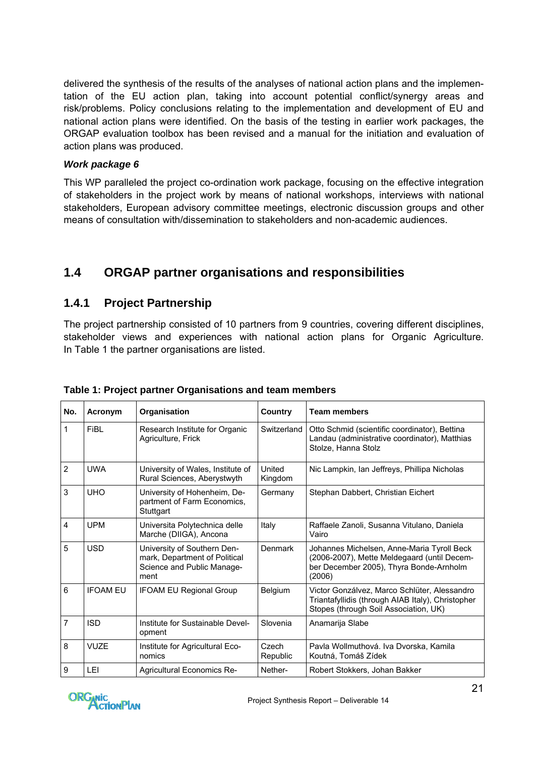delivered the synthesis of the results of the analyses of national action plans and the implementation of the EU action plan, taking into account potential conflict/synergy areas and risk/problems. Policy conclusions relating to the implementation and development of EU and national action plans were identified. On the basis of the testing in earlier work packages, the ORGAP evaluation toolbox has been revised and a manual for the initiation and evaluation of action plans was produced.

***Work package 6***

This WP paralleled the project co-ordination work package, focusing on the effective integration of stakeholders in the project work by means of national workshops, interviews with national stakeholders, European advisory committee meetings, electronic discussion groups and other means of consultation with/dissemination to stakeholders and non-academic audiences.

## 1.4 ORGAP partner organisations and responsibilities

### 1.4.1 Project Partnership

The project partnership consisted of 10 partners from 9 countries, covering different disciplines, stakeholder views and experiences with national action plans for Organic Agriculture. In Table 1 the partner organisations are listed.

**Table 1: Project partner Organisations and team members**

| No. | Acronym | Organisation | Country | Team members |
|---|---|---|---|---|
| 1 | FiBL | Research Institute for Organic Agriculture, Frick | Switzerland | Otto Schmid (scientific coordinator), Bettina Landau (administrative coordinator), Matthias Stolze, Hanna Stolz |
| 2 | UWA | University of Wales, Institute of Rural Sciences, Aberystwyth | United Kingdom | Nic Lampkin, Ian Jeffreys, Phillipa Nicholas |
| 3 | UHO | University of Hohenheim, Department of Farm Economics, Stuttgart | Germany | Stephan Dabbert, Christian Eichert |
| 4 | UPM | Universita Polytechnica delle Marche (DIIGA), Ancona | Italy | Raffaele Zanoli, Susanna Vitulano, Daniela Vairo |
| 5 | USD | University of Southern Denmark, Department of Political Science and Public Management | Denmark | Johannes Michelsen, Anne-Maria Tyroll Beck (2006-2007), Mette Meldegaard (until December December 2005), Thyra Bonde-Arnholm (2006) |
| 6 | IFOAM EU | IFOAM EU Regional Group | Belgium | Victor Gonzálvez, Marco Schlüter, Alessandro Triantafyllidis (through AIAB Italy), Christopher Stopes (through Soil Association, UK) |
| 7 | ISD | Institute for Sustainable Development | Slovenia | Anamarija Slabe |
| 8 | VUZE | Institute for Agricultural Economics | Czech Republic | Pavla Wollmuthová. Iva Dvorska, Kamila Koutná, Tomáš Zídek |
| 9 | LEI | Agricultural Economics Re- | Nether- | Robert Stokkers, Johan Bakker |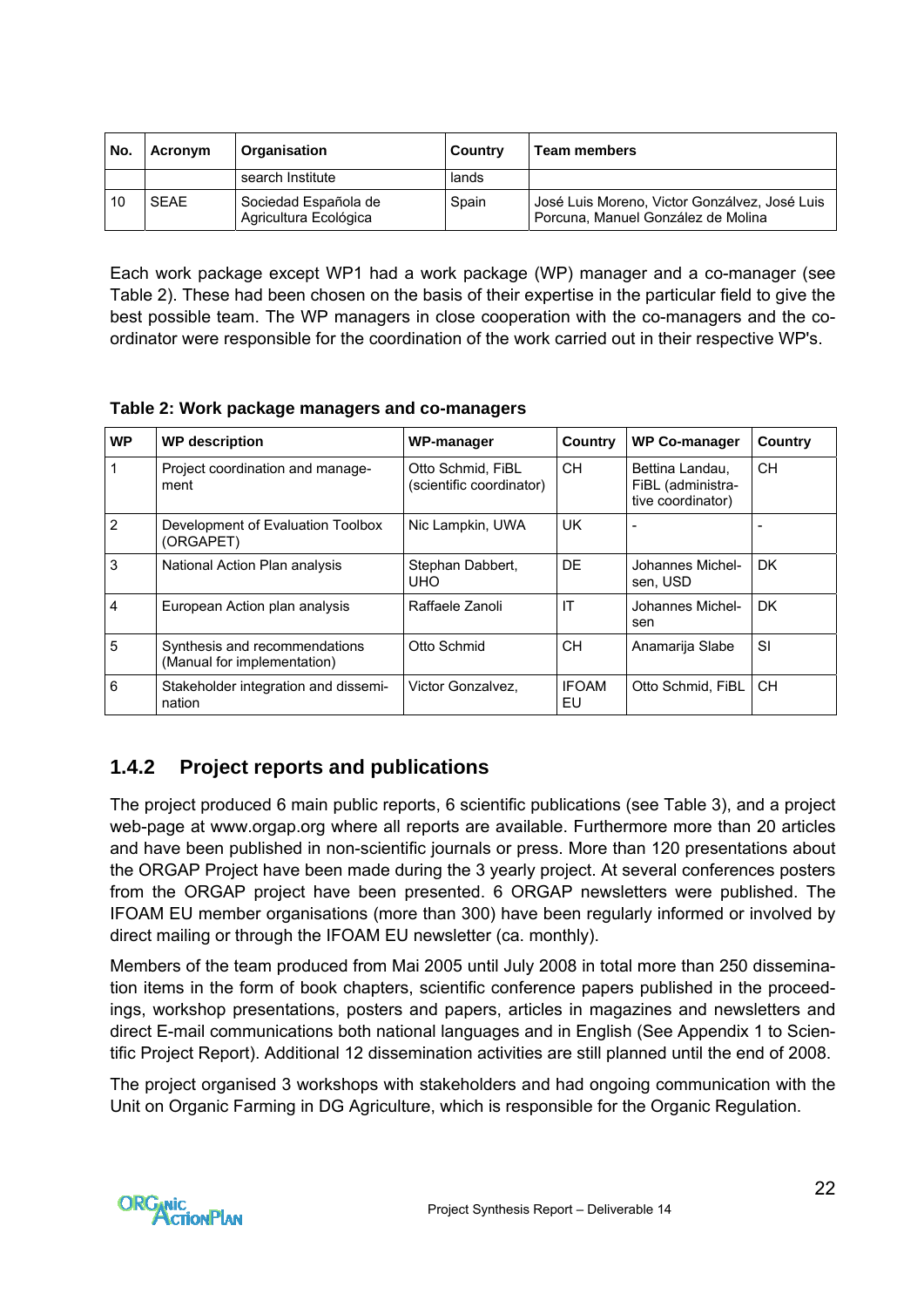| No. | Acronym | Organisation | Country | Team members |
|---|---|---|---|---|
| | | search Institute | lands | |
| 10 | SEAE | Sociedad Española de Agricultura Ecológica | Spain | José Luis Moreno, Victor Gonzálvez, José Luis Porcuna, Manuel González de Molina |

Each work package except WP1 had a work package (WP) manager and a co-manager (see Table 2). These had been chosen on the basis of their expertise in the particular field to give the best possible team. The WP managers in close cooperation with the co-managers and the co-ordinator were responsible for the coordination of the work carried out in their respective WP's.

**Table 2: Work package managers and co-managers**

| WP | WP description | WP-manager | Country | WP Co-manager | Country |
|---|---|---|---|---|---|
| 1 | Project coordination and management | Otto Schmid, FiBL (scientific coordinator) | CH | Bettina Landau, FiBL (administrative coordinator) | CH |
| 2 | Development of Evaluation Toolbox (ORGAPET) | Nic Lampkin, UWA | UK | - | - |
| 3 | National Action Plan analysis | Stephan Dabbert, UHO | DE | Johannes Michelsen, USD | DK |
| 4 | European Action plan analysis | Raffaele Zanoli | IT | Johannes Michelsen | DK |
| 5 | Synthesis and recommendations (Manual for implementation) | Otto Schmid | CH | Anamarija Slabe | SI |
| 6 | Stakeholder integration and dissemination | Victor Gonzalvez, | IFOAM EU | Otto Schmid, FiBL | CH |

### 1.4.2 Project reports and publications

The project produced 6 main public reports, 6 scientific publications (see Table 3), and a project web-page at www.orgap.org where all reports are available. Furthermore more than 20 articles and have been published in non-scientific journals or press. More than 120 presentations about the ORGAP Project have been made during the 3 yearly project. At several conferences posters from the ORGAP project have been presented. 6 ORGAP newsletters were published. The IFOAM EU member organisations (more than 300) have been regularly informed or involved by direct mailing or through the IFOAM EU newsletter (ca. monthly).

Members of the team produced from Mai 2005 until July 2008 in total more than 250 dissemination items in the form of book chapters, scientific conference papers published in the proceedings, workshop presentations, posters and papers, articles in magazines and newsletters and direct E-mail communications both national languages and in English (See Appendix 1 to Scientific Project Report). Additional 12 dissemination activities are still planned until the end of 2008.

The project organised 3 workshops with stakeholders and had ongoing communication with the Unit on Organic Farming in DG Agriculture, which is responsible for the Organic Regulation.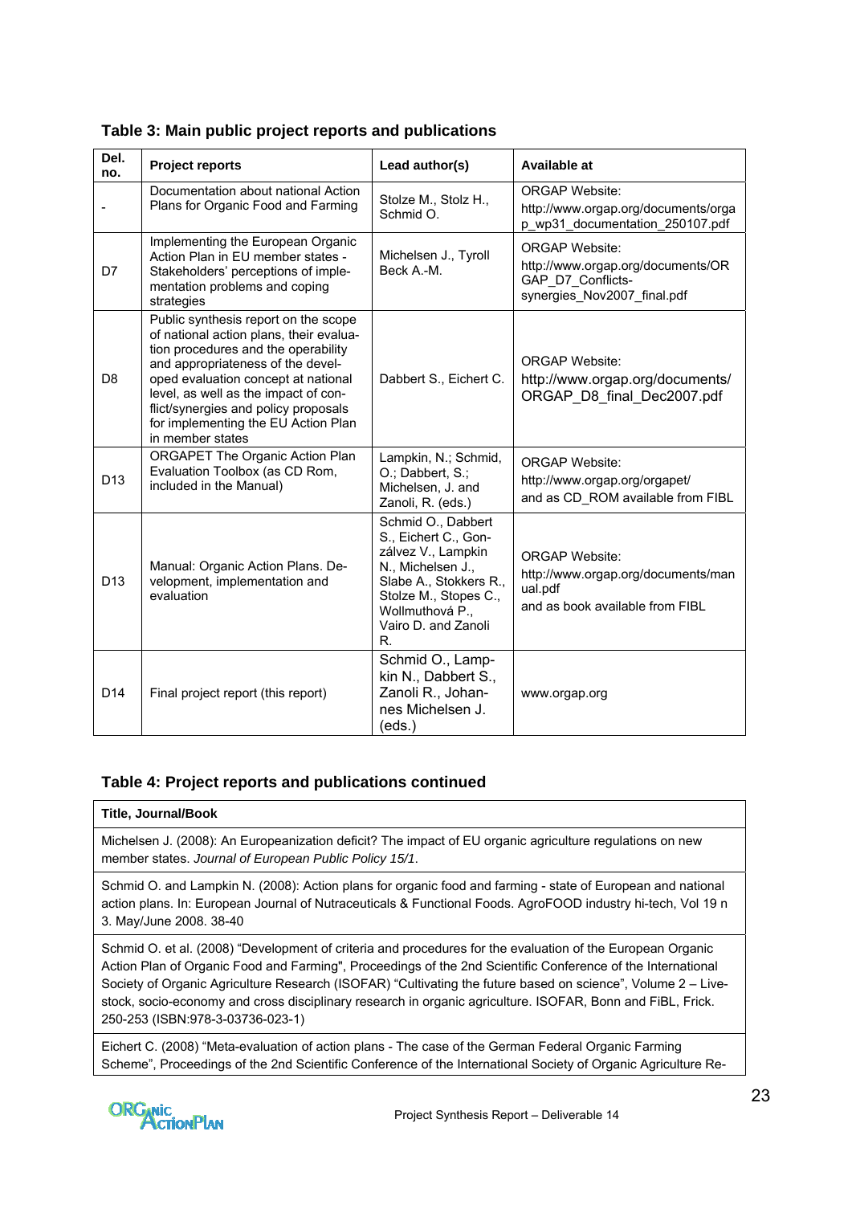### Table 3: Main public project reports and publications

| Del. no. | Project reports | Lead author(s) | Available at |
|---|---|---|---|
| - | Documentation about national Action Plans for Organic Food and Farming | Stolze M., Stolz H., Schmid O. | ORGAP Website: http://www.orgap.org/documents/orgap_wp31_documentation_250107.pdf |
| D7 | Implementing the European Organic Action Plan in EU member states - Stakeholders' perceptions of implementation problems and coping strategies | Michelsen J., Tyroll Beck A.-M. | ORGAP Website: http://www.orgap.org/documents/ORGAP_D7_Conflicts-synergies_Nov2007_final.pdf |
| D8 | Public synthesis report on the scope of national action plans, their evaluation procedures and the operability and appropriateness of the developed evaluation concept at national level, as well as the impact of conflict/synergies and policy proposals for implementing the EU Action Plan in member states | Dabbert S., Eichert C. | ORGAP Website: http://www.orgap.org/documents/ORGAP_D8_final_Dec2007.pdf |
| D13 | ORGAPET The Organic Action Plan Evaluation Toolbox (as CD Rom, included in the Manual) | Lampkin, N.; Schmid, O.; Dabbert, S.; Michelsen, J. and Zanoli, R. (eds.) | ORGAP Website: http://www.orgap.org/orgapet/ and as CD_ROM available from FIBL |
| D13 | Manual: Organic Action Plans. Development, implementation and evaluation | Schmid O., Dabbert S., Eichert C., González V., Lampkin N., Michelsen J., Slabe A., Stokkers R., Stolze M., Stopes C., Wollmuthová P., Vairo D. and Zanoli R. | ORGAP Website: http://www.orgap.org/documents/manual.pdf and as book available from FIBL |
| D14 | Final project report (this report) | Schmid O., Lampkin N., Dabbert S., Zanoli R., Johannes Michelsen J. (eds.) | www.orgap.org |

### Table 4: Project reports and publications continued

| Title, Journal/Book |
|---|
| Michelsen J. (2008): An Europeanization deficit? The impact of EU organic agriculture regulations on new member states. *Journal of European Public Policy 15/1*. |
| Schmid O. and Lampkin N. (2008): Action plans for organic food and farming - state of European and national action plans. In: European Journal of Nutraceuticals & Functional Foods. AgroFOOD industry hi-tech, Vol 19 n 3. May/June 2008. 38-40 |
| Schmid O. et al. (2008) "Development of criteria and procedures for the evaluation of the European Organic Action Plan of Organic Food and Farming", Proceedings of the 2nd Scientific Conference of the International Society of Organic Agriculture Research (ISOFAR) "Cultivating the future based on science", Volume 2 – Livestock, socio-economy and cross disciplinary research in organic agriculture. ISOFAR, Bonn and FiBL, Frick. 250-253 (ISBN:978-3-03736-023-1) |
| Eichert C. (2008) "Meta-evaluation of action plans - The case of the German Federal Organic Farming Scheme", Proceedings of the 2nd Scientific Conference of the International Society of Organic Agriculture Re- |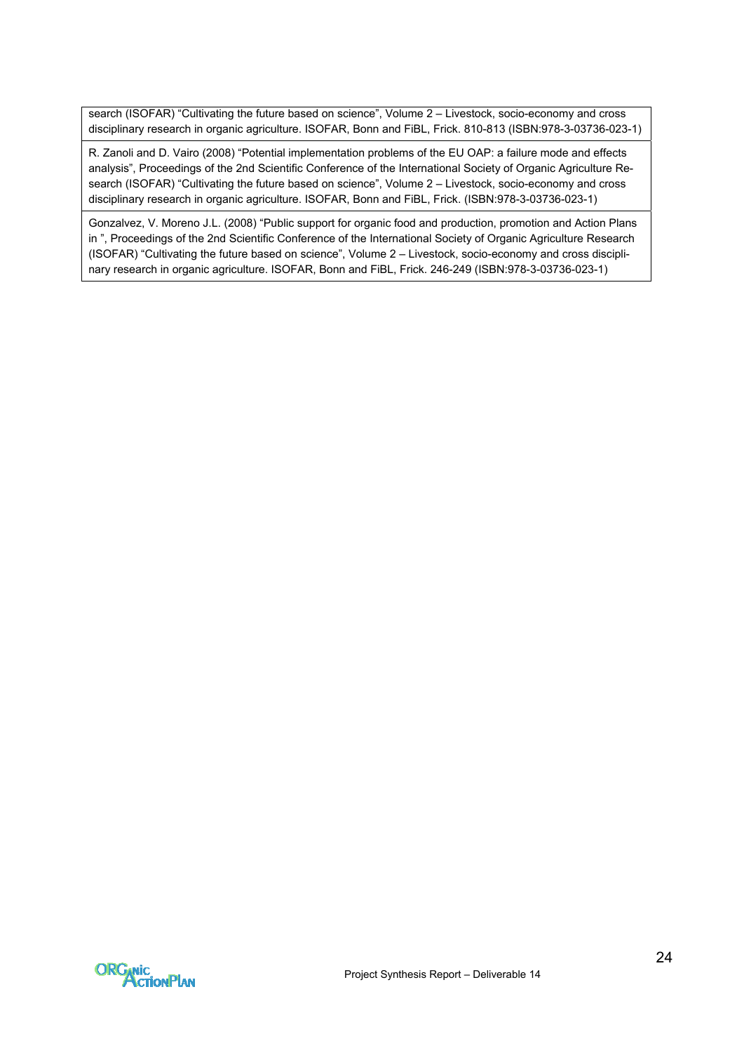| search (ISOFAR) "Cultivating the future based on science", Volume 2 – Livestock, socio-economy and cross disciplinary research in organic agriculture. ISOFAR, Bonn and FiBL, Frick. 810-813 (ISBN:978-3-03736-023-1) |
|---|
| R. Zanoli and D. Vairo (2008) "Potential implementation problems of the EU OAP: a failure mode and effects analysis", Proceedings of the 2nd Scientific Conference of the International Society of Organic Agriculture Research (ISOFAR) "Cultivating the future based on science", Volume 2 – Livestock, socio-economy and cross disciplinary research in organic agriculture. ISOFAR, Bonn and FiBL, Frick. (ISBN:978-3-03736-023-1) |
| Gonzalvez, V. Moreno J.L. (2008) "Public support for organic food and production, promotion and Action Plans in ", Proceedings of the 2nd Scientific Conference of the International Society of Organic Agriculture Research (ISOFAR) "Cultivating the future based on science", Volume 2 – Livestock, socio-economy and cross disciplinary research in organic agriculture. ISOFAR, Bonn and FiBL, Frick. 246-249 (ISBN:978-3-03736-023-1) |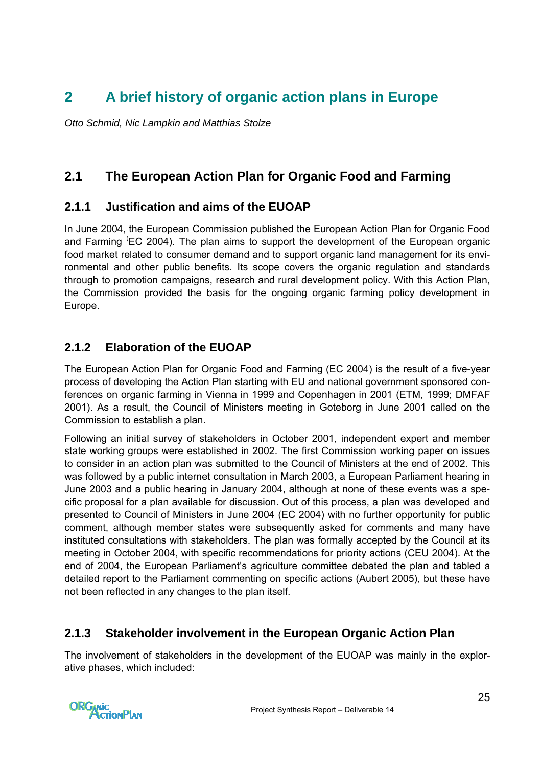# 2 A brief history of organic action plans in Europe

*Otto Schmid, Nic Lampkin and Matthias Stolze*

## 2.1 The European Action Plan for Organic Food and Farming

### 2.1.1 Justification and aims of the EUOAP

In June 2004, the European Commission published the European Action Plan for Organic Food and Farming (EC 2004). The plan aims to support the development of the European organic food market related to consumer demand and to support organic land management for its environmental and other public benefits. Its scope covers the organic regulation and standards through to promotion campaigns, research and rural development policy. With this Action Plan, the Commission provided the basis for the ongoing organic farming policy development in Europe.

### 2.1.2 Elaboration of the EUOAP

The European Action Plan for Organic Food and Farming (EC 2004) is the result of a five-year process of developing the Action Plan starting with EU and national government sponsored conferences on organic farming in Vienna in 1999 and Copenhagen in 2001 (ETM, 1999; DMFAF 2001). As a result, the Council of Ministers meeting in Goteborg in June 2001 called on the Commission to establish a plan.

Following an initial survey of stakeholders in October 2001, independent expert and member state working groups were established in 2002. The first Commission working paper on issues to consider in an action plan was submitted to the Council of Ministers at the end of 2002. This was followed by a public internet consultation in March 2003, a European Parliament hearing in June 2003 and a public hearing in January 2004, although at none of these events was a specific proposal for a plan available for discussion. Out of this process, a plan was developed and presented to Council of Ministers in June 2004 (EC 2004) with no further opportunity for public comment, although member states were subsequently asked for comments and many have instituted consultations with stakeholders. The plan was formally accepted by the Council at its meeting in October 2004, with specific recommendations for priority actions (CEU 2004). At the end of 2004, the European Parliament's agriculture committee debated the plan and tabled a detailed report to the Parliament commenting on specific actions (Aubert 2005), but these have not been reflected in any changes to the plan itself.

### 2.1.3 Stakeholder involvement in the European Organic Action Plan

The involvement of stakeholders in the development of the EUOAP was mainly in the explorative phases, which included: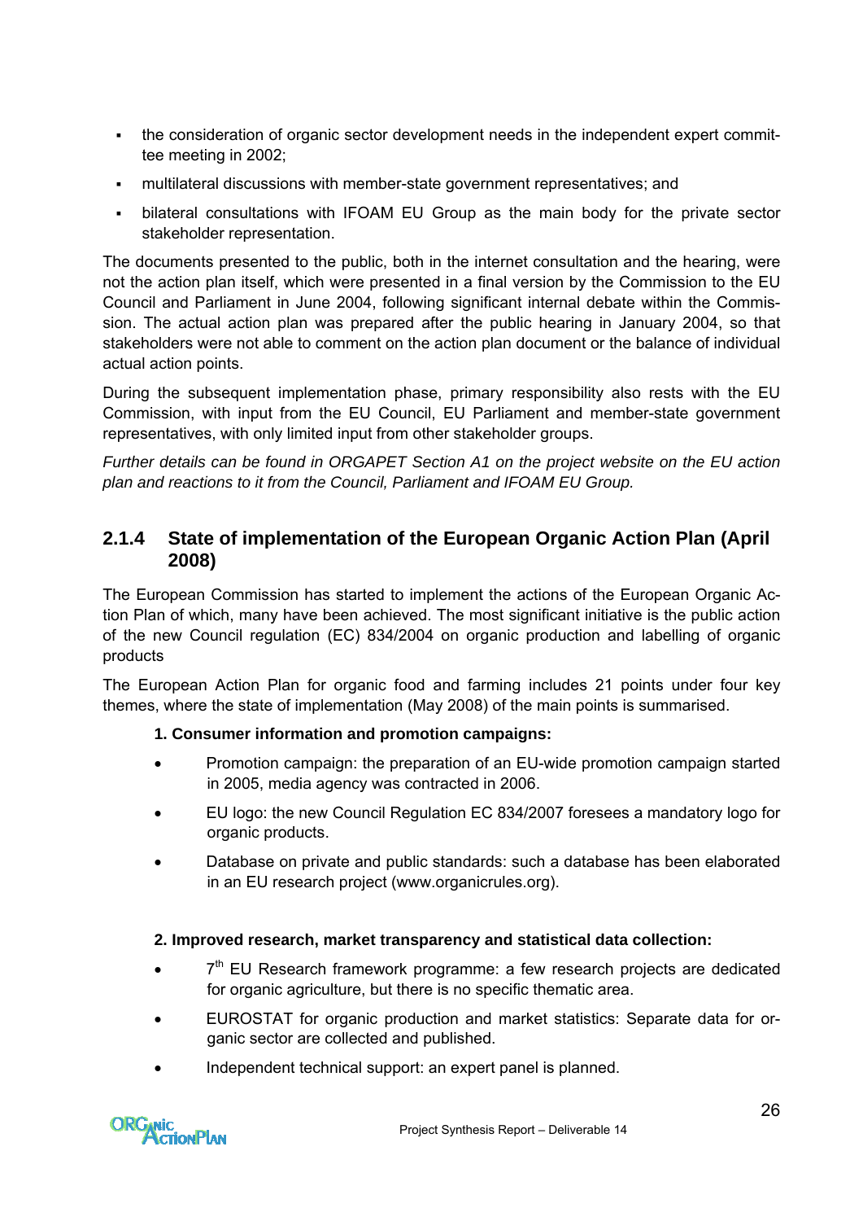- the consideration of organic sector development needs in the independent expert committee meeting in 2002;
- multilateral discussions with member-state government representatives; and
- bilateral consultations with IFOAM EU Group as the main body for the private sector stakeholder representation.

The documents presented to the public, both in the internet consultation and the hearing, were not the action plan itself, which were presented in a final version by the Commission to the EU Council and Parliament in June 2004, following significant internal debate within the Commission. The actual action plan was prepared after the public hearing in January 2004, so that stakeholders were not able to comment on the action plan document or the balance of individual actual action points.

During the subsequent implementation phase, primary responsibility also rests with the EU Commission, with input from the EU Council, EU Parliament and member-state government representatives, with only limited input from other stakeholder groups.

*Further details can be found in ORGAPET Section A1 on the project website on the EU action plan and reactions to it from the Council, Parliament and IFOAM EU Group.*

### 2.1.4 State of implementation of the European Organic Action Plan (April 2008)

The European Commission has started to implement the actions of the European Organic Action Plan of which, many have been achieved. The most significant initiative is the public action of the new Council regulation (EC) 834/2004 on organic production and labelling of organic products

The European Action Plan for organic food and farming includes 21 points under four key themes, where the state of implementation (May 2008) of the main points is summarised.

**1. Consumer information and promotion campaigns:**

- Promotion campaign: the preparation of an EU-wide promotion campaign started in 2005, media agency was contracted in 2006.
- EU logo: the new Council Regulation EC 834/2007 foresees a mandatory logo for organic products.
- Database on private and public standards: such a database has been elaborated in an EU research project (www.organicrules.org).

**2. Improved research, market transparency and statistical data collection:**

- 7th EU Research framework programme: a few research projects are dedicated for organic agriculture, but there is no specific thematic area.
- EUROSTAT for organic production and market statistics: Separate data for organic sector are collected and published.
- Independent technical support: an expert panel is planned.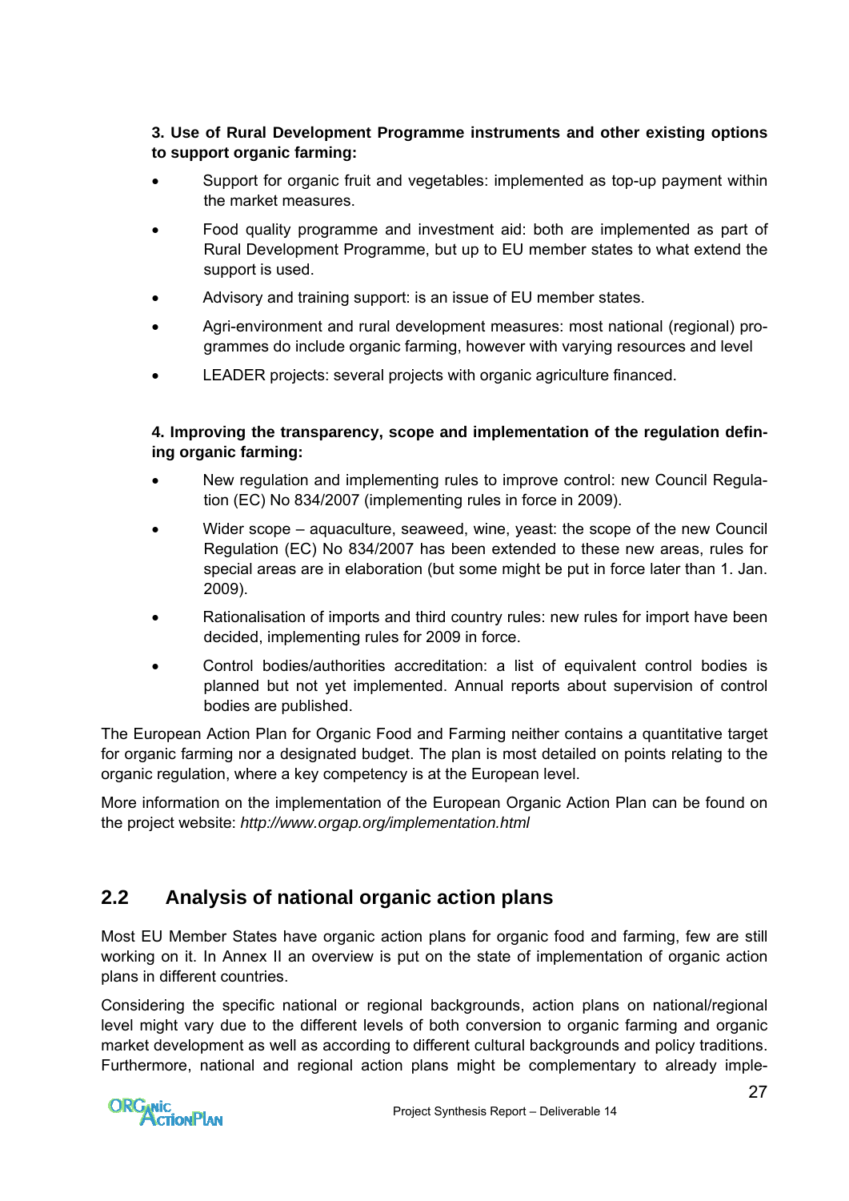**3. Use of Rural Development Programme instruments and other existing options to support organic farming:**

- Support for organic fruit and vegetables: implemented as top-up payment within the market measures.
- Food quality programme and investment aid: both are implemented as part of Rural Development Programme, but up to EU member states to what extend the support is used.
- Advisory and training support: is an issue of EU member states.
- Agri-environment and rural development measures: most national (regional) programmes do include organic farming, however with varying resources and level
- LEADER projects: several projects with organic agriculture financed.

**4. Improving the transparency, scope and implementation of the regulation defining organic farming:**

- New regulation and implementing rules to improve control: new Council Regulation (EC) No 834/2007 (implementing rules in force in 2009).
- Wider scope – aquaculture, seaweed, wine, yeast: the scope of the new Council Regulation (EC) No 834/2007 has been extended to these new areas, rules for special areas are in elaboration (but some might be put in force later than 1. Jan. 2009).
- Rationalisation of imports and third country rules: new rules for import have been decided, implementing rules for 2009 in force.
- Control bodies/authorities accreditation: a list of equivalent control bodies is planned but not yet implemented. Annual reports about supervision of control bodies are published.

The European Action Plan for Organic Food and Farming neither contains a quantitative target for organic farming nor a designated budget. The plan is most detailed on points relating to the organic regulation, where a key competency is at the European level.

More information on the implementation of the European Organic Action Plan can be found on the project website: *http://www.orgap.org/implementation.html*

## 2.2 Analysis of national organic action plans

Most EU Member States have organic action plans for organic food and farming, few are still working on it. In Annex II an overview is put on the state of implementation of organic action plans in different countries.

Considering the specific national or regional backgrounds, action plans on national/regional level might vary due to the different levels of both conversion to organic farming and organic market development as well as according to different cultural backgrounds and policy traditions. Furthermore, national and regional action plans might be complementary to already imple-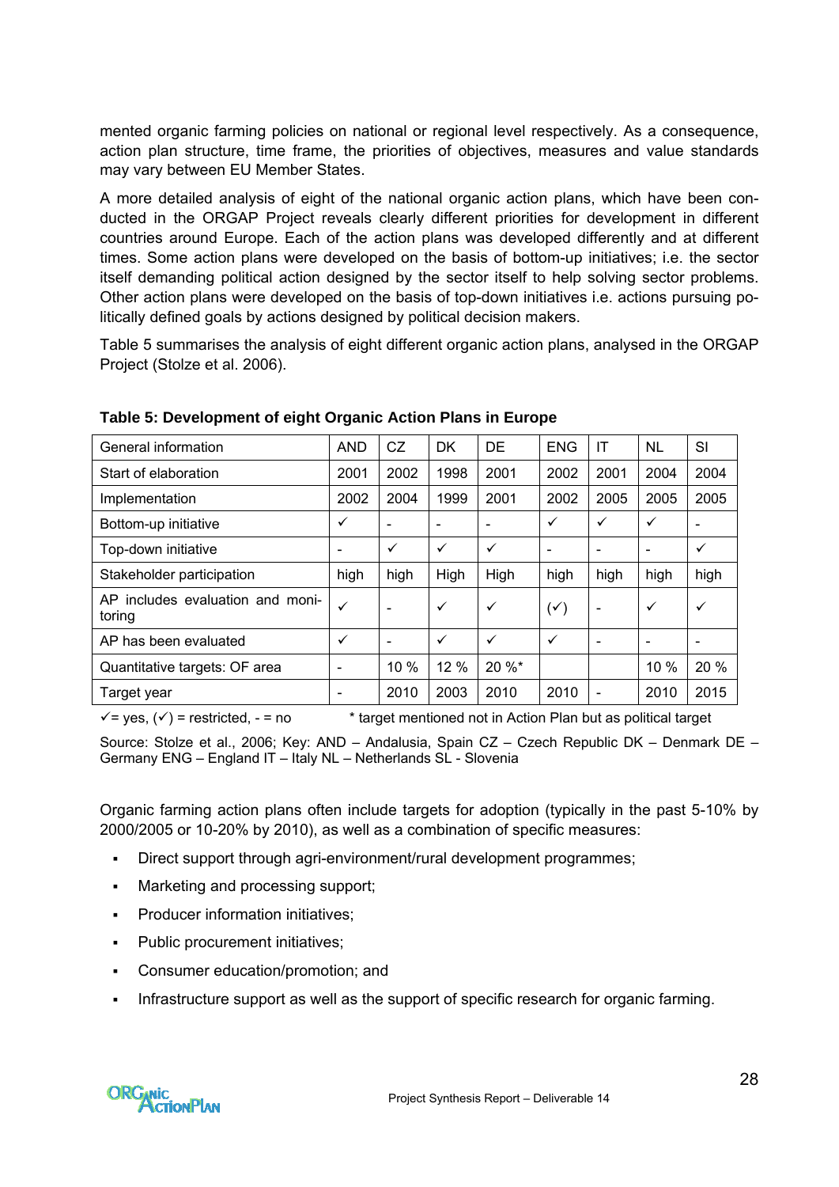mented organic farming policies on national or regional level respectively. As a consequence, action plan structure, time frame, the priorities of objectives, measures and value standards may vary between EU Member States.

A more detailed analysis of eight of the national organic action plans, which have been conducted in the ORGAP Project reveals clearly different priorities for development in different countries around Europe. Each of the action plans was developed differently and at different times. Some action plans were developed on the basis of bottom-up initiatives; i.e. the sector itself demanding political action designed by the sector itself to help solving sector problems. Other action plans were developed on the basis of top-down initiatives i.e. actions pursuing politically defined goals by actions designed by political decision makers.

Table 5 summarises the analysis of eight different organic action plans, analysed in the ORGAP Project (Stolze et al. 2006).

**Table 5: Development of eight Organic Action Plans in Europe**

| General information | AND | CZ | DK | DE | ENG | IT | NL | SI |
|---|---|---|---|---|---|---|---|---|
| Start of elaboration | 2001 | 2002 | 1998 | 2001 | 2002 | 2001 | 2004 | 2004 |
| Implementation | 2002 | 2004 | 1999 | 2001 | 2002 | 2005 | 2005 | 2005 |
| Bottom-up initiative | ✓ | - | - | - | ✓ | ✓ | ✓ | - |
| Top-down initiative | - | ✓ | ✓ | ✓ | - | - | - | ✓ |
| Stakeholder participation | high | high | High | High | high | high | high | high |
| AP includes evaluation and monitoring | ✓ | - | ✓ | ✓ | (✓) | - | ✓ | ✓ |
| AP has been evaluated | ✓ | - | ✓ | ✓ | ✓ | - | - | - |
| Quantitative targets: OF area | - | 10 % | 12 % | 20 %* | | | 10 % | 20 % |
| Target year | - | 2010 | 2003 | 2010 | 2010 | - | 2010 | 2015 |

✓= yes, (✓) = restricted, - = no  * target mentioned not in Action Plan but as political target

Source: Stolze et al., 2006; Key: AND – Andalusia, Spain CZ – Czech Republic DK – Denmark DE – Germany ENG – England IT – Italy NL – Netherlands SL - Slovenia

Organic farming action plans often include targets for adoption (typically in the past 5-10% by 2000/2005 or 10-20% by 2010), as well as a combination of specific measures:

- Direct support through agri-environment/rural development programmes;
- Marketing and processing support;
- Producer information initiatives;
- Public procurement initiatives;
- Consumer education/promotion; and
- Infrastructure support as well as the support of specific research for organic farming.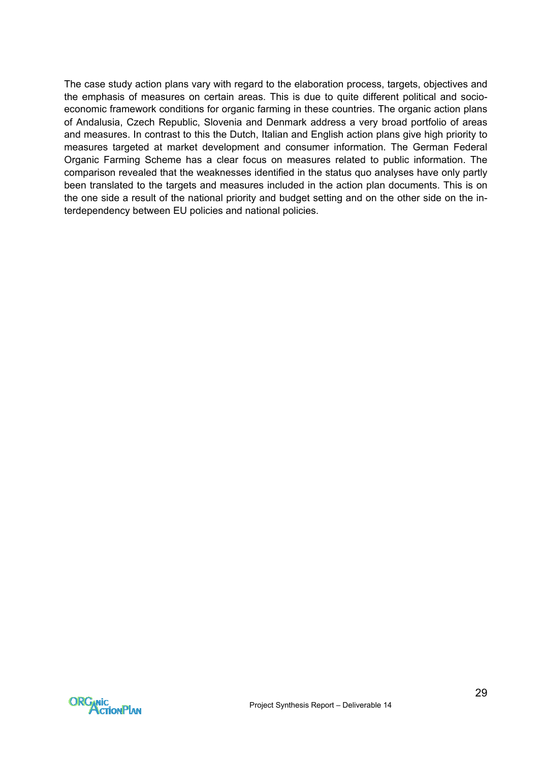The case study action plans vary with regard to the elaboration process, targets, objectives and the emphasis of measures on certain areas. This is due to quite different political and socio-economic framework conditions for organic farming in these countries. The organic action plans of Andalusia, Czech Republic, Slovenia and Denmark address a very broad portfolio of areas and measures. In contrast to this the Dutch, Italian and English action plans give high priority to measures targeted at market development and consumer information. The German Federal Organic Farming Scheme has a clear focus on measures related to public information. The comparison revealed that the weaknesses identified in the status quo analyses have only partly been translated to the targets and measures included in the action plan documents. This is on the one side a result of the national priority and budget setting and on the other side on the interdependency between EU policies and national policies.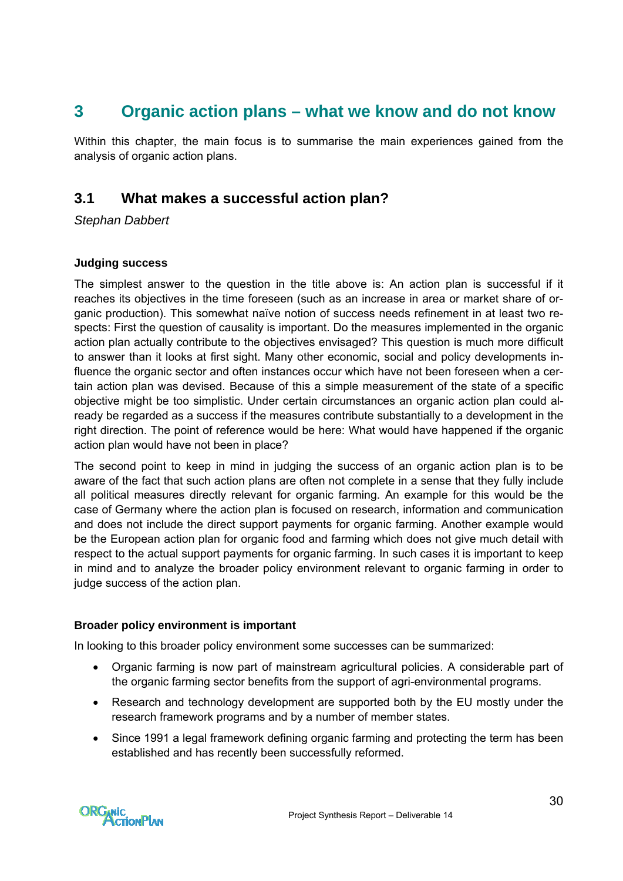# 3 Organic action plans – what we know and do not know

Within this chapter, the main focus is to summarise the main experiences gained from the analysis of organic action plans.

## 3.1 What makes a successful action plan?

*Stephan Dabbert*

### Judging success

The simplest answer to the question in the title above is: An action plan is successful if it reaches its objectives in the time foreseen (such as an increase in area or market share of organic production). This somewhat naïve notion of success needs refinement in at least two respects: First the question of causality is important. Do the measures implemented in the organic action plan actually contribute to the objectives envisaged? This question is much more difficult to answer than it looks at first sight. Many other economic, social and policy developments influence the organic sector and often instances occur which have not been foreseen when a certain action plan was devised. Because of this a simple measurement of the state of a specific objective might be too simplistic. Under certain circumstances an organic action plan could already be regarded as a success if the measures contribute substantially to a development in the right direction. The point of reference would be here: What would have happened if the organic action plan would have not been in place?

The second point to keep in mind in judging the success of an organic action plan is to be aware of the fact that such action plans are often not complete in a sense that they fully include all political measures directly relevant for organic farming. An example for this would be the case of Germany where the action plan is focused on research, information and communication and does not include the direct support payments for organic farming. Another example would be the European action plan for organic food and farming which does not give much detail with respect to the actual support payments for organic farming. In such cases it is important to keep in mind and to analyze the broader policy environment relevant to organic farming in order to judge success of the action plan.

### Broader policy environment is important

In looking to this broader policy environment some successes can be summarized:

- Organic farming is now part of mainstream agricultural policies. A considerable part of the organic farming sector benefits from the support of agri-environmental programs.
- Research and technology development are supported both by the EU mostly under the research framework programs and by a number of member states.
- Since 1991 a legal framework defining organic farming and protecting the term has been established and has recently been successfully reformed.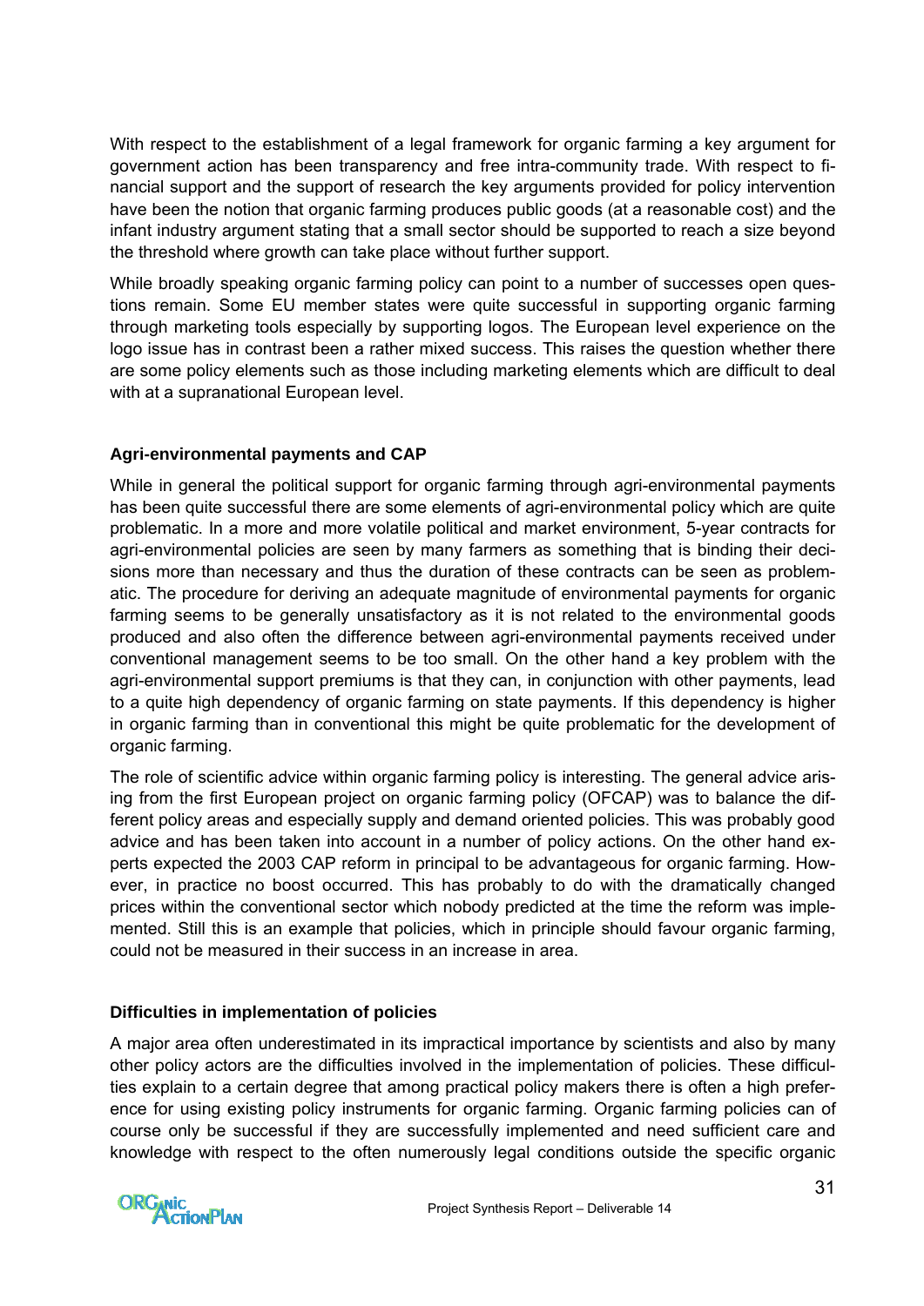With respect to the establishment of a legal framework for organic farming a key argument for government action has been transparency and free intra-community trade. With respect to financial support and the support of research the key arguments provided for policy intervention have been the notion that organic farming produces public goods (at a reasonable cost) and the infant industry argument stating that a small sector should be supported to reach a size beyond the threshold where growth can take place without further support.

While broadly speaking organic farming policy can point to a number of successes open questions remain. Some EU member states were quite successful in supporting organic farming through marketing tools especially by supporting logos. The European level experience on the logo issue has in contrast been a rather mixed success. This raises the question whether there are some policy elements such as those including marketing elements which are difficult to deal with at a supranational European level.

**Agri-environmental payments and CAP**

While in general the political support for organic farming through agri-environmental payments has been quite successful there are some elements of agri-environmental policy which are quite problematic. In a more and more volatile political and market environment, 5-year contracts for agri-environmental policies are seen by many farmers as something that is binding their decisions more than necessary and thus the duration of these contracts can be seen as problematic. The procedure for deriving an adequate magnitude of environmental payments for organic farming seems to be generally unsatisfactory as it is not related to the environmental goods produced and also often the difference between agri-environmental payments received under conventional management seems to be too small. On the other hand a key problem with the agri-environmental support premiums is that they can, in conjunction with other payments, lead to a quite high dependency of organic farming on state payments. If this dependency is higher in organic farming than in conventional this might be quite problematic for the development of organic farming.

The role of scientific advice within organic farming policy is interesting. The general advice arising from the first European project on organic farming policy (OFCAP) was to balance the different policy areas and especially supply and demand oriented policies. This was probably good advice and has been taken into account in a number of policy actions. On the other hand experts expected the 2003 CAP reform in principal to be advantageous for organic farming. However, in practice no boost occurred. This has probably to do with the dramatically changed prices within the conventional sector which nobody predicted at the time the reform was implemented. Still this is an example that policies, which in principle should favour organic farming, could not be measured in their success in an increase in area.

**Difficulties in implementation of policies**

A major area often underestimated in its impractical importance by scientists and also by many other policy actors are the difficulties involved in the implementation of policies. These difficulties explain to a certain degree that among practical policy makers there is often a high preference for using existing policy instruments for organic farming. Organic farming policies can of course only be successful if they are successfully implemented and need sufficient care and knowledge with respect to the often numerously legal conditions outside the specific organic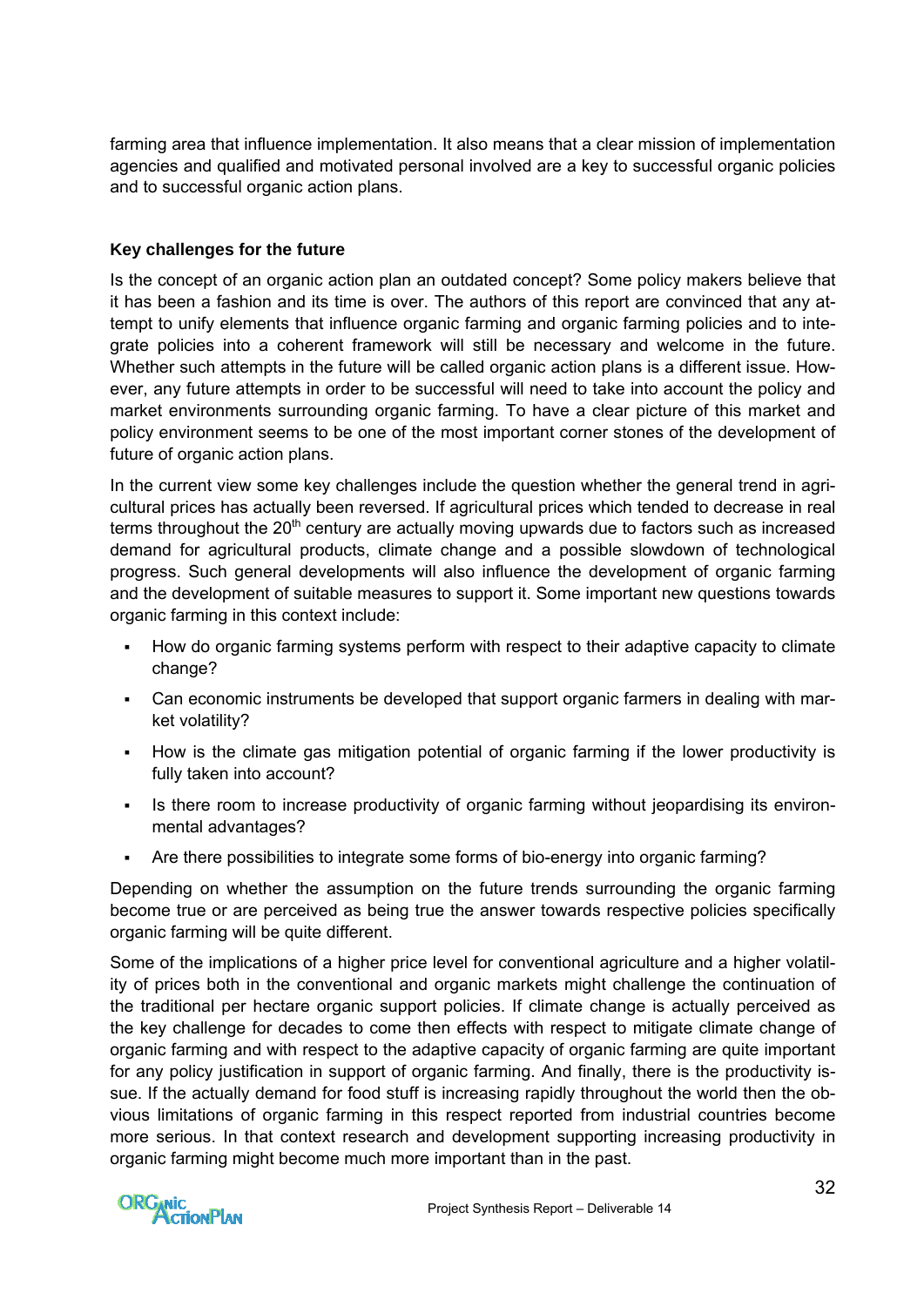farming area that influence implementation. It also means that a clear mission of implementation agencies and qualified and motivated personal involved are a key to successful organic policies and to successful organic action plans.

**Key challenges for the future**

Is the concept of an organic action plan an outdated concept? Some policy makers believe that it has been a fashion and its time is over. The authors of this report are convinced that any attempt to unify elements that influence organic farming and organic farming policies and to integrate policies into a coherent framework will still be necessary and welcome in the future. Whether such attempts in the future will be called organic action plans is a different issue. However, any future attempts in order to be successful will need to take into account the policy and market environments surrounding organic farming. To have a clear picture of this market and policy environment seems to be one of the most important corner stones of the development of future of organic action plans.

In the current view some key challenges include the question whether the general trend in agricultural prices has actually been reversed. If agricultural prices which tended to decrease in real terms throughout the 20th century are actually moving upwards due to factors such as increased demand for agricultural products, climate change and a possible slowdown of technological progress. Such general developments will also influence the development of organic farming and the development of suitable measures to support it. Some important new questions towards organic farming in this context include:

- How do organic farming systems perform with respect to their adaptive capacity to climate change?
- Can economic instruments be developed that support organic farmers in dealing with market volatility?
- How is the climate gas mitigation potential of organic farming if the lower productivity is fully taken into account?
- Is there room to increase productivity of organic farming without jeopardising its environmental advantages?
- Are there possibilities to integrate some forms of bio-energy into organic farming?

Depending on whether the assumption on the future trends surrounding the organic farming become true or are perceived as being true the answer towards respective policies specifically organic farming will be quite different.

Some of the implications of a higher price level for conventional agriculture and a higher volatility of prices both in the conventional and organic markets might challenge the continuation of the traditional per hectare organic support policies. If climate change is actually perceived as the key challenge for decades to come then effects with respect to mitigate climate change of organic farming and with respect to the adaptive capacity of organic farming are quite important for any policy justification in support of organic farming. And finally, there is the productivity issue. If the actually demand for food stuff is increasing rapidly throughout the world then the obvious limitations of organic farming in this respect reported from industrial countries become more serious. In that context research and development supporting increasing productivity in organic farming might become much more important than in the past.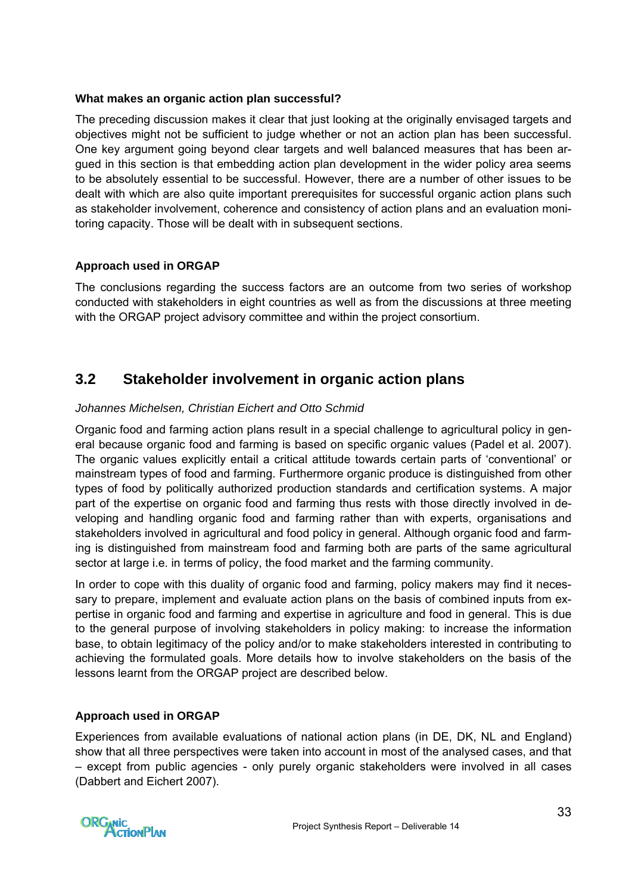**What makes an organic action plan successful?**

The preceding discussion makes it clear that just looking at the originally envisaged targets and objectives might not be sufficient to judge whether or not an action plan has been successful. One key argument going beyond clear targets and well balanced measures that has been argued in this section is that embedding action plan development in the wider policy area seems to be absolutely essential to be successful. However, there are a number of other issues to be dealt with which are also quite important prerequisites for successful organic action plans such as stakeholder involvement, coherence and consistency of action plans and an evaluation monitoring capacity. Those will be dealt with in subsequent sections.

**Approach used in ORGAP**

The conclusions regarding the success factors are an outcome from two series of workshop conducted with stakeholders in eight countries as well as from the discussions at three meeting with the ORGAP project advisory committee and within the project consortium.

## 3.2 Stakeholder involvement in organic action plans

*Johannes Michelsen, Christian Eichert and Otto Schmid*

Organic food and farming action plans result in a special challenge to agricultural policy in general because organic food and farming is based on specific organic values (Padel et al. 2007). The organic values explicitly entail a critical attitude towards certain parts of 'conventional' or mainstream types of food and farming. Furthermore organic produce is distinguished from other types of food by politically authorized production standards and certification systems. A major part of the expertise on organic food and farming thus rests with those directly involved in developing and handling organic food and farming rather than with experts, organisations and stakeholders involved in agricultural and food policy in general. Although organic food and farming is distinguished from mainstream food and farming both are parts of the same agricultural sector at large i.e. in terms of policy, the food market and the farming community.

In order to cope with this duality of organic food and farming, policy makers may find it necessary to prepare, implement and evaluate action plans on the basis of combined inputs from expertise in organic food and farming and expertise in agriculture and food in general. This is due to the general purpose of involving stakeholders in policy making: to increase the information base, to obtain legitimacy of the policy and/or to make stakeholders interested in contributing to achieving the formulated goals. More details how to involve stakeholders on the basis of the lessons learnt from the ORGAP project are described below.

**Approach used in ORGAP**

Experiences from available evaluations of national action plans (in DE, DK, NL and England) show that all three perspectives were taken into account in most of the analysed cases, and that – except from public agencies - only purely organic stakeholders were involved in all cases (Dabbert and Eichert 2007).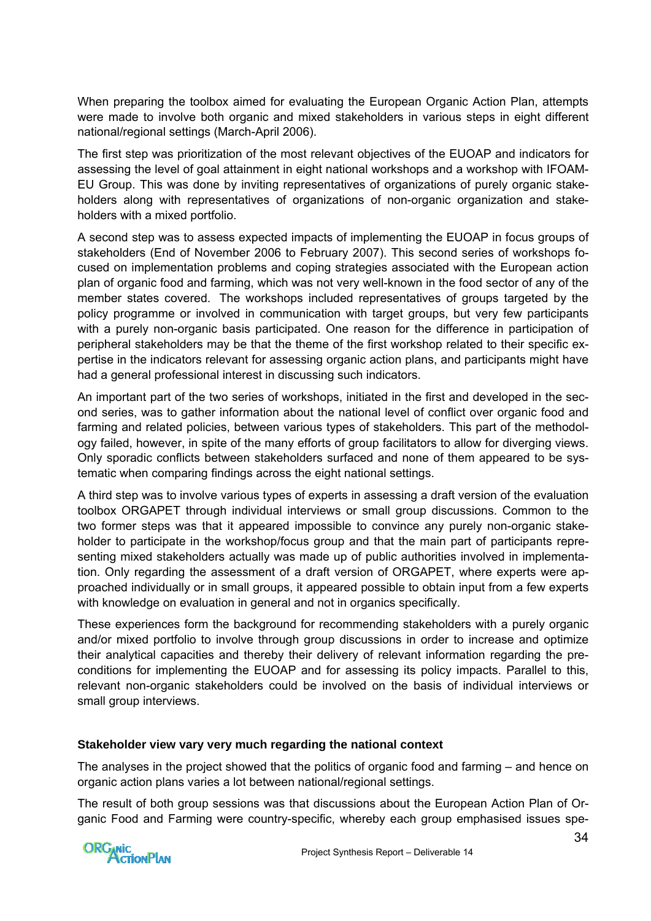When preparing the toolbox aimed for evaluating the European Organic Action Plan, attempts were made to involve both organic and mixed stakeholders in various steps in eight different national/regional settings (March-April 2006).

The first step was prioritization of the most relevant objectives of the EUOAP and indicators for assessing the level of goal attainment in eight national workshops and a workshop with IFOAM-EU Group. This was done by inviting representatives of organizations of purely organic stakeholders along with representatives of organizations of non-organic organization and stakeholders with a mixed portfolio.

A second step was to assess expected impacts of implementing the EUOAP in focus groups of stakeholders (End of November 2006 to February 2007). This second series of workshops focused on implementation problems and coping strategies associated with the European action plan of organic food and farming, which was not very well-known in the food sector of any of the member states covered. The workshops included representatives of groups targeted by the policy programme or involved in communication with target groups, but very few participants with a purely non-organic basis participated. One reason for the difference in participation of peripheral stakeholders may be that the theme of the first workshop related to their specific expertise in the indicators relevant for assessing organic action plans, and participants might have had a general professional interest in discussing such indicators.

An important part of the two series of workshops, initiated in the first and developed in the second series, was to gather information about the national level of conflict over organic food and farming and related policies, between various types of stakeholders. This part of the methodology failed, however, in spite of the many efforts of group facilitators to allow for diverging views. Only sporadic conflicts between stakeholders surfaced and none of them appeared to be systematic when comparing findings across the eight national settings.

A third step was to involve various types of experts in assessing a draft version of the evaluation toolbox ORGAPET through individual interviews or small group discussions. Common to the two former steps was that it appeared impossible to convince any purely non-organic stakeholder to participate in the workshop/focus group and that the main part of participants representing mixed stakeholders actually was made up of public authorities involved in implementation. Only regarding the assessment of a draft version of ORGAPET, where experts were approached individually or in small groups, it appeared possible to obtain input from a few experts with knowledge on evaluation in general and not in organics specifically.

These experiences form the background for recommending stakeholders with a purely organic and/or mixed portfolio to involve through group discussions in order to increase and optimize their analytical capacities and thereby their delivery of relevant information regarding the preconditions for implementing the EUOAP and for assessing its policy impacts. Parallel to this, relevant non-organic stakeholders could be involved on the basis of individual interviews or small group interviews.

**Stakeholder view vary very much regarding the national context**

The analyses in the project showed that the politics of organic food and farming – and hence on organic action plans varies a lot between national/regional settings.

The result of both group sessions was that discussions about the European Action Plan of Organic Food and Farming were country-specific, whereby each group emphasised issues spe-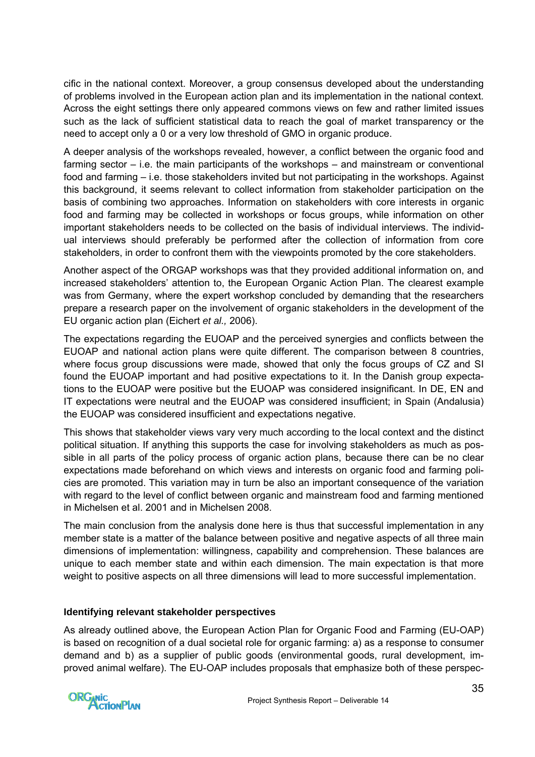cific in the national context. Moreover, a group consensus developed about the understanding of problems involved in the European action plan and its implementation in the national context. Across the eight settings there only appeared commons views on few and rather limited issues such as the lack of sufficient statistical data to reach the goal of market transparency or the need to accept only a 0 or a very low threshold of GMO in organic produce.

A deeper analysis of the workshops revealed, however, a conflict between the organic food and farming sector – i.e. the main participants of the workshops – and mainstream or conventional food and farming – i.e. those stakeholders invited but not participating in the workshops. Against this background, it seems relevant to collect information from stakeholder participation on the basis of combining two approaches. Information on stakeholders with core interests in organic food and farming may be collected in workshops or focus groups, while information on other important stakeholders needs to be collected on the basis of individual interviews. The individual interviews should preferably be performed after the collection of information from core stakeholders, in order to confront them with the viewpoints promoted by the core stakeholders.

Another aspect of the ORGAP workshops was that they provided additional information on, and increased stakeholders' attention to, the European Organic Action Plan. The clearest example was from Germany, where the expert workshop concluded by demanding that the researchers prepare a research paper on the involvement of organic stakeholders in the development of the EU organic action plan (Eichert *et al.,* 2006).

The expectations regarding the EUOAP and the perceived synergies and conflicts between the EUOAP and national action plans were quite different. The comparison between 8 countries, where focus group discussions were made, showed that only the focus groups of CZ and SI found the EUOAP important and had positive expectations to it. In the Danish group expectations to the EUOAP were positive but the EUOAP was considered insignificant. In DE, EN and IT expectations were neutral and the EUOAP was considered insufficient; in Spain (Andalusia) the EUOAP was considered insufficient and expectations negative.

This shows that stakeholder views vary very much according to the local context and the distinct political situation. If anything this supports the case for involving stakeholders as much as possible in all parts of the policy process of organic action plans, because there can be no clear expectations made beforehand on which views and interests on organic food and farming policies are promoted. This variation may in turn be also an important consequence of the variation with regard to the level of conflict between organic and mainstream food and farming mentioned in Michelsen et al. 2001 and in Michelsen 2008.

The main conclusion from the analysis done here is thus that successful implementation in any member state is a matter of the balance between positive and negative aspects of all three main dimensions of implementation: willingness, capability and comprehension. These balances are unique to each member state and within each dimension. The main expectation is that more weight to positive aspects on all three dimensions will lead to more successful implementation.

### Identifying relevant stakeholder perspectives

As already outlined above, the European Action Plan for Organic Food and Farming (EU-OAP) is based on recognition of a dual societal role for organic farming: a) as a response to consumer demand and b) as a supplier of public goods (environmental goods, rural development, improved animal welfare). The EU-OAP includes proposals that emphasize both of these perspec-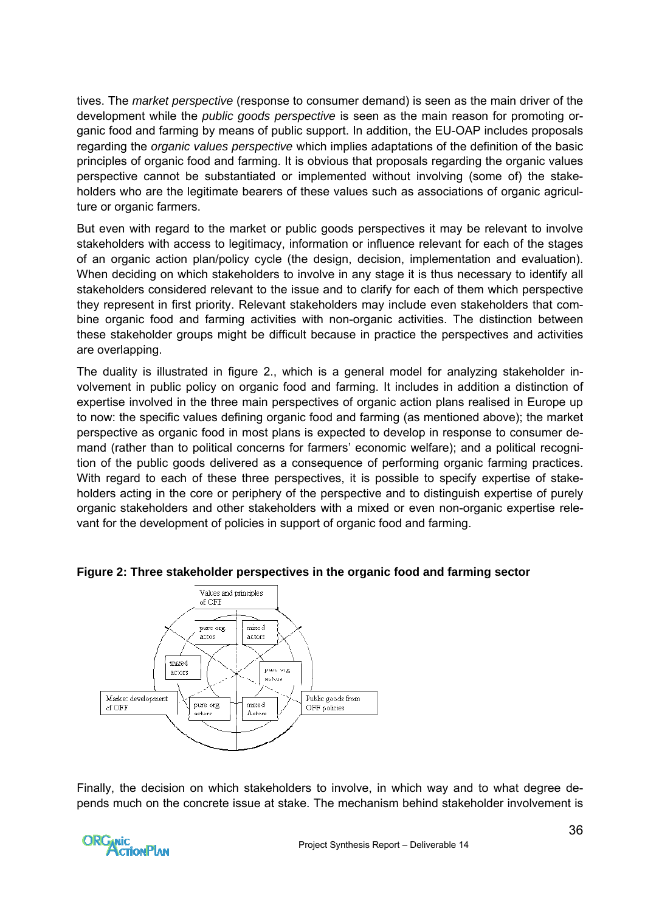tives. The *market perspective* (response to consumer demand) is seen as the main driver of the development while the *public goods perspective* is seen as the main reason for promoting organic food and farming by means of public support. In addition, the EU-OAP includes proposals regarding the *organic values perspective* which implies adaptations of the definition of the basic principles of organic food and farming. It is obvious that proposals regarding the organic values perspective cannot be substantiated or implemented without involving (some of) the stakeholders who are the legitimate bearers of these values such as associations of organic agriculture or organic farmers.

But even with regard to the market or public goods perspectives it may be relevant to involve stakeholders with access to legitimacy, information or influence relevant for each of the stages of an organic action plan/policy cycle (the design, decision, implementation and evaluation). When deciding on which stakeholders to involve in any stage it is thus necessary to identify all stakeholders considered relevant to the issue and to clarify for each of them which perspective they represent in first priority. Relevant stakeholders may include even stakeholders that combine organic food and farming activities with non-organic activities. The distinction between these stakeholder groups might be difficult because in practice the perspectives and activities are overlapping.

The duality is illustrated in figure 2., which is a general model for analyzing stakeholder involvement in public policy on organic food and farming. It includes in addition a distinction of expertise involved in the three main perspectives of organic action plans realised in Europe up to now: the specific values defining organic food and farming (as mentioned above); the market perspective as organic food in most plans is expected to develop in response to consumer demand (rather than to political concerns for farmers' economic welfare); and a political recognition of the public goods delivered as a consequence of performing organic farming practices. With regard to each of these three perspectives, it is possible to specify expertise of stakeholders acting in the core or periphery of the perspective and to distinguish expertise of purely organic stakeholders and other stakeholders with a mixed or even non-organic expertise relevant for the development of policies in support of organic food and farming.

**Figure 2: Three stakeholder perspectives in the organic food and farming sector**

Values and principles of OFF | pure org actors | mixed actors | mixed actors | pure org actors | Market development of OFF | pure org actors | mixed Actors | Public goods from OFF policies

Finally, the decision on which stakeholders to involve, in which way and to what degree depends much on the concrete issue at stake. The mechanism behind stakeholder involvement is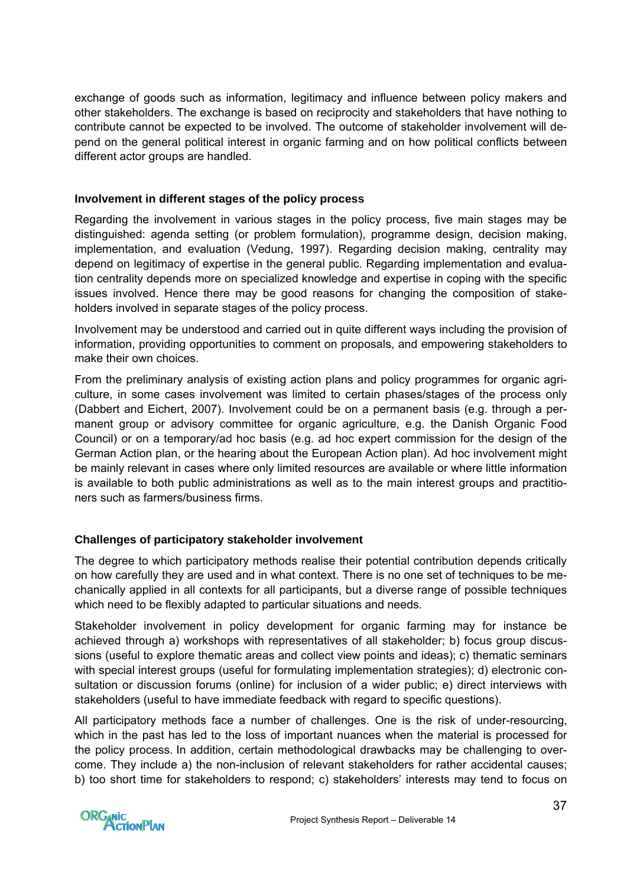exchange of goods such as information, legitimacy and influence between policy makers and other stakeholders. The exchange is based on reciprocity and stakeholders that have nothing to contribute cannot be expected to be involved. The outcome of stakeholder involvement will depend on the general political interest in organic farming and on how political conflicts between different actor groups are handled.

### Involvement in different stages of the policy process

Regarding the involvement in various stages in the policy process, five main stages may be distinguished: agenda setting (or problem formulation), programme design, decision making, implementation, and evaluation (Vedung, 1997). Regarding decision making, centrality may depend on legitimacy of expertise in the general public. Regarding implementation and evaluation centrality depends more on specialized knowledge and expertise in coping with the specific issues involved. Hence there may be good reasons for changing the composition of stakeholders involved in separate stages of the policy process.

Involvement may be understood and carried out in quite different ways including the provision of information, providing opportunities to comment on proposals, and empowering stakeholders to make their own choices.

From the preliminary analysis of existing action plans and policy programmes for organic agriculture, in some cases involvement was limited to certain phases/stages of the process only (Dabbert and Eichert, 2007). Involvement could be on a permanent basis (e.g. through a permanent group or advisory committee for organic agriculture, e.g. the Danish Organic Food Council) or on a temporary/ad hoc basis (e.g. ad hoc expert commission for the design of the German Action plan, or the hearing about the European Action plan). Ad hoc involvement might be mainly relevant in cases where only limited resources are available or where little information is available to both public administrations as well as to the main interest groups and practitioners such as farmers/business firms.

### Challenges of participatory stakeholder involvement

The degree to which participatory methods realise their potential contribution depends critically on how carefully they are used and in what context. There is no one set of techniques to be mechanically applied in all contexts for all participants, but a diverse range of possible techniques which need to be flexibly adapted to particular situations and needs.

Stakeholder involvement in policy development for organic farming may for instance be achieved through a) workshops with representatives of all stakeholder; b) focus group discussions (useful to explore thematic areas and collect view points and ideas); c) thematic seminars with special interest groups (useful for formulating implementation strategies); d) electronic consultation or discussion forums (online) for inclusion of a wider public; e) direct interviews with stakeholders (useful to have immediate feedback with regard to specific questions).

All participatory methods face a number of challenges. One is the risk of under-resourcing, which in the past has led to the loss of important nuances when the material is processed for the policy process. In addition, certain methodological drawbacks may be challenging to overcome. They include a) the non-inclusion of relevant stakeholders for rather accidental causes; b) too short time for stakeholders to respond; c) stakeholders' interests may tend to focus on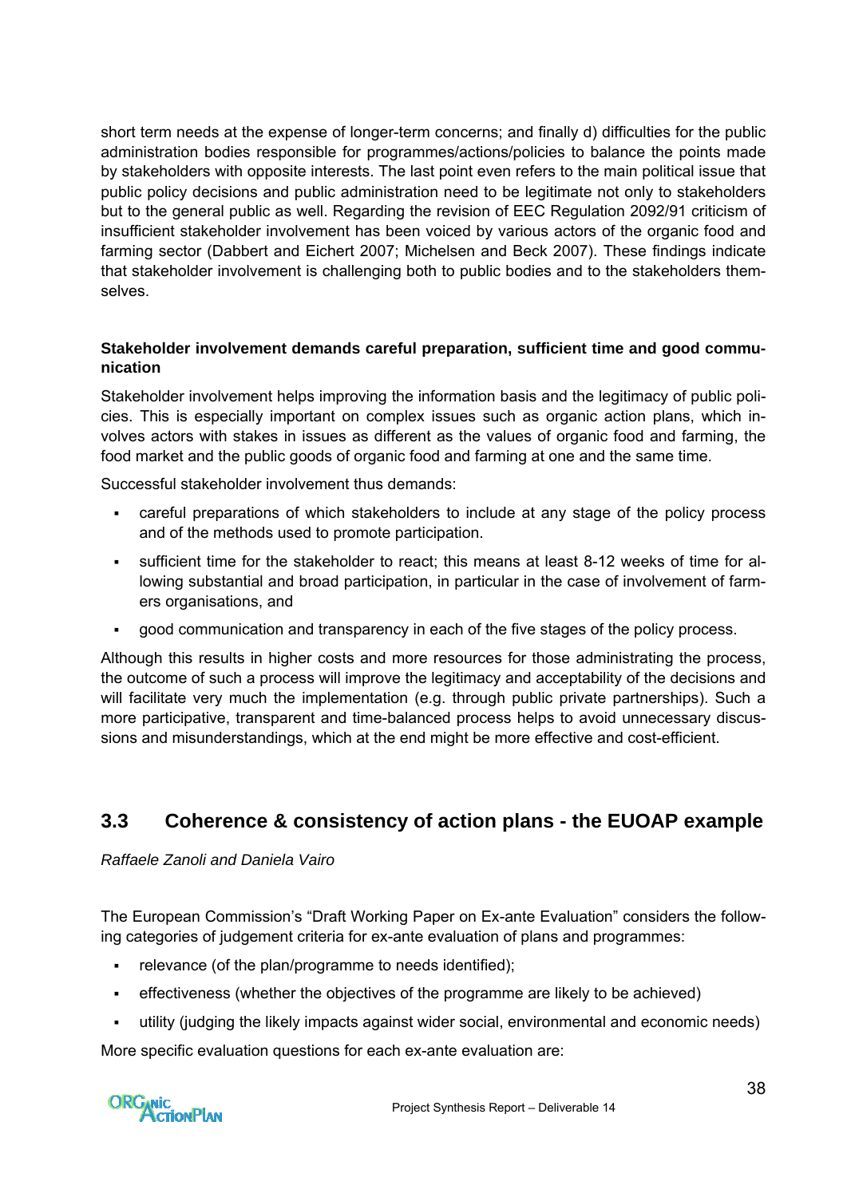short term needs at the expense of longer-term concerns; and finally d) difficulties for the public administration bodies responsible for programmes/actions/policies to balance the points made by stakeholders with opposite interests. The last point even refers to the main political issue that public policy decisions and public administration need to be legitimate not only to stakeholders but to the general public as well. Regarding the revision of EEC Regulation 2092/91 criticism of insufficient stakeholder involvement has been voiced by various actors of the organic food and farming sector (Dabbert and Eichert 2007; Michelsen and Beck 2007). These findings indicate that stakeholder involvement is challenging both to public bodies and to the stakeholders themselves.

**Stakeholder involvement demands careful preparation, sufficient time and good communication**

Stakeholder involvement helps improving the information basis and the legitimacy of public policies. This is especially important on complex issues such as organic action plans, which involves actors with stakes in issues as different as the values of organic food and farming, the food market and the public goods of organic food and farming at one and the same time.

Successful stakeholder involvement thus demands:

- careful preparations of which stakeholders to include at any stage of the policy process and of the methods used to promote participation.
- sufficient time for the stakeholder to react; this means at least 8-12 weeks of time for allowing substantial and broad participation, in particular in the case of involvement of farmers organisations, and
- good communication and transparency in each of the five stages of the policy process.

Although this results in higher costs and more resources for those administrating the process, the outcome of such a process will improve the legitimacy and acceptability of the decisions and will facilitate very much the implementation (e.g. through public private partnerships). Such a more participative, transparent and time-balanced process helps to avoid unnecessary discussions and misunderstandings, which at the end might be more effective and cost-efficient.

## 3.3 Coherence & consistency of action plans - the EUOAP example

*Raffaele Zanoli and Daniela Vairo*

The European Commission's "Draft Working Paper on Ex-ante Evaluation" considers the following categories of judgement criteria for ex-ante evaluation of plans and programmes:

- relevance (of the plan/programme to needs identified);
- effectiveness (whether the objectives of the programme are likely to be achieved)
- utility (judging the likely impacts against wider social, environmental and economic needs)

More specific evaluation questions for each ex-ante evaluation are: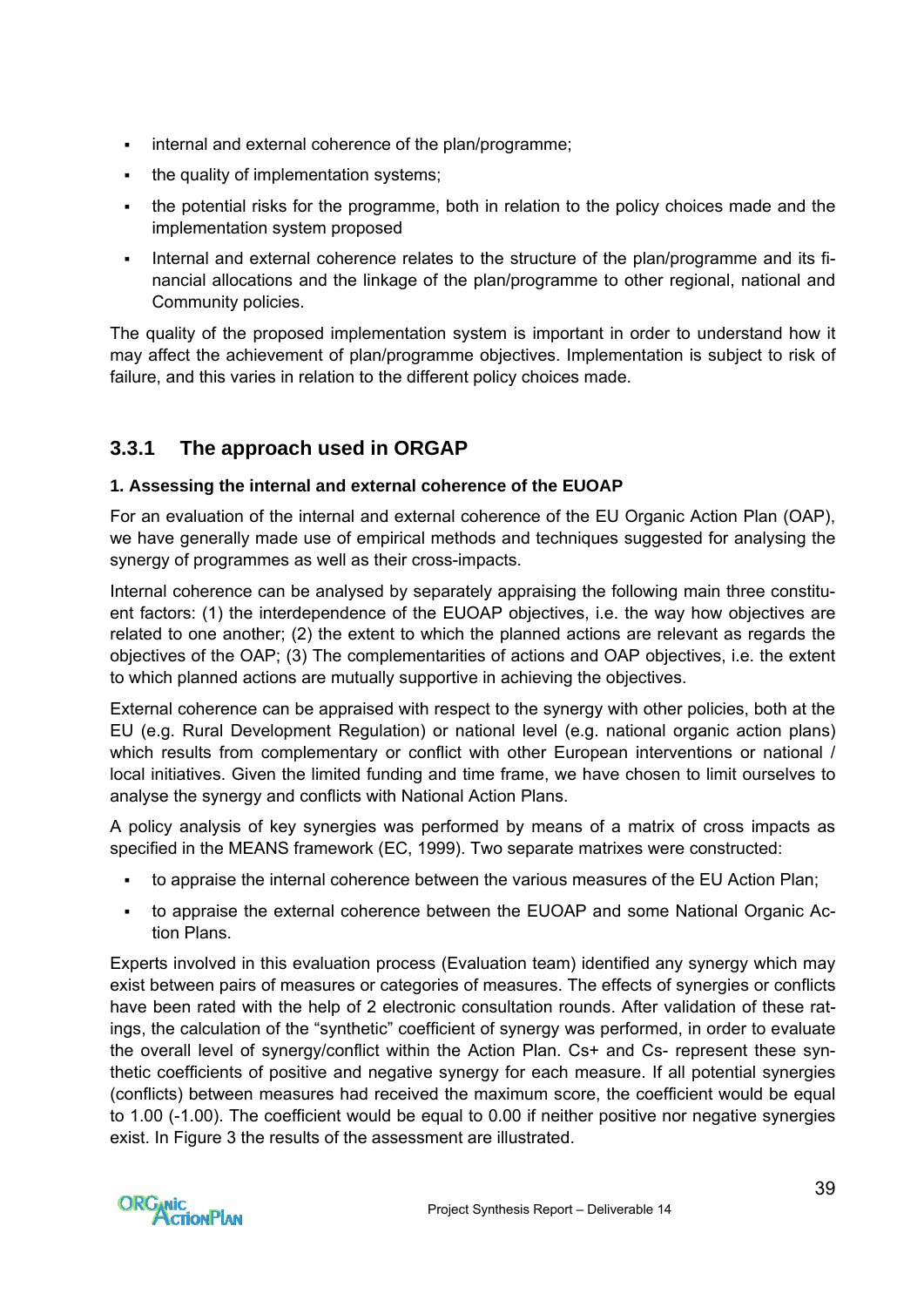- internal and external coherence of the plan/programme;
- the quality of implementation systems;
- the potential risks for the programme, both in relation to the policy choices made and the implementation system proposed
- Internal and external coherence relates to the structure of the plan/programme and its financial allocations and the linkage of the plan/programme to other regional, national and Community policies.

The quality of the proposed implementation system is important in order to understand how it may affect the achievement of plan/programme objectives. Implementation is subject to risk of failure, and this varies in relation to the different policy choices made.

### 3.3.1 The approach used in ORGAP

**1. Assessing the internal and external coherence of the EUOAP**

For an evaluation of the internal and external coherence of the EU Organic Action Plan (OAP), we have generally made use of empirical methods and techniques suggested for analysing the synergy of programmes as well as their cross-impacts.

Internal coherence can be analysed by separately appraising the following main three constituent factors: (1) the interdependence of the EUOAP objectives, i.e. the way how objectives are related to one another; (2) the extent to which the planned actions are relevant as regards the objectives of the OAP; (3) The complementarities of actions and OAP objectives, i.e. the extent to which planned actions are mutually supportive in achieving the objectives.

External coherence can be appraised with respect to the synergy with other policies, both at the EU (e.g. Rural Development Regulation) or national level (e.g. national organic action plans) which results from complementary or conflict with other European interventions or national / local initiatives. Given the limited funding and time frame, we have chosen to limit ourselves to analyse the synergy and conflicts with National Action Plans.

A policy analysis of key synergies was performed by means of a matrix of cross impacts as specified in the MEANS framework (EC, 1999). Two separate matrixes were constructed:

- to appraise the internal coherence between the various measures of the EU Action Plan;
- to appraise the external coherence between the EUOAP and some National Organic Action Plans.

Experts involved in this evaluation process (Evaluation team) identified any synergy which may exist between pairs of measures or categories of measures. The effects of synergies or conflicts have been rated with the help of 2 electronic consultation rounds. After validation of these ratings, the calculation of the "synthetic" coefficient of synergy was performed, in order to evaluate the overall level of synergy/conflict within the Action Plan. Cs+ and Cs- represent these synthetic coefficients of positive and negative synergy for each measure. If all potential synergies (conflicts) between measures had received the maximum score, the coefficient would be equal to 1.00 (-1.00). The coefficient would be equal to 0.00 if neither positive nor negative synergies exist. In Figure 3 the results of the assessment are illustrated.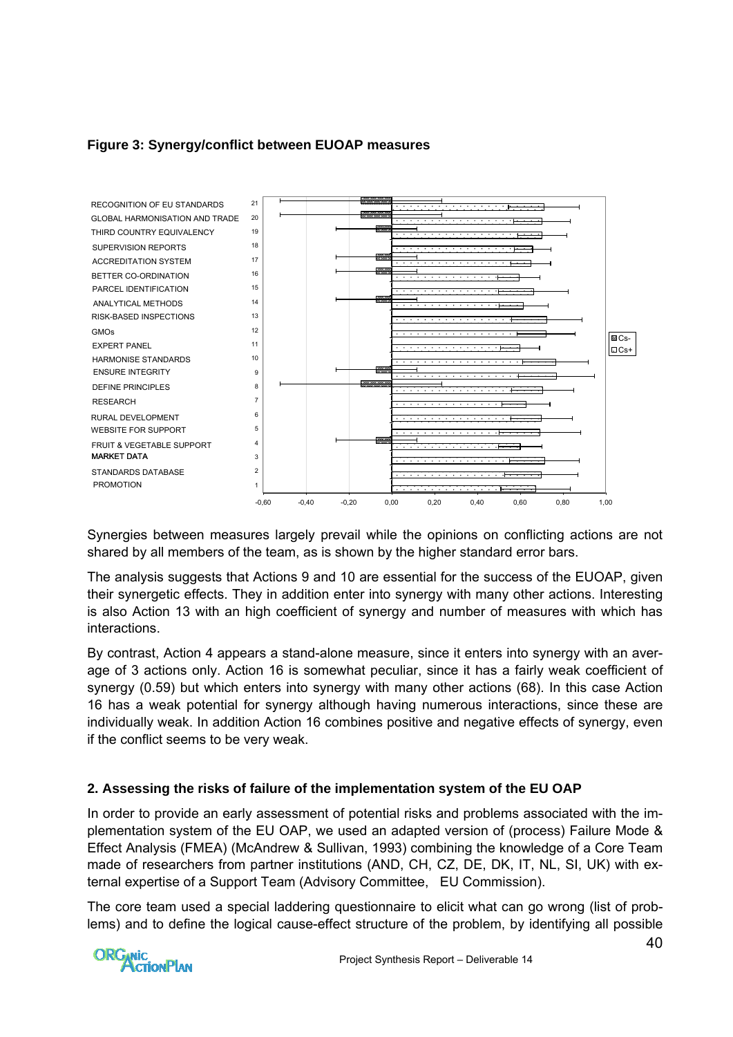**Figure 3: Synergy/conflict between EUOAP measures**

Synergies between measures largely prevail while the opinions on conflicting actions are not shared by all members of the team, as is shown by the higher standard error bars.

The analysis suggests that Actions 9 and 10 are essential for the success of the EUOAP, given their synergetic effects. They in addition enter into synergy with many other actions. Interesting is also Action 13 with an high coefficient of synergy and number of measures with which has interactions.

By contrast, Action 4 appears a stand-alone measure, since it enters into synergy with an average of 3 actions only. Action 16 is somewhat peculiar, since it has a fairly weak coefficient of synergy (0.59) but which enters into synergy with many other actions (68). In this case Action 16 has a weak potential for synergy although having numerous interactions, since these are individually weak. In addition Action 16 combines positive and negative effects of synergy, even if the conflict seems to be very weak.

### 2. Assessing the risks of failure of the implementation system of the EU OAP

In order to provide an early assessment of potential risks and problems associated with the implementation system of the EU OAP, we used an adapted version of (process) Failure Mode & Effect Analysis (FMEA) (McAndrew & Sullivan, 1993) combining the knowledge of a Core Team made of researchers from partner institutions (AND, CH, CZ, DE, DK, IT, NL, SI, UK) with external expertise of a Support Team (Advisory Committee, EU Commission).

The core team used a special laddering questionnaire to elicit what can go wrong (list of problems) and to define the logical cause-effect structure of the problem, by identifying all possible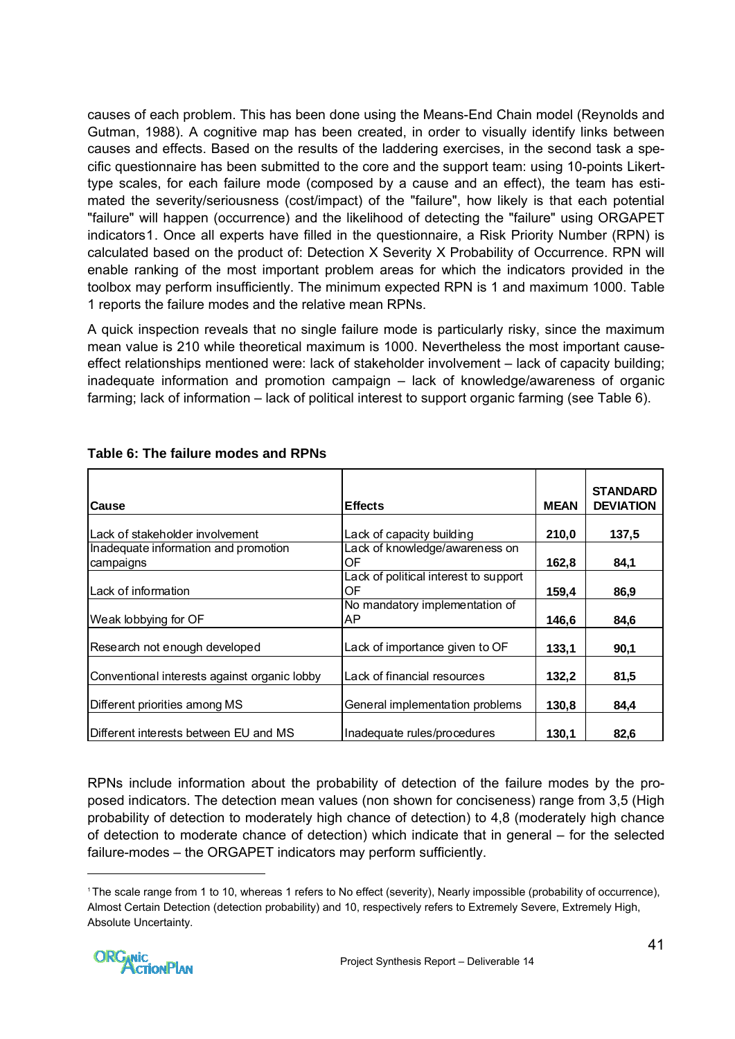causes of each problem. This has been done using the Means-End Chain model (Reynolds and Gutman, 1988). A cognitive map has been created, in order to visually identify links between causes and effects. Based on the results of the laddering exercises, in the second task a specific questionnaire has been submitted to the core and the support team: using 10-points Likert-type scales, for each failure mode (composed by a cause and an effect), the team has estimated the severity/seriousness (cost/impact) of the "failure", how likely is that each potential "failure" will happen (occurrence) and the likelihood of detecting the "failure" using ORGAPET indicators[1]. Once all experts have filled in the questionnaire, a Risk Priority Number (RPN) is calculated based on the product of: Detection X Severity X Probability of Occurrence. RPN will enable ranking of the most important problem areas for which the indicators provided in the toolbox may perform insufficiently. The minimum expected RPN is 1 and maximum 1000. Table 1 reports the failure modes and the relative mean RPNs.

A quick inspection reveals that no single failure mode is particularly risky, since the maximum mean value is 210 while theoretical maximum is 1000. Nevertheless the most important cause-effect relationships mentioned were: lack of stakeholder involvement – lack of capacity building; inadequate information and promotion campaign – lack of knowledge/awareness of organic farming; lack of information – lack of political interest to support organic farming (see Table 6).

**Table 6: The failure modes and RPNs**

| Cause | Effects | MEAN | STANDARD DEVIATION |
|---|---|---|---|
| Lack of stakeholder involvement | Lack of capacity building | **210,0** | **137,5** |
| Inadequate information and promotion campaigns | Lack of knowledge/awareness on OF | **162,8** | **84,1** |
| Lack of information | Lack of political interest to support OF | **159,4** | **86,9** |
| Weak lobbying for OF | No mandatory implementation of AP | **146,6** | **84,6** |
| Research not enough developed | Lack of importance given to OF | **133,1** | **90,1** |
| Conventional interests against organic lobby | Lack of financial resources | **132,2** | **81,5** |
| Different priorities among MS | General implementation problems | **130,8** | **84,4** |
| Different interests between EU and MS | Inadequate rules/procedures | **130,1** | **82,6** |

RPNs include information about the probability of detection of the failure modes by the proposed indicators. The detection mean values (non shown for conciseness) range from 3,5 (High probability of detection to moderately high chance of detection) to 4,8 (moderately high chance of detection to moderate chance of detection) which indicate that in general – for the selected failure-modes – the ORGAPET indicators may perform sufficiently.

[1] The scale range from 1 to 10, whereas 1 refers to No effect (severity), Nearly impossible (probability of occurrence), Almost Certain Detection (detection probability) and 10, respectively refers to Extremely Severe, Extremely High, Absolute Uncertainty.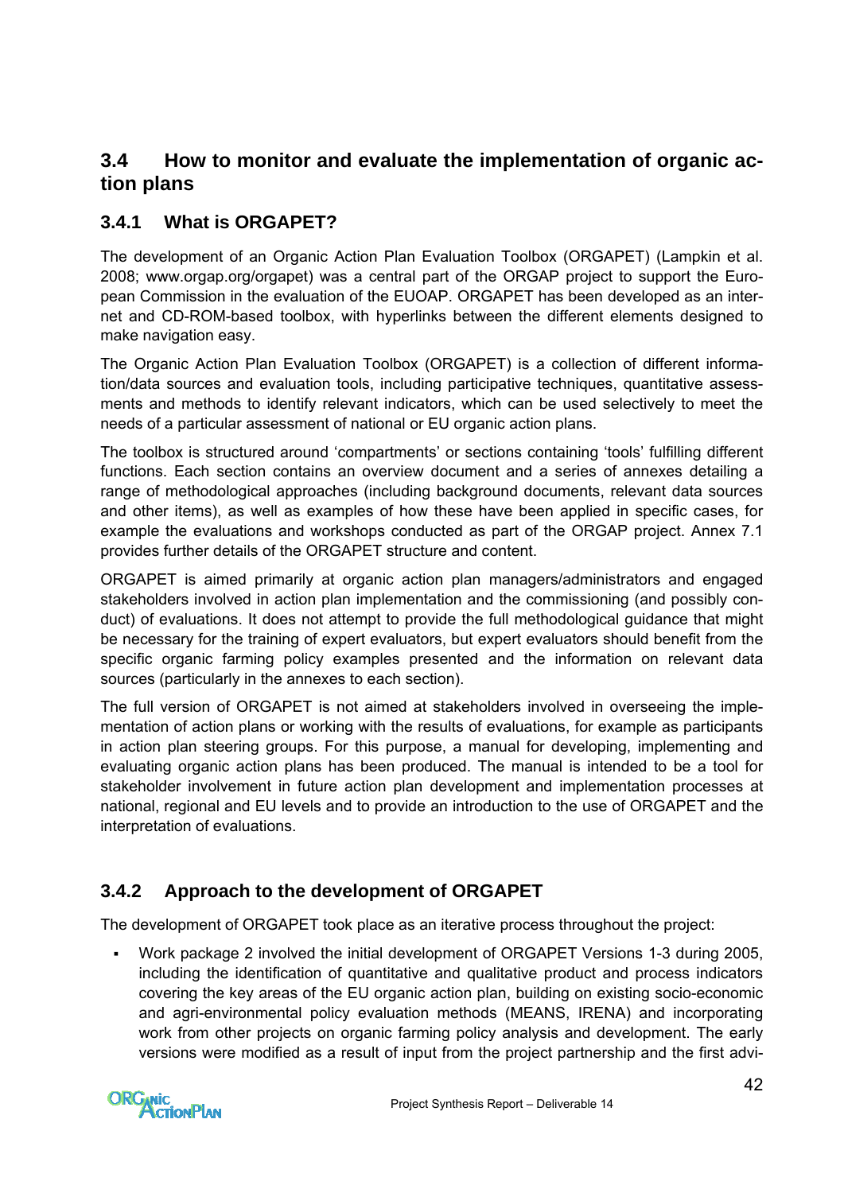## 3.4 How to monitor and evaluate the implementation of organic action plans

### 3.4.1 What is ORGAPET?

The development of an Organic Action Plan Evaluation Toolbox (ORGAPET) (Lampkin et al. 2008; www.orgap.org/orgapet) was a central part of the ORGAP project to support the European Commission in the evaluation of the EUOAP. ORGAPET has been developed as an internet and CD-ROM-based toolbox, with hyperlinks between the different elements designed to make navigation easy.

The Organic Action Plan Evaluation Toolbox (ORGAPET) is a collection of different information/data sources and evaluation tools, including participative techniques, quantitative assessments and methods to identify relevant indicators, which can be used selectively to meet the needs of a particular assessment of national or EU organic action plans.

The toolbox is structured around 'compartments' or sections containing 'tools' fulfilling different functions. Each section contains an overview document and a series of annexes detailing a range of methodological approaches (including background documents, relevant data sources and other items), as well as examples of how these have been applied in specific cases, for example the evaluations and workshops conducted as part of the ORGAP project. Annex 7.1 provides further details of the ORGAPET structure and content.

ORGAPET is aimed primarily at organic action plan managers/administrators and engaged stakeholders involved in action plan implementation and the commissioning (and possibly conduct) of evaluations. It does not attempt to provide the full methodological guidance that might be necessary for the training of expert evaluators, but expert evaluators should benefit from the specific organic farming policy examples presented and the information on relevant data sources (particularly in the annexes to each section).

The full version of ORGAPET is not aimed at stakeholders involved in overseeing the implementation of action plans or working with the results of evaluations, for example as participants in action plan steering groups. For this purpose, a manual for developing, implementing and evaluating organic action plans has been produced. The manual is intended to be a tool for stakeholder involvement in future action plan development and implementation processes at national, regional and EU levels and to provide an introduction to the use of ORGAPET and the interpretation of evaluations.

### 3.4.2 Approach to the development of ORGAPET

The development of ORGAPET took place as an iterative process throughout the project:

- Work package 2 involved the initial development of ORGAPET Versions 1-3 during 2005, including the identification of quantitative and qualitative product and process indicators covering the key areas of the EU organic action plan, building on existing socio-economic and agri-environmental policy evaluation methods (MEANS, IRENA) and incorporating work from other projects on organic farming policy analysis and development. The early versions were modified as a result of input from the project partnership and the first advi-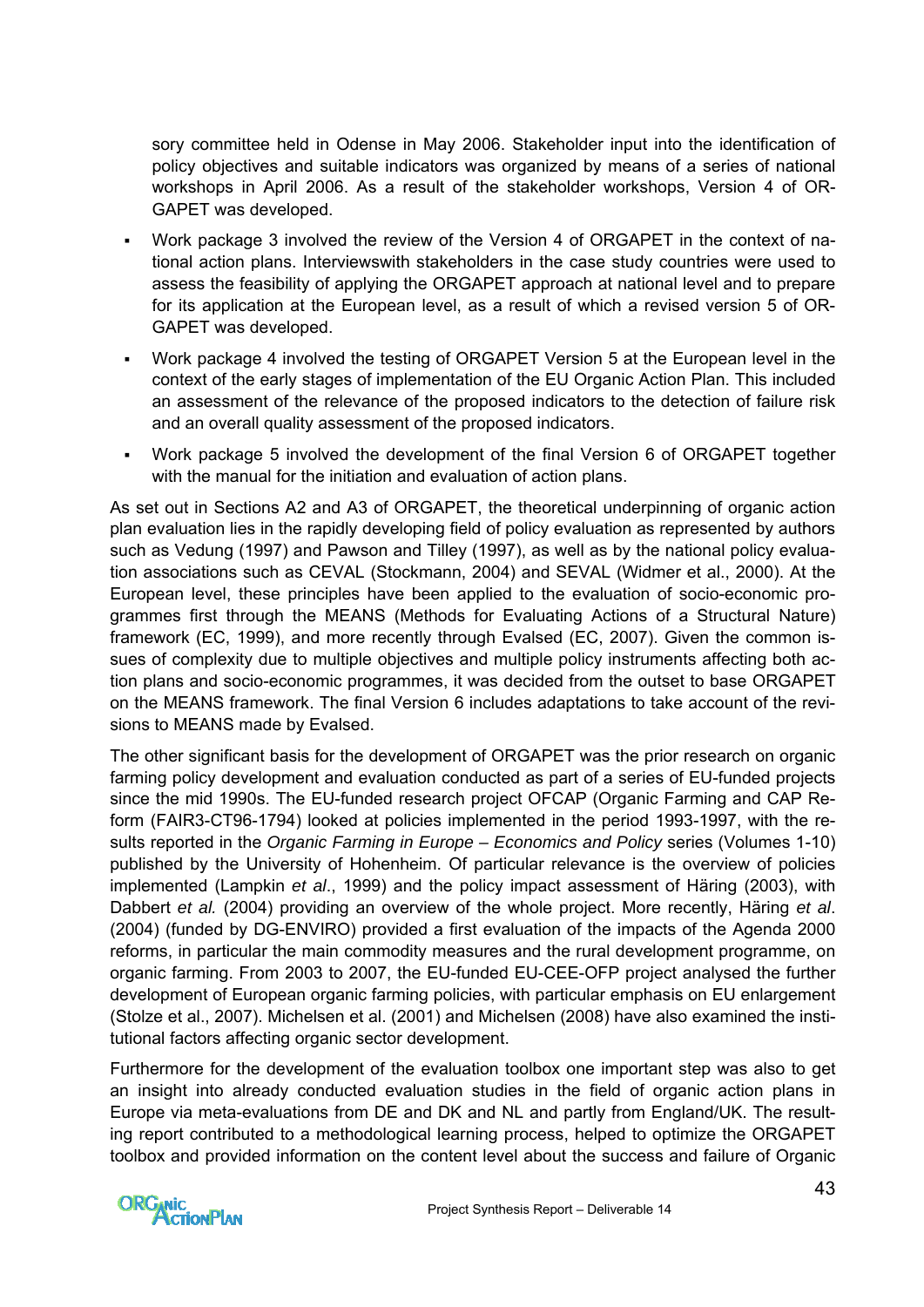sory committee held in Odense in May 2006. Stakeholder input into the identification of policy objectives and suitable indicators was organized by means of a series of national workshops in April 2006. As a result of the stakeholder workshops, Version 4 of ORGAPET was developed.

- Work package 3 involved the review of the Version 4 of ORGAPET in the context of national action plans. Interviewswith stakeholders in the case study countries were used to assess the feasibility of applying the ORGAPET approach at national level and to prepare for its application at the European level, as a result of which a revised version 5 of ORGAPET was developed.
- Work package 4 involved the testing of ORGAPET Version 5 at the European level in the context of the early stages of implementation of the EU Organic Action Plan. This included an assessment of the relevance of the proposed indicators to the detection of failure risk and an overall quality assessment of the proposed indicators.
- Work package 5 involved the development of the final Version 6 of ORGAPET together with the manual for the initiation and evaluation of action plans.

As set out in Sections A2 and A3 of ORGAPET, the theoretical underpinning of organic action plan evaluation lies in the rapidly developing field of policy evaluation as represented by authors such as Vedung (1997) and Pawson and Tilley (1997), as well as by the national policy evaluation associations such as CEVAL (Stockmann, 2004) and SEVAL (Widmer et al., 2000). At the European level, these principles have been applied to the evaluation of socio-economic programmes first through the MEANS (Methods for Evaluating Actions of a Structural Nature) framework (EC, 1999), and more recently through Evalsed (EC, 2007). Given the common issues of complexity due to multiple objectives and multiple policy instruments affecting both action plans and socio-economic programmes, it was decided from the outset to base ORGAPET on the MEANS framework. The final Version 6 includes adaptations to take account of the revisions to MEANS made by Evalsed.

The other significant basis for the development of ORGAPET was the prior research on organic farming policy development and evaluation conducted as part of a series of EU-funded projects since the mid 1990s. The EU-funded research project OFCAP (Organic Farming and CAP Reform (FAIR3-CT96-1794) looked at policies implemented in the period 1993-1997, with the results reported in the *Organic Farming in Europe – Economics and Policy* series (Volumes 1-10) published by the University of Hohenheim. Of particular relevance is the overview of policies implemented (Lampkin *et al*., 1999) and the policy impact assessment of Häring (2003), with Dabbert *et al.* (2004) providing an overview of the whole project. More recently, Häring *et al*. (2004) (funded by DG-ENVIRO) provided a first evaluation of the impacts of the Agenda 2000 reforms, in particular the main commodity measures and the rural development programme, on organic farming. From 2003 to 2007, the EU-funded EU-CEE-OFP project analysed the further development of European organic farming policies, with particular emphasis on EU enlargement (Stolze et al., 2007). Michelsen et al. (2001) and Michelsen (2008) have also examined the institutional factors affecting organic sector development.

Furthermore for the development of the evaluation toolbox one important step was also to get an insight into already conducted evaluation studies in the field of organic action plans in Europe via meta-evaluations from DE and DK and NL and partly from England/UK. The resulting report contributed to a methodological learning process, helped to optimize the ORGAPET toolbox and provided information on the content level about the success and failure of Organic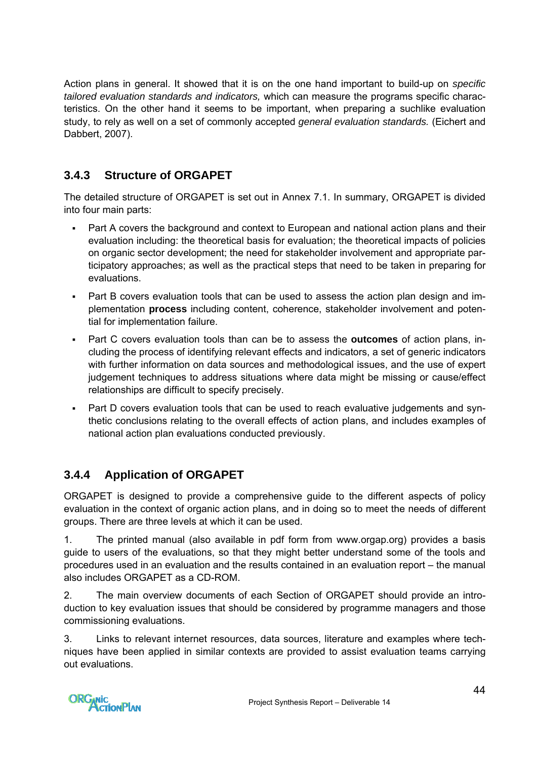Action plans in general. It showed that it is on the one hand important to build-up on *specific tailored evaluation standards and indicators,* which can measure the programs specific characteristics. On the other hand it seems to be important, when preparing a suchlike evaluation study, to rely as well on a set of commonly accepted *general evaluation standards.* (Eichert and Dabbert, 2007).

### 3.4.3 Structure of ORGAPET

The detailed structure of ORGAPET is set out in Annex 7.1. In summary, ORGAPET is divided into four main parts:

- Part A covers the background and context to European and national action plans and their evaluation including: the theoretical basis for evaluation; the theoretical impacts of policies on organic sector development; the need for stakeholder involvement and appropriate participatory approaches; as well as the practical steps that need to be taken in preparing for evaluations.
- Part B covers evaluation tools that can be used to assess the action plan design and implementation **process** including content, coherence, stakeholder involvement and potential for implementation failure.
- Part C covers evaluation tools than can be to assess the **outcomes** of action plans, including the process of identifying relevant effects and indicators, a set of generic indicators with further information on data sources and methodological issues, and the use of expert judgement techniques to address situations where data might be missing or cause/effect relationships are difficult to specify precisely.
- Part D covers evaluation tools that can be used to reach evaluative judgements and synthetic conclusions relating to the overall effects of action plans, and includes examples of national action plan evaluations conducted previously.

### 3.4.4 Application of ORGAPET

ORGAPET is designed to provide a comprehensive guide to the different aspects of policy evaluation in the context of organic action plans, and in doing so to meet the needs of different groups. There are three levels at which it can be used.

1. The printed manual (also available in pdf form from www.orgap.org) provides a basis guide to users of the evaluations, so that they might better understand some of the tools and procedures used in an evaluation and the results contained in an evaluation report – the manual also includes ORGAPET as a CD-ROM.

2. The main overview documents of each Section of ORGAPET should provide an introduction to key evaluation issues that should be considered by programme managers and those commissioning evaluations.

3. Links to relevant internet resources, data sources, literature and examples where techniques have been applied in similar contexts are provided to assist evaluation teams carrying out evaluations.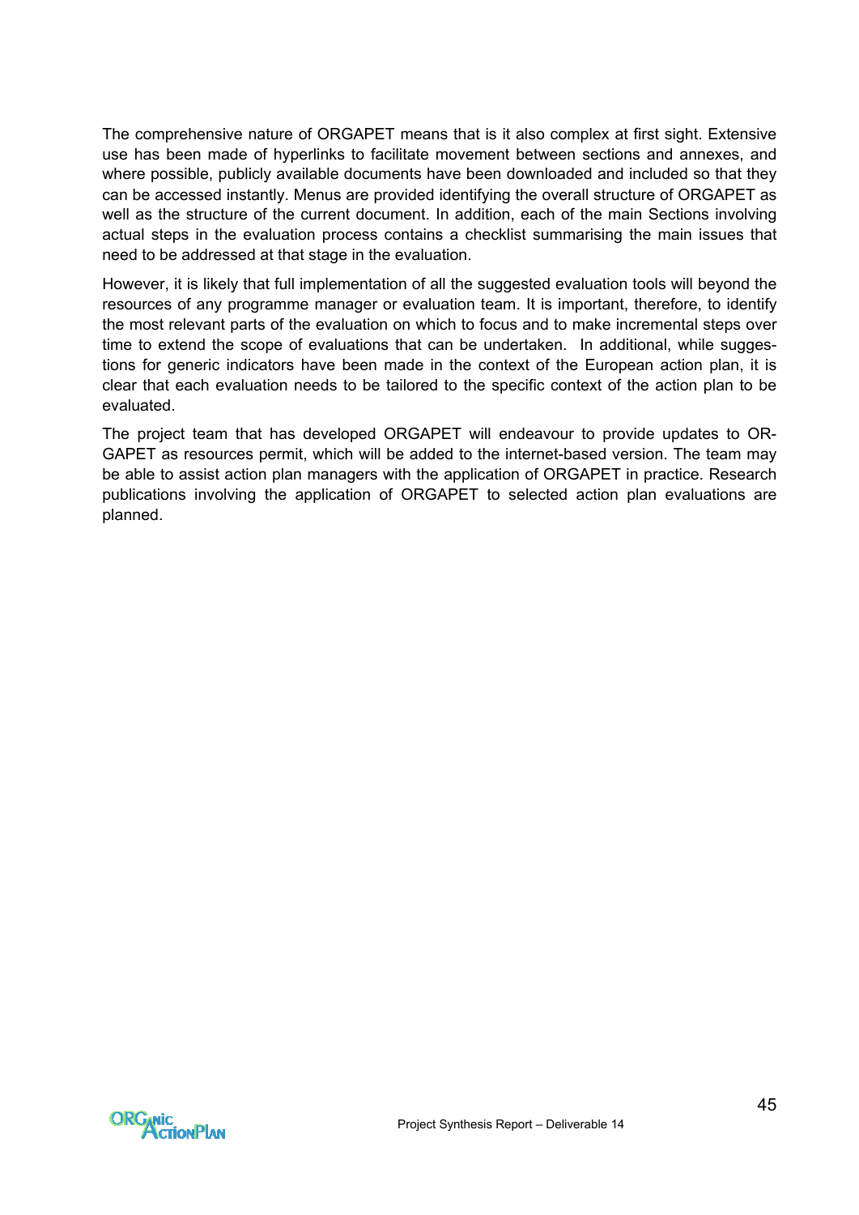The comprehensive nature of ORGAPET means that is it also complex at first sight. Extensive use has been made of hyperlinks to facilitate movement between sections and annexes, and where possible, publicly available documents have been downloaded and included so that they can be accessed instantly. Menus are provided identifying the overall structure of ORGAPET as well as the structure of the current document. In addition, each of the main Sections involving actual steps in the evaluation process contains a checklist summarising the main issues that need to be addressed at that stage in the evaluation.

However, it is likely that full implementation of all the suggested evaluation tools will beyond the resources of any programme manager or evaluation team. It is important, therefore, to identify the most relevant parts of the evaluation on which to focus and to make incremental steps over time to extend the scope of evaluations that can be undertaken. In additional, while suggestions for generic indicators have been made in the context of the European action plan, it is clear that each evaluation needs to be tailored to the specific context of the action plan to be evaluated.

The project team that has developed ORGAPET will endeavour to provide updates to ORGAPET as resources permit, which will be added to the internet-based version. The team may be able to assist action plan managers with the application of ORGAPET in practice. Research publications involving the application of ORGAPET to selected action plan evaluations are planned.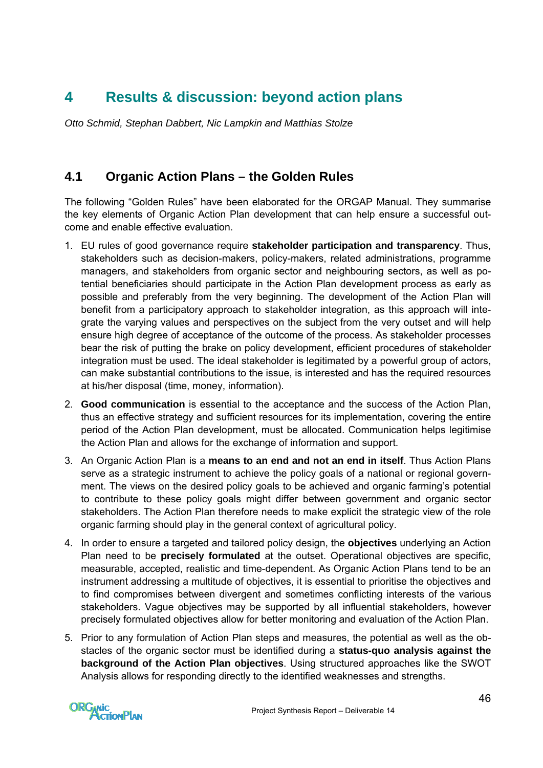# 4 Results & discussion: beyond action plans

*Otto Schmid, Stephan Dabbert, Nic Lampkin and Matthias Stolze*

## 4.1 Organic Action Plans – the Golden Rules

The following "Golden Rules" have been elaborated for the ORGAP Manual. They summarise the key elements of Organic Action Plan development that can help ensure a successful outcome and enable effective evaluation.

1. EU rules of good governance require **stakeholder participation and transparency**. Thus, stakeholders such as decision-makers, policy-makers, related administrations, programme managers, and stakeholders from organic sector and neighbouring sectors, as well as potential beneficiaries should participate in the Action Plan development process as early as possible and preferably from the very beginning. The development of the Action Plan will benefit from a participatory approach to stakeholder integration, as this approach will integrate the varying values and perspectives on the subject from the very outset and will help ensure high degree of acceptance of the outcome of the process. As stakeholder processes bear the risk of putting the brake on policy development, efficient procedures of stakeholder integration must be used. The ideal stakeholder is legitimated by a powerful group of actors, can make substantial contributions to the issue, is interested and has the required resources at his/her disposal (time, money, information).

2. **Good communication** is essential to the acceptance and the success of the Action Plan, thus an effective strategy and sufficient resources for its implementation, covering the entire period of the Action Plan development, must be allocated. Communication helps legitimise the Action Plan and allows for the exchange of information and support.

3. An Organic Action Plan is a **means to an end and not an end in itself**. Thus Action Plans serve as a strategic instrument to achieve the policy goals of a national or regional government. The views on the desired policy goals to be achieved and organic farming's potential to contribute to these policy goals might differ between government and organic sector stakeholders. The Action Plan therefore needs to make explicit the strategic view of the role organic farming should play in the general context of agricultural policy.

4. In order to ensure a targeted and tailored policy design, the **objectives** underlying an Action Plan need to be **precisely formulated** at the outset. Operational objectives are specific, measurable, accepted, realistic and time-dependent. As Organic Action Plans tend to be an instrument addressing a multitude of objectives, it is essential to prioritise the objectives and to find compromises between divergent and sometimes conflicting interests of the various stakeholders. Vague objectives may be supported by all influential stakeholders, however precisely formulated objectives allow for better monitoring and evaluation of the Action Plan.

5. Prior to any formulation of Action Plan steps and measures, the potential as well as the obstacles of the organic sector must be identified during a **status-quo analysis against the background of the Action Plan objectives**. Using structured approaches like the SWOT Analysis allows for responding directly to the identified weaknesses and strengths.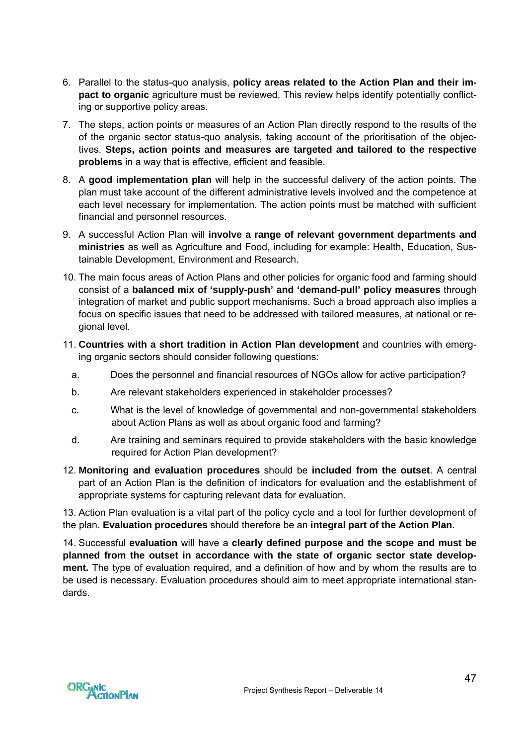6. Parallel to the status-quo analysis, **policy areas related to the Action Plan and their impact to organic** agriculture must be reviewed. This review helps identify potentially conflicting or supportive policy areas.

7. The steps, action points or measures of an Action Plan directly respond to the results of the of the organic sector status-quo analysis, taking account of the prioritisation of the objectives. **Steps, action points and measures are targeted and tailored to the respective problems** in a way that is effective, efficient and feasible.

8. A **good implementation plan** will help in the successful delivery of the action points. The plan must take account of the different administrative levels involved and the competence at each level necessary for implementation. The action points must be matched with sufficient financial and personnel resources.

9. A successful Action Plan will **involve a range of relevant government departments and ministries** as well as Agriculture and Food, including for example: Health, Education, Sustainable Development, Environment and Research.

10. The main focus areas of Action Plans and other policies for organic food and farming should consist of a **balanced mix of 'supply-push' and 'demand-pull' policy measures** through integration of market and public support mechanisms. Such a broad approach also implies a focus on specific issues that need to be addressed with tailored measures, at national or regional level.

11. **Countries with a short tradition in Action Plan development** and countries with emerging organic sectors should consider following questions:

    a. Does the personnel and financial resources of NGOs allow for active participation?

    b. Are relevant stakeholders experienced in stakeholder processes?

    c. What is the level of knowledge of governmental and non-governmental stakeholders about Action Plans as well as about organic food and farming?

    d. Are training and seminars required to provide stakeholders with the basic knowledge required for Action Plan development?

12. **Monitoring and evaluation procedures** should be **included from the outset**. A central part of an Action Plan is the definition of indicators for evaluation and the establishment of appropriate systems for capturing relevant data for evaluation.

13. Action Plan evaluation is a vital part of the policy cycle and a tool for further development of the plan. **Evaluation procedures** should therefore be an **integral part of the Action Plan**.

14. Successful **evaluation** will have a **clearly defined purpose and the scope and must be planned from the outset in accordance with the state of organic sector state development.** The type of evaluation required, and a definition of how and by whom the results are to be used is necessary. Evaluation procedures should aim to meet appropriate international standards.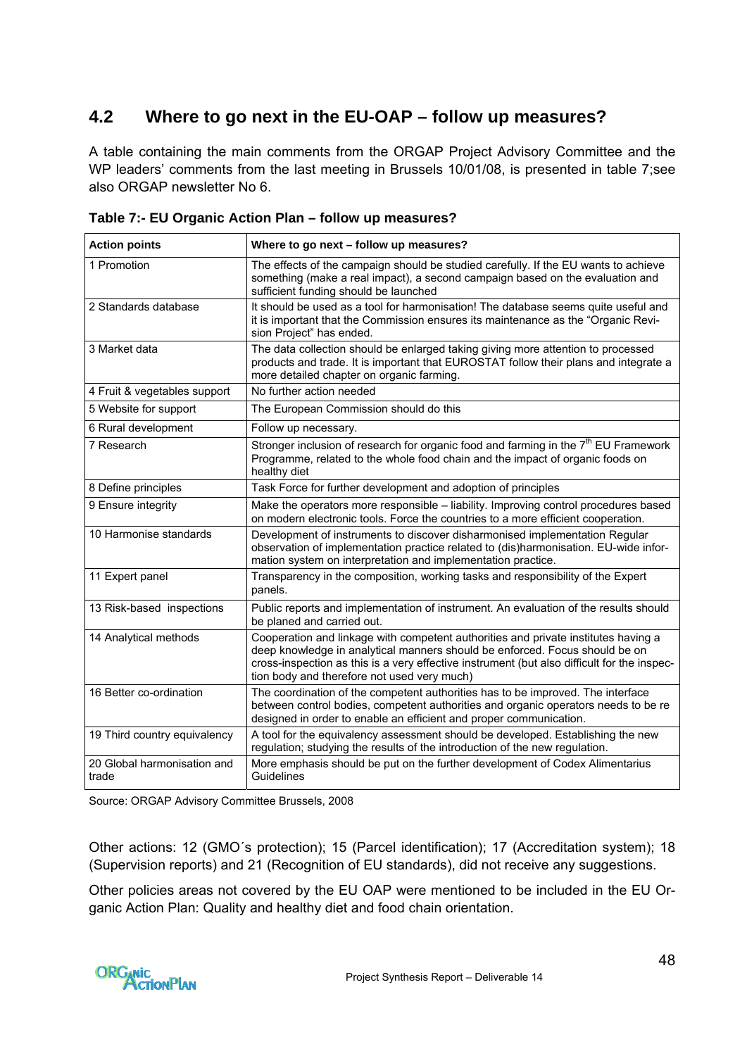## 4.2 Where to go next in the EU-OAP – follow up measures?

A table containing the main comments from the ORGAP Project Advisory Committee and the WP leaders' comments from the last meeting in Brussels 10/01/08, is presented in table 7;see also ORGAP newsletter No 6.

**Table 7:- EU Organic Action Plan – follow up measures?**

| Action points | Where to go next – follow up measures? |
|---|---|
| 1 Promotion | The effects of the campaign should be studied carefully. If the EU wants to achieve something (make a real impact), a second campaign based on the evaluation and sufficient funding should be launched |
| 2 Standards database | It should be used as a tool for harmonisation! The database seems quite useful and it is important that the Commission ensures its maintenance as the "Organic Revision Project" has ended. |
| 3 Market data | The data collection should be enlarged taking giving more attention to processed products and trade. It is important that EUROSTAT follow their plans and integrate a more detailed chapter on organic farming. |
| 4 Fruit & vegetables support | No further action needed |
| 5 Website for support | The European Commission should do this |
| 6 Rural development | Follow up necessary. |
| 7 Research | Stronger inclusion of research for organic food and farming in the 7th EU Framework Programme, related to the whole food chain and the impact of organic foods on healthy diet |
| 8 Define principles | Task Force for further development and adoption of principles |
| 9 Ensure integrity | Make the operators more responsible – liability. Improving control procedures based on modern electronic tools. Force the countries to a more efficient cooperation. |
| 10 Harmonise standards | Development of instruments to discover disharmonised implementation Regular observation of implementation practice related to (dis)harmonisation. EU-wide information system on interpretation and implementation practice. |
| 11 Expert panel | Transparency in the composition, working tasks and responsibility of the Expert panels. |
| 13 Risk-based inspections | Public reports and implementation of instrument. An evaluation of the results should be planed and carried out. |
| 14 Analytical methods | Cooperation and linkage with competent authorities and private institutes having a deep knowledge in analytical manners should be enforced. Focus should be on cross-inspection as this is a very effective instrument (but also difficult for the inspection body and therefore not used very much) |
| 16 Better co-ordination | The coordination of the competent authorities has to be improved. The interface between control bodies, competent authorities and organic operators needs to be re designed in order to enable an efficient and proper communication. |
| 19 Third country equivalency | A tool for the equivalency assessment should be developed. Establishing the new regulation; studying the results of the introduction of the new regulation. |
| 20 Global harmonisation and trade | More emphasis should be put on the further development of Codex Alimentarius Guidelines |

Source: ORGAP Advisory Committee Brussels, 2008

Other actions: 12 (GMO´s protection); 15 (Parcel identification); 17 (Accreditation system); 18 (Supervision reports) and 21 (Recognition of EU standards), did not receive any suggestions.

Other policies areas not covered by the EU OAP were mentioned to be included in the EU Organic Action Plan: Quality and healthy diet and food chain orientation.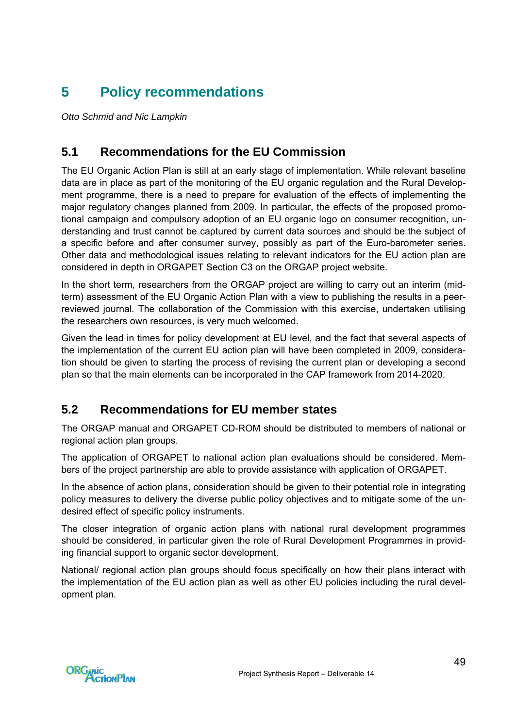# 5 Policy recommendations

*Otto Schmid and Nic Lampkin*

## 5.1 Recommendations for the EU Commission

The EU Organic Action Plan is still at an early stage of implementation. While relevant baseline data are in place as part of the monitoring of the EU organic regulation and the Rural Development programme, there is a need to prepare for evaluation of the effects of implementing the major regulatory changes planned from 2009. In particular, the effects of the proposed promotional campaign and compulsory adoption of an EU organic logo on consumer recognition, understanding and trust cannot be captured by current data sources and should be the subject of a specific before and after consumer survey, possibly as part of the Euro-barometer series. Other data and methodological issues relating to relevant indicators for the EU action plan are considered in depth in ORGAPET Section C3 on the ORGAP project website.

In the short term, researchers from the ORGAP project are willing to carry out an interim (mid-term) assessment of the EU Organic Action Plan with a view to publishing the results in a peer-reviewed journal. The collaboration of the Commission with this exercise, undertaken utilising the researchers own resources, is very much welcomed.

Given the lead in times for policy development at EU level, and the fact that several aspects of the implementation of the current EU action plan will have been completed in 2009, consideration should be given to starting the process of revising the current plan or developing a second plan so that the main elements can be incorporated in the CAP framework from 2014-2020.

## 5.2 Recommendations for EU member states

The ORGAP manual and ORGAPET CD-ROM should be distributed to members of national or regional action plan groups.

The application of ORGAPET to national action plan evaluations should be considered. Members of the project partnership are able to provide assistance with application of ORGAPET.

In the absence of action plans, consideration should be given to their potential role in integrating policy measures to delivery the diverse public policy objectives and to mitigate some of the undesired effect of specific policy instruments.

The closer integration of organic action plans with national rural development programmes should be considered, in particular given the role of Rural Development Programmes in providing financial support to organic sector development.

National/ regional action plan groups should focus specifically on how their plans interact with the implementation of the EU action plan as well as other EU policies including the rural development plan.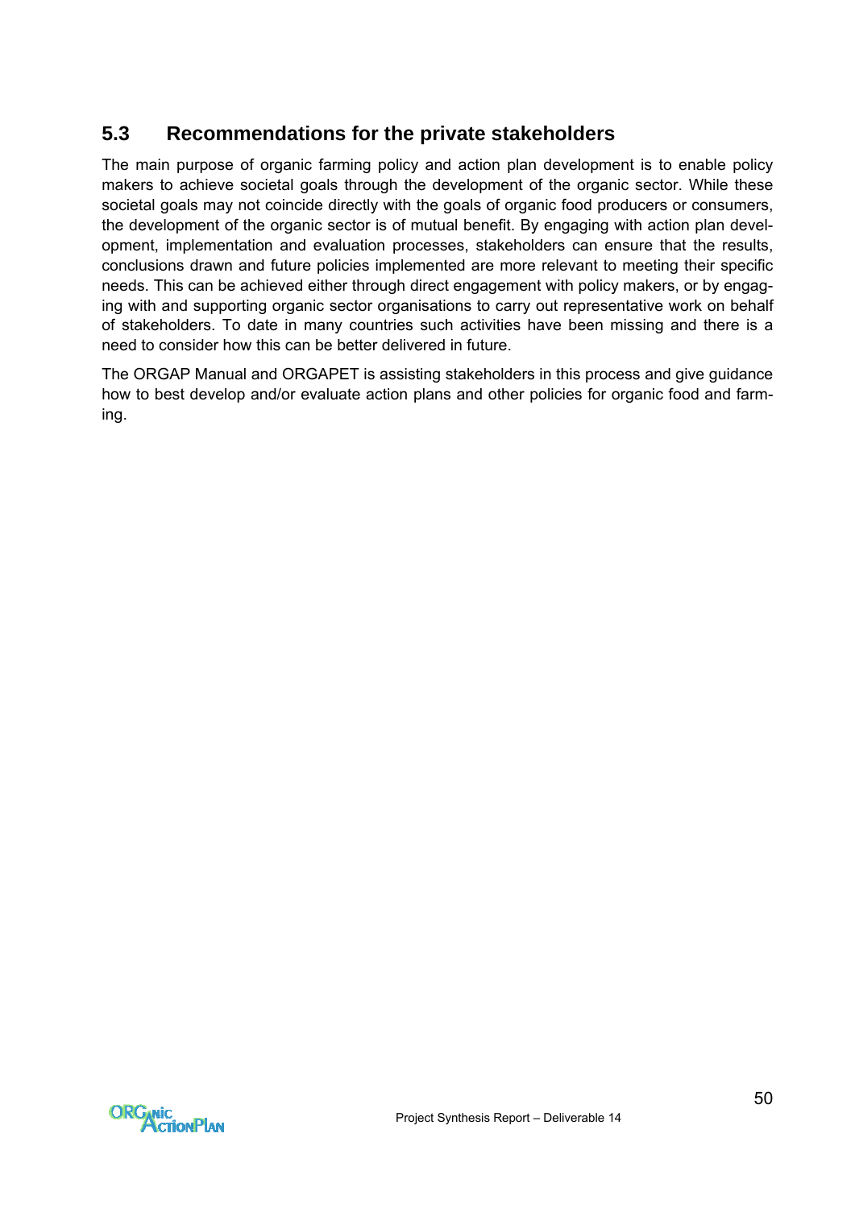## 5.3 Recommendations for the private stakeholders

The main purpose of organic farming policy and action plan development is to enable policy makers to achieve societal goals through the development of the organic sector. While these societal goals may not coincide directly with the goals of organic food producers or consumers, the development of the organic sector is of mutual benefit. By engaging with action plan development, implementation and evaluation processes, stakeholders can ensure that the results, conclusions drawn and future policies implemented are more relevant to meeting their specific needs. This can be achieved either through direct engagement with policy makers, or by engaging with and supporting organic sector organisations to carry out representative work on behalf of stakeholders. To date in many countries such activities have been missing and there is a need to consider how this can be better delivered in future.

The ORGAP Manual and ORGAPET is assisting stakeholders in this process and give guidance how to best develop and/or evaluate action plans and other policies for organic food and farming.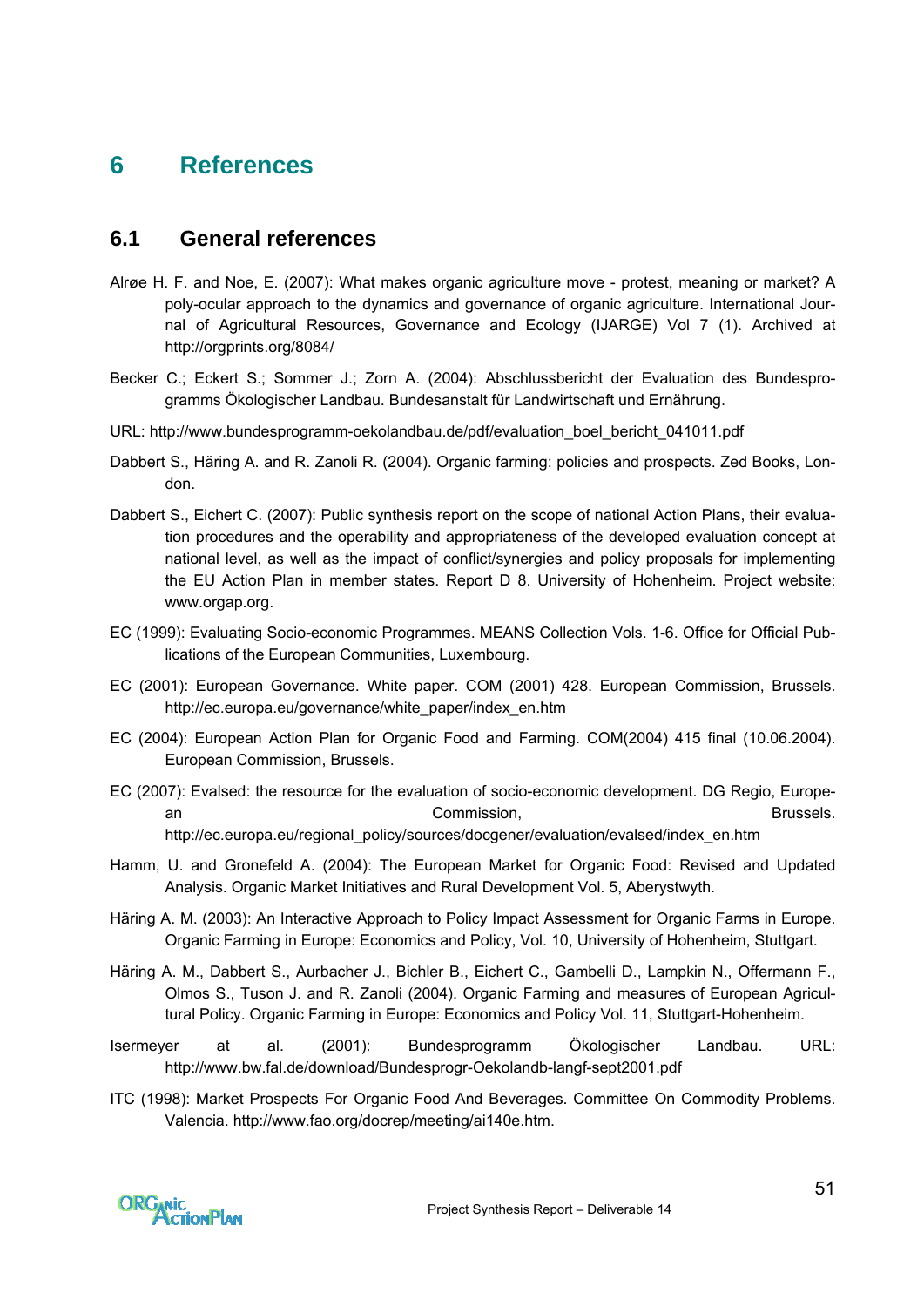# 6 References

## 6.1 General references

Alrøe H. F. and Noe, E. (2007): What makes organic agriculture move - protest, meaning or market? A poly-ocular approach to the dynamics and governance of organic agriculture. International Journal of Agricultural Resources, Governance and Ecology (IJARGE) Vol 7 (1). Archived at http://orgprints.org/8084/

Becker C.; Eckert S.; Sommer J.; Zorn A. (2004): Abschlussbericht der Evaluation des Bundesprogramms Ökologischer Landbau. Bundesanstalt für Landwirtschaft und Ernährung.

URL: http://www.bundesprogramm-oekolandbau.de/pdf/evaluation_boel_bericht_041011.pdf

Dabbert S., Häring A. and R. Zanoli R. (2004). Organic farming: policies and prospects. Zed Books, London.

Dabbert S., Eichert C. (2007): Public synthesis report on the scope of national Action Plans, their evaluation procedures and the operability and appropriateness of the developed evaluation concept at national level, as well as the impact of conflict/synergies and policy proposals for implementing the EU Action Plan in member states. Report D 8. University of Hohenheim. Project website: www.orgap.org.

EC (1999): Evaluating Socio-economic Programmes. MEANS Collection Vols. 1-6. Office for Official Publications of the European Communities, Luxembourg.

EC (2001): European Governance. White paper. COM (2001) 428. European Commission, Brussels. http://ec.europa.eu/governance/white_paper/index_en.htm

EC (2004): European Action Plan for Organic Food and Farming. COM(2004) 415 final (10.06.2004). European Commission, Brussels.

EC (2007): Evalsed: the resource for the evaluation of socio-economic development. DG Regio, European Commission, Brussels. http://ec.europa.eu/regional_policy/sources/docgener/evaluation/evalsed/index_en.htm

Hamm, U. and Gronefeld A. (2004): The European Market for Organic Food: Revised and Updated Analysis. Organic Market Initiatives and Rural Development Vol. 5, Aberystwyth.

Häring A. M. (2003): An Interactive Approach to Policy Impact Assessment for Organic Farms in Europe. Organic Farming in Europe: Economics and Policy, Vol. 10, University of Hohenheim, Stuttgart.

Häring A. M., Dabbert S., Aurbacher J., Bichler B., Eichert C., Gambelli D., Lampkin N., Offermann F., Olmos S., Tuson J. and R. Zanoli (2004). Organic Farming and measures of European Agricultural Policy. Organic Farming in Europe: Economics and Policy Vol. 11, Stuttgart-Hohenheim.

Isermeyer at al. (2001): Bundesprogramm Ökologischer Landbau. URL: http://www.bw.fal.de/download/Bundesprogr-Oekolandb-langf-sept2001.pdf

ITC (1998): Market Prospects For Organic Food And Beverages. Committee On Commodity Problems. Valencia. http://www.fao.org/docrep/meeting/ai140e.htm.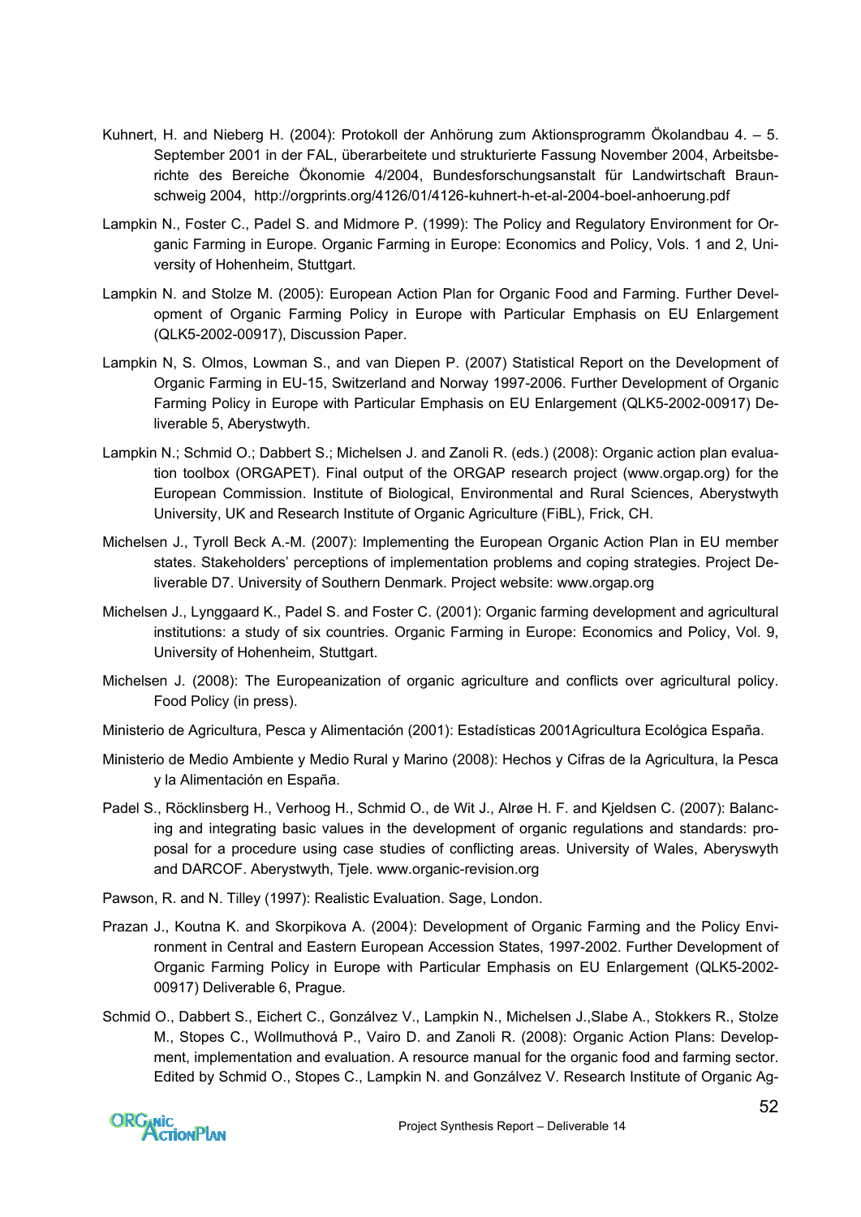Kuhnert, H. and Nieberg H. (2004): Protokoll der Anhörung zum Aktionsprogramm Ökolandbau 4. – 5. September 2001 in der FAL, überarbeitete und strukturierte Fassung November 2004, Arbeitsberichte des Bereiche Ökonomie 4/2004, Bundesforschungsanstalt für Landwirtschaft Braunschweig 2004, http://orgprints.org/4126/01/4126-kuhnert-h-et-al-2004-boel-anhoerung.pdf

Lampkin N., Foster C., Padel S. and Midmore P. (1999): The Policy and Regulatory Environment for Organic Farming in Europe. Organic Farming in Europe: Economics and Policy, Vols. 1 and 2, University of Hohenheim, Stuttgart.

Lampkin N. and Stolze M. (2005): European Action Plan for Organic Food and Farming. Further Development of Organic Farming Policy in Europe with Particular Emphasis on EU Enlargement (QLK5-2002-00917), Discussion Paper.

Lampkin N, S. Olmos, Lowman S., and van Diepen P. (2007) Statistical Report on the Development of Organic Farming in EU-15, Switzerland and Norway 1997-2006. Further Development of Organic Farming Policy in Europe with Particular Emphasis on EU Enlargement (QLK5-2002-00917) Deliverable 5, Aberystwyth.

Lampkin N.; Schmid O.; Dabbert S.; Michelsen J. and Zanoli R. (eds.) (2008): Organic action plan evaluation toolbox (ORGAPET). Final output of the ORGAP research project (www.orgap.org) for the European Commission. Institute of Biological, Environmental and Rural Sciences, Aberystwyth University, UK and Research Institute of Organic Agriculture (FiBL), Frick, CH.

Michelsen J., Tyroll Beck A.-M. (2007): Implementing the European Organic Action Plan in EU member states. Stakeholders' perceptions of implementation problems and coping strategies. Project Deliverable D7. University of Southern Denmark. Project website: www.orgap.org

Michelsen J., Lynggaard K., Padel S. and Foster C. (2001): Organic farming development and agricultural institutions: a study of six countries. Organic Farming in Europe: Economics and Policy, Vol. 9, University of Hohenheim, Stuttgart.

Michelsen J. (2008): The Europeanization of organic agriculture and conflicts over agricultural policy. Food Policy (in press).

Ministerio de Agricultura, Pesca y Alimentación (2001): Estadísticas 2001Agricultura Ecológica España.

Ministerio de Medio Ambiente y Medio Rural y Marino (2008): Hechos y Cifras de la Agricultura, la Pesca y la Alimentación en España.

Padel S., Röcklinsberg H., Verhoog H., Schmid O., de Wit J., Alrøe H. F. and Kjeldsen C. (2007): Balancing and integrating basic values in the development of organic regulations and standards: proposal for a procedure using case studies of conflicting areas. University of Wales, Aberyswyth and DARCOF. Aberystwyth, Tjele. www.organic-revision.org

Pawson, R. and N. Tilley (1997): Realistic Evaluation. Sage, London.

Prazan J., Koutna K. and Skorpikova A. (2004): Development of Organic Farming and the Policy Environment in Central and Eastern European Accession States, 1997-2002. Further Development of Organic Farming Policy in Europe with Particular Emphasis on EU Enlargement (QLK5-2002-00917) Deliverable 6, Prague.

Schmid O., Dabbert S., Eichert C., Gonzálvez V., Lampkin N., Michelsen J.,Slabe A., Stokkers R., Stolze M., Stopes C., Wollmuthová P., Vairo D. and Zanoli R. (2008): Organic Action Plans: Development, implementation and evaluation. A resource manual for the organic food and farming sector. Edited by Schmid O., Stopes C., Lampkin N. and Gonzálvez V. Research Institute of Organic Ag-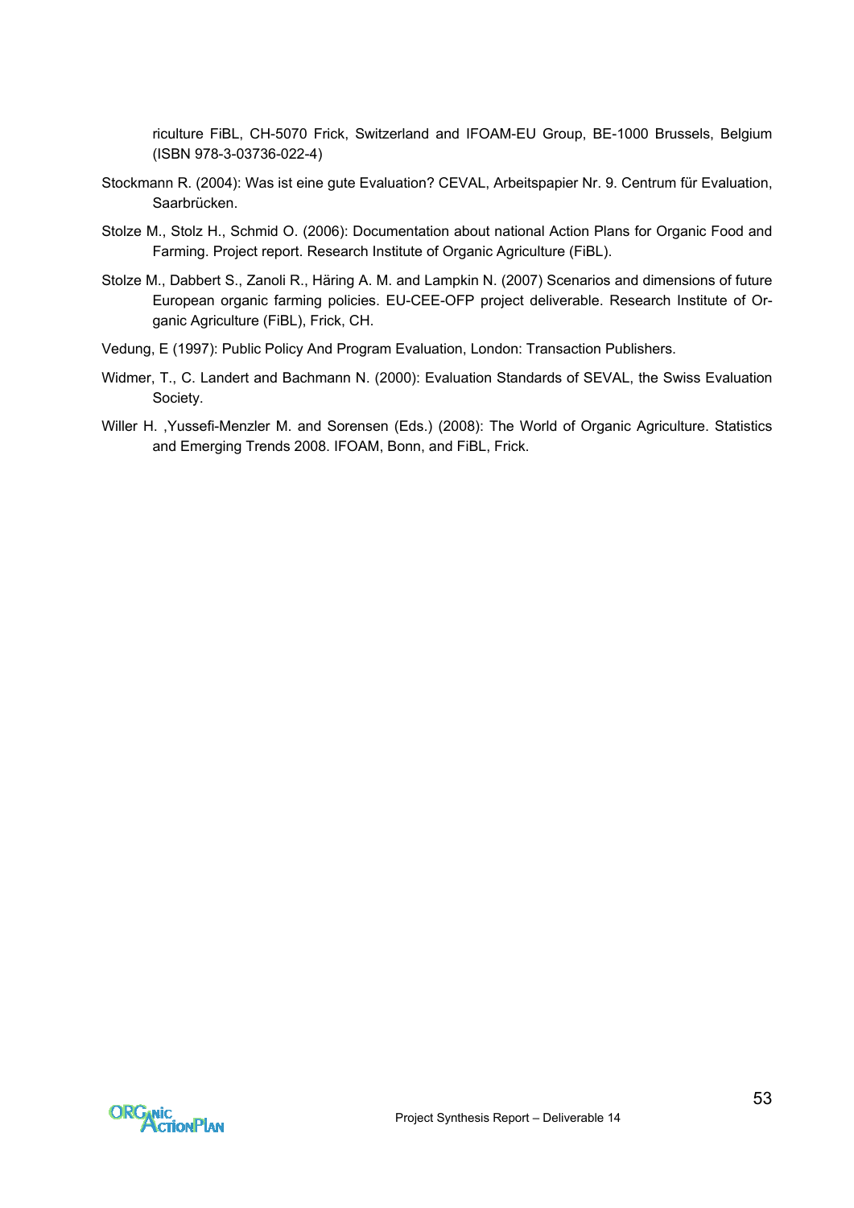riculture FiBL, CH-5070 Frick, Switzerland and IFOAM-EU Group, BE-1000 Brussels, Belgium (ISBN 978-3-03736-022-4)

Stockmann R. (2004): Was ist eine gute Evaluation? CEVAL, Arbeitspapier Nr. 9. Centrum für Evaluation, Saarbrücken.

Stolze M., Stolz H., Schmid O. (2006): Documentation about national Action Plans for Organic Food and Farming. Project report. Research Institute of Organic Agriculture (FiBL).

Stolze M., Dabbert S., Zanoli R., Häring A. M. and Lampkin N. (2007) Scenarios and dimensions of future European organic farming policies. EU-CEE-OFP project deliverable. Research Institute of Organic Agriculture (FiBL), Frick, CH.

Vedung, E (1997): Public Policy And Program Evaluation, London: Transaction Publishers.

Widmer, T., C. Landert and Bachmann N. (2000): Evaluation Standards of SEVAL, the Swiss Evaluation Society.

Willer H. ,Yussefi-Menzler M. and Sorensen (Eds.) (2008): The World of Organic Agriculture. Statistics and Emerging Trends 2008. IFOAM, Bonn, and FiBL, Frick.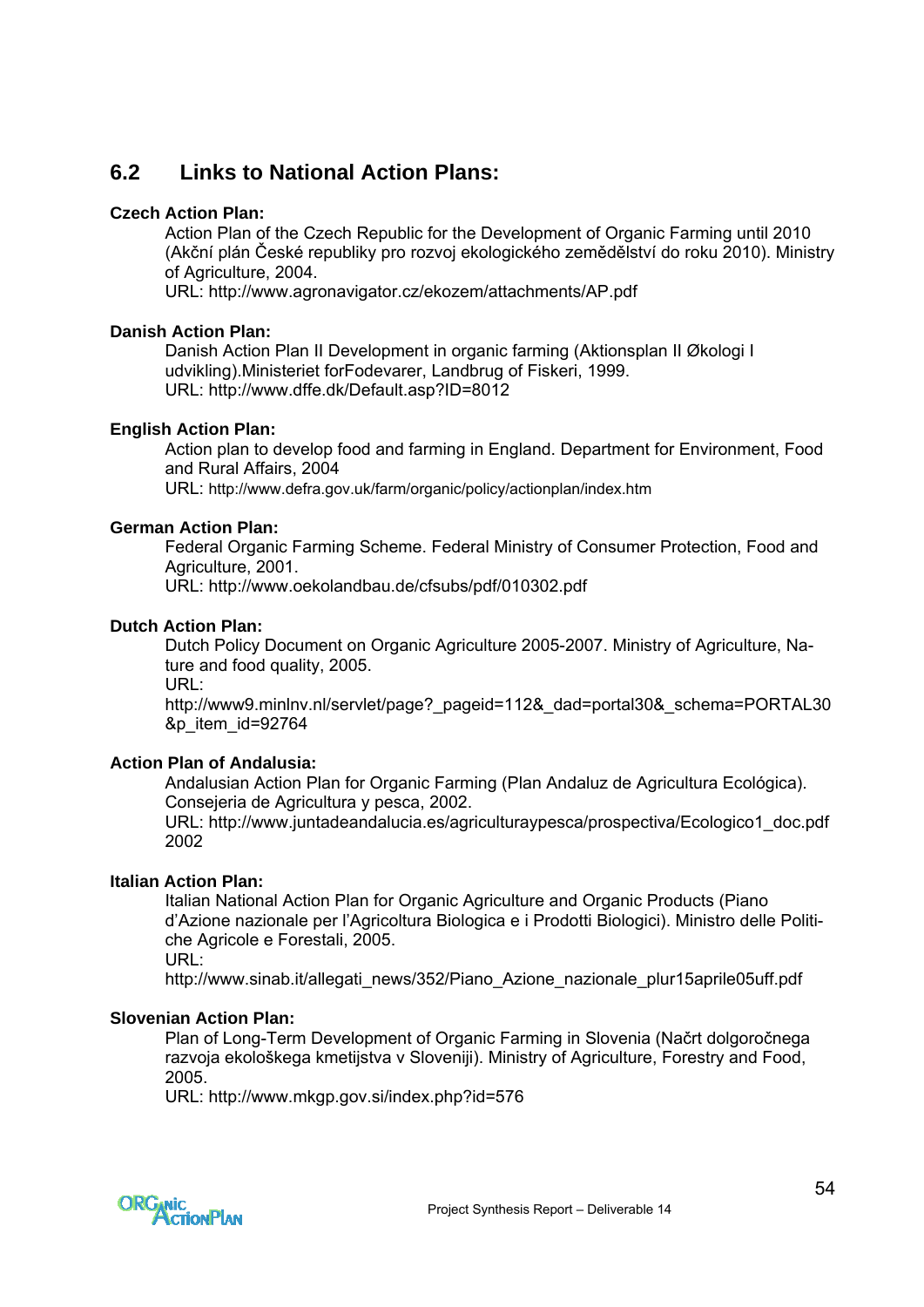## 6.2 Links to National Action Plans:

**Czech Action Plan:**

Action Plan of the Czech Republic for the Development of Organic Farming until 2010 (Akční plán České republiky pro rozvoj ekologického zemědělství do roku 2010). Ministry of Agriculture, 2004.
URL: http://www.agronavigator.cz/ekozem/attachments/AP.pdf

**Danish Action Plan:**

Danish Action Plan II Development in organic farming (Aktionsplan II Økologi I udvikling).Ministeriet forFodevarer, Landbrug of Fiskeri, 1999.
URL: http://www.dffe.dk/Default.asp?ID=8012

**English Action Plan:**

Action plan to develop food and farming in England. Department for Environment, Food and Rural Affairs, 2004
URL: http://www.defra.gov.uk/farm/organic/policy/actionplan/index.htm

**German Action Plan:**

Federal Organic Farming Scheme. Federal Ministry of Consumer Protection, Food and Agriculture, 2001.
URL: http://www.oekolandbau.de/cfsubs/pdf/010302.pdf

**Dutch Action Plan:**

Dutch Policy Document on Organic Agriculture 2005-2007. Ministry of Agriculture, Nature and food quality, 2005.
URL:
http://www9.minlnv.nl/servlet/page?_pageid=112&_dad=portal30&_schema=PORTAL30&p_item_id=92764

**Action Plan of Andalusia:**

Andalusian Action Plan for Organic Farming (Plan Andaluz de Agricultura Ecológica). Consejeria de Agricultura y pesca, 2002.
URL: http://www.juntadeandalucia.es/agriculturaypesca/prospectiva/Ecologico1_doc.pdf 2002

**Italian Action Plan:**

Italian National Action Plan for Organic Agriculture and Organic Products (Piano d'Azione nazionale per l'Agricoltura Biologica e i Prodotti Biologici). Ministro delle Politiche Agricole e Forestali, 2005.
URL:
http://www.sinab.it/allegati_news/352/Piano_Azione_nazionale_plur15aprile05uff.pdf

**Slovenian Action Plan:**

Plan of Long-Term Development of Organic Farming in Slovenia (Načrt dolgoročnega razvoja ekološkega kmetijstva v Sloveniji). Ministry of Agriculture, Forestry and Food, 2005.
URL: http://www.mkgp.gov.si/index.php?id=576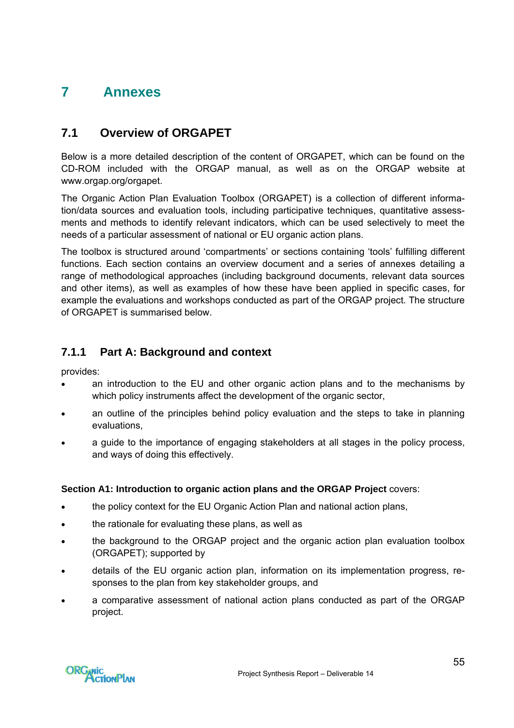# 7 Annexes

## 7.1 Overview of ORGAPET

Below is a more detailed description of the content of ORGAPET, which can be found on the CD-ROM included with the ORGAP manual, as well as on the ORGAP website at www.orgap.org/orgapet.

The Organic Action Plan Evaluation Toolbox (ORGAPET) is a collection of different information/data sources and evaluation tools, including participative techniques, quantitative assessments and methods to identify relevant indicators, which can be used selectively to meet the needs of a particular assessment of national or EU organic action plans.

The toolbox is structured around 'compartments' or sections containing 'tools' fulfilling different functions. Each section contains an overview document and a series of annexes detailing a range of methodological approaches (including background documents, relevant data sources and other items), as well as examples of how these have been applied in specific cases, for example the evaluations and workshops conducted as part of the ORGAP project. The structure of ORGAPET is summarised below.

### 7.1.1 Part A: Background and context

provides:

- an introduction to the EU and other organic action plans and to the mechanisms by which policy instruments affect the development of the organic sector,
- an outline of the principles behind policy evaluation and the steps to take in planning evaluations,
- a guide to the importance of engaging stakeholders at all stages in the policy process, and ways of doing this effectively.

**Section A1: Introduction to organic action plans and the ORGAP Project** covers:

- the policy context for the EU Organic Action Plan and national action plans,
- the rationale for evaluating these plans, as well as
- the background to the ORGAP project and the organic action plan evaluation toolbox (ORGAPET); supported by
- details of the EU organic action plan, information on its implementation progress, responses to the plan from key stakeholder groups, and
- a comparative assessment of national action plans conducted as part of the ORGAP project.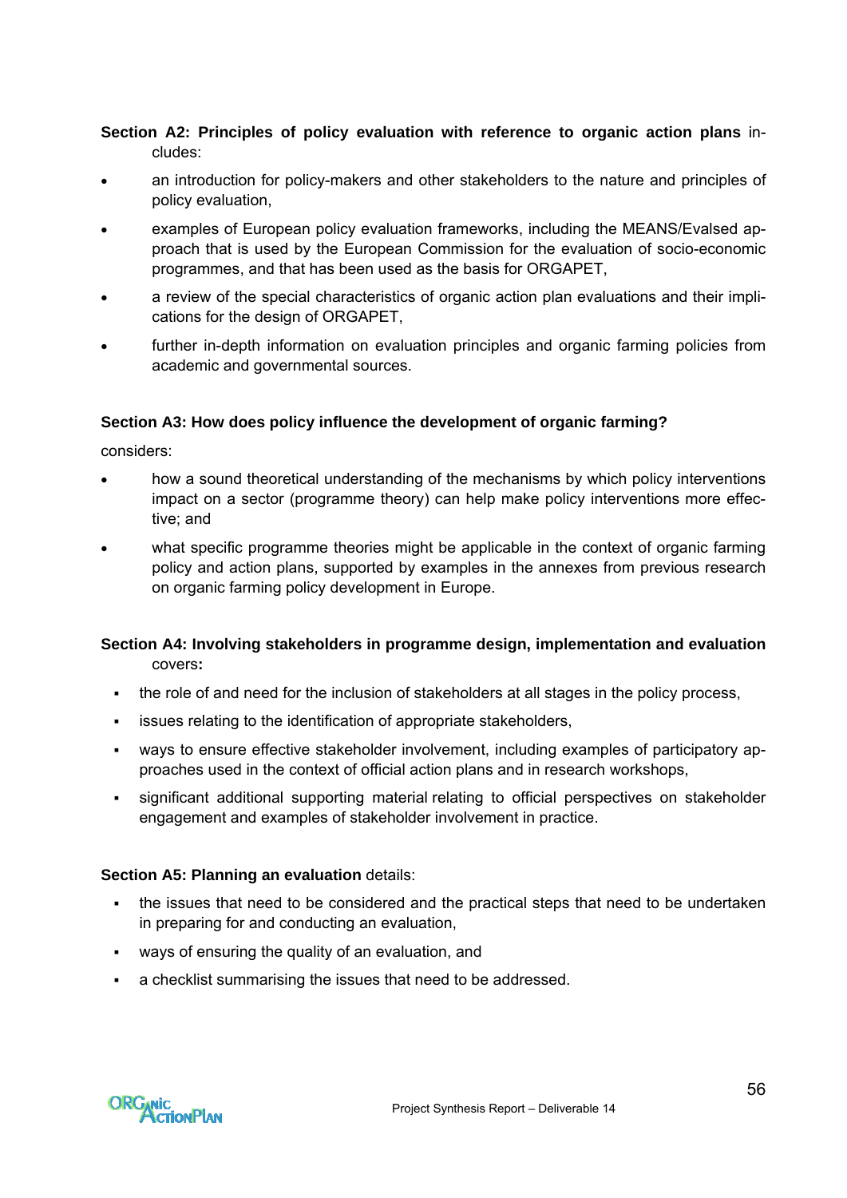**Section A2: Principles of policy evaluation with reference to organic action plans** includes:

- an introduction for policy-makers and other stakeholders to the nature and principles of policy evaluation,
- examples of European policy evaluation frameworks, including the MEANS/Evalsed approach that is used by the European Commission for the evaluation of socio-economic programmes, and that has been used as the basis for ORGAPET,
- a review of the special characteristics of organic action plan evaluations and their implications for the design of ORGAPET,
- further in-depth information on evaluation principles and organic farming policies from academic and governmental sources.

**Section A3: How does policy influence the development of organic farming?**

considers:

- how a sound theoretical understanding of the mechanisms by which policy interventions impact on a sector (programme theory) can help make policy interventions more effective; and
- what specific programme theories might be applicable in the context of organic farming policy and action plans, supported by examples in the annexes from previous research on organic farming policy development in Europe.

**Section A4: Involving stakeholders in programme design, implementation and evaluation** covers**:**

- the role of and need for the inclusion of stakeholders at all stages in the policy process,
- issues relating to the identification of appropriate stakeholders,
- ways to ensure effective stakeholder involvement, including examples of participatory approaches used in the context of official action plans and in research workshops,
- significant additional supporting material relating to official perspectives on stakeholder engagement and examples of stakeholder involvement in practice.

**Section A5: Planning an evaluation** details:

- the issues that need to be considered and the practical steps that need to be undertaken in preparing for and conducting an evaluation,
- ways of ensuring the quality of an evaluation, and
- a checklist summarising the issues that need to be addressed.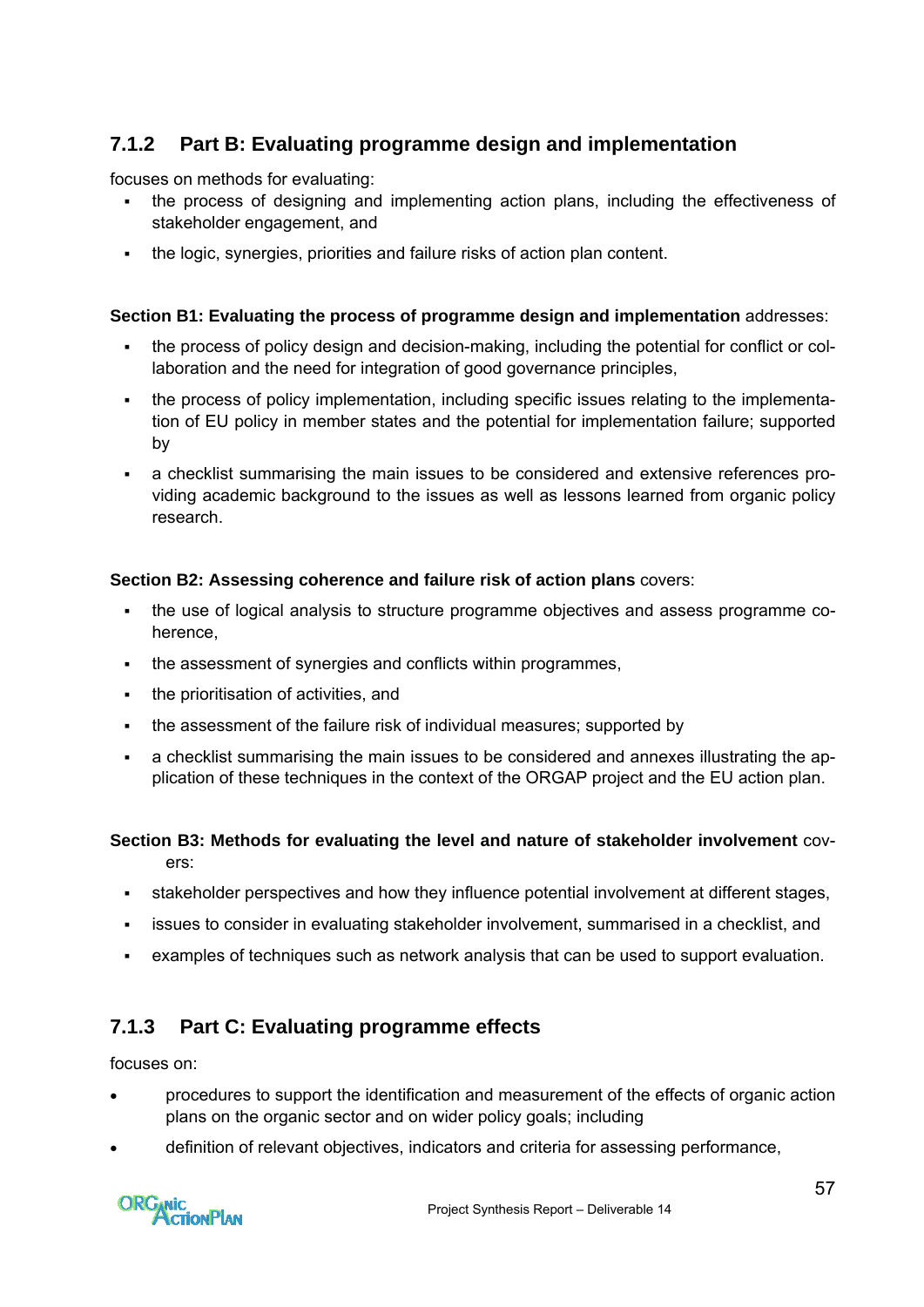### 7.1.2 Part B: Evaluating programme design and implementation

focuses on methods for evaluating:

- the process of designing and implementing action plans, including the effectiveness of stakeholder engagement, and
- the logic, synergies, priorities and failure risks of action plan content.

**Section B1: Evaluating the process of programme design and implementation** addresses:

- the process of policy design and decision-making, including the potential for conflict or collaboration and the need for integration of good governance principles,
- the process of policy implementation, including specific issues relating to the implementation of EU policy in member states and the potential for implementation failure; supported by
- a checklist summarising the main issues to be considered and extensive references providing academic background to the issues as well as lessons learned from organic policy research.

**Section B2: Assessing coherence and failure risk of action plans** covers:

- the use of logical analysis to structure programme objectives and assess programme coherence,
- the assessment of synergies and conflicts within programmes,
- the prioritisation of activities, and
- the assessment of the failure risk of individual measures; supported by
- a checklist summarising the main issues to be considered and annexes illustrating the application of these techniques in the context of the ORGAP project and the EU action plan.

**Section B3: Methods for evaluating the level and nature of stakeholder involvement** covers:

- stakeholder perspectives and how they influence potential involvement at different stages,
- issues to consider in evaluating stakeholder involvement, summarised in a checklist, and
- examples of techniques such as network analysis that can be used to support evaluation.

### 7.1.3 Part C: Evaluating programme effects

focuses on:

- procedures to support the identification and measurement of the effects of organic action plans on the organic sector and on wider policy goals; including
- definition of relevant objectives, indicators and criteria for assessing performance,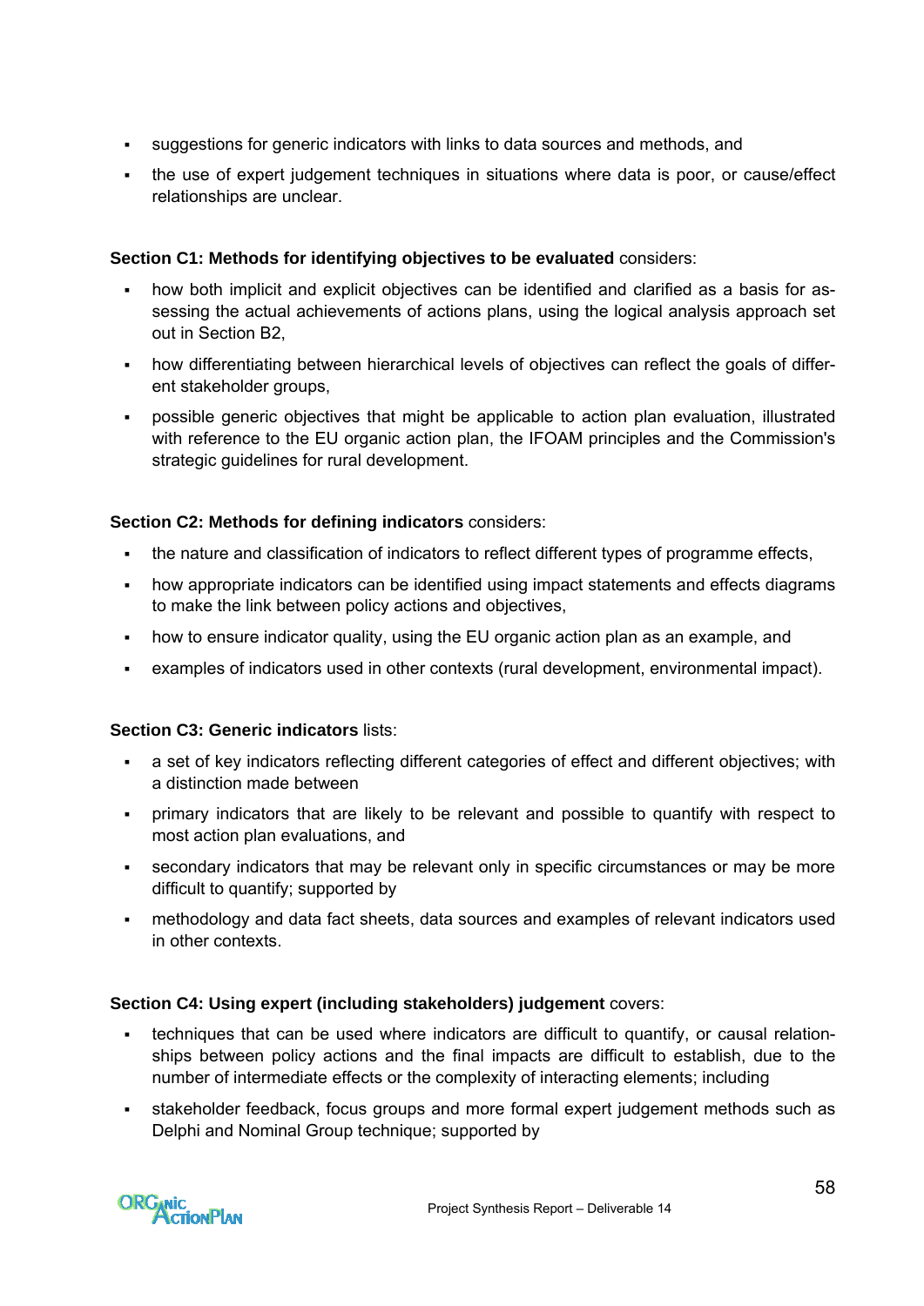- suggestions for generic indicators with links to data sources and methods, and
- the use of expert judgement techniques in situations where data is poor, or cause/effect relationships are unclear.

**Section C1: Methods for identifying objectives to be evaluated** considers:

- how both implicit and explicit objectives can be identified and clarified as a basis for assessing the actual achievements of actions plans, using the logical analysis approach set out in Section B2,
- how differentiating between hierarchical levels of objectives can reflect the goals of different stakeholder groups,
- possible generic objectives that might be applicable to action plan evaluation, illustrated with reference to the EU organic action plan, the IFOAM principles and the Commission's strategic guidelines for rural development.

**Section C2: Methods for defining indicators** considers:

- the nature and classification of indicators to reflect different types of programme effects,
- how appropriate indicators can be identified using impact statements and effects diagrams to make the link between policy actions and objectives,
- how to ensure indicator quality, using the EU organic action plan as an example, and
- examples of indicators used in other contexts (rural development, environmental impact).

**Section C3: Generic indicators** lists:

- a set of key indicators reflecting different categories of effect and different objectives; with a distinction made between
- primary indicators that are likely to be relevant and possible to quantify with respect to most action plan evaluations, and
- secondary indicators that may be relevant only in specific circumstances or may be more difficult to quantify; supported by
- methodology and data fact sheets, data sources and examples of relevant indicators used in other contexts.

**Section C4: Using expert (including stakeholders) judgement** covers:

- techniques that can be used where indicators are difficult to quantify, or causal relationships between policy actions and the final impacts are difficult to establish, due to the number of intermediate effects or the complexity of interacting elements; including
- stakeholder feedback, focus groups and more formal expert judgement methods such as Delphi and Nominal Group technique; supported by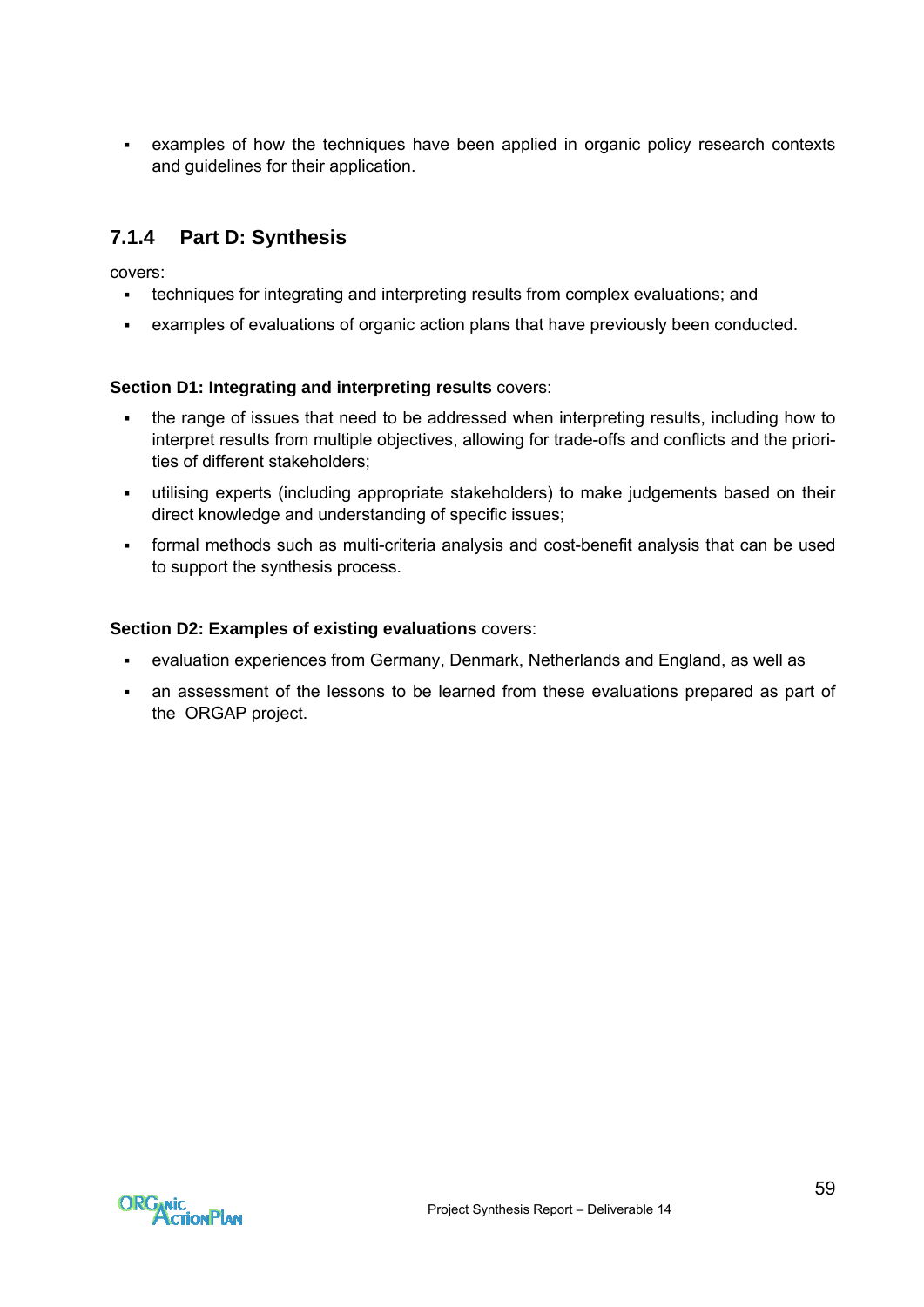- examples of how the techniques have been applied in organic policy research contexts and guidelines for their application.

### 7.1.4 Part D: Synthesis

covers:

- techniques for integrating and interpreting results from complex evaluations; and
- examples of evaluations of organic action plans that have previously been conducted.

**Section D1: Integrating and interpreting results** covers:

- the range of issues that need to be addressed when interpreting results, including how to interpret results from multiple objectives, allowing for trade-offs and conflicts and the priorities of different stakeholders;
- utilising experts (including appropriate stakeholders) to make judgements based on their direct knowledge and understanding of specific issues;
- formal methods such as multi-criteria analysis and cost-benefit analysis that can be used to support the synthesis process.

**Section D2: Examples of existing evaluations** covers:

- evaluation experiences from Germany, Denmark, Netherlands and England, as well as
- an assessment of the lessons to be learned from these evaluations prepared as part of the ORGAP project.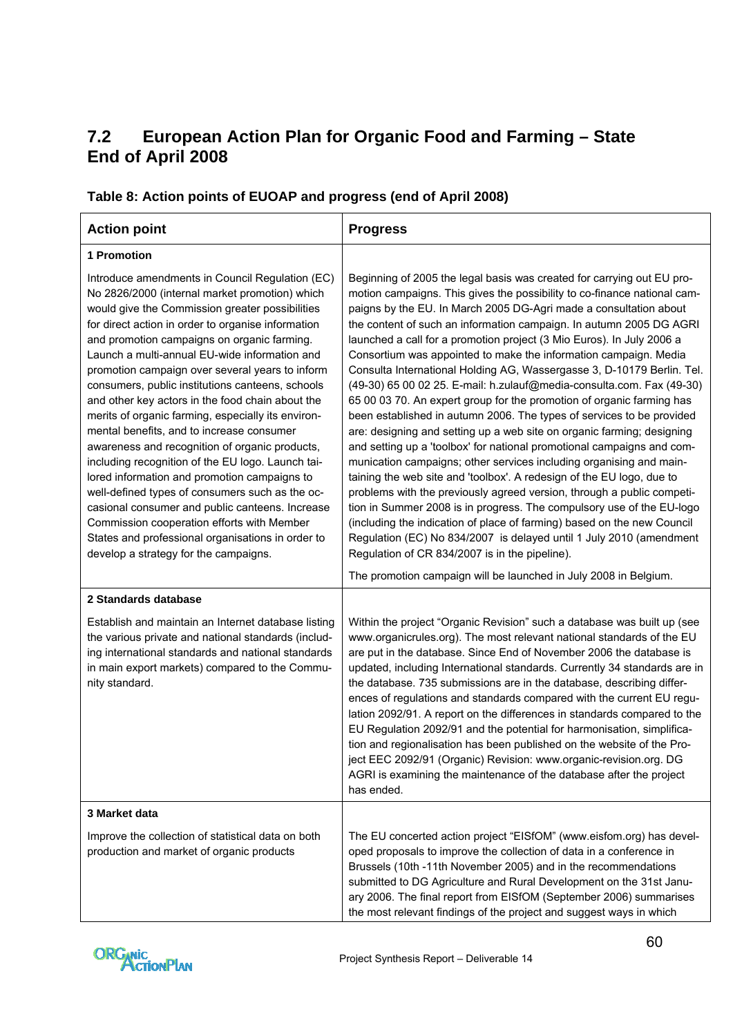## 7.2 European Action Plan for Organic Food and Farming – State End of April 2008

**Table 8: Action points of EUOAP and progress (end of April 2008)**

| Action point | Progress |
|---|---|
| **1 Promotion** | |
| Introduce amendments in Council Regulation (EC) No 2826/2000 (internal market promotion) which would give the Commission greater possibilities for direct action in order to organise information and promotion campaigns on organic farming. Launch a multi-annual EU-wide information and promotion campaign over several years to inform consumers, public institutions canteens, schools and other key actors in the food chain about the merits of organic farming, especially its environmental benefits, and to increase consumer awareness and recognition of organic products, including recognition of the EU logo. Launch tailored information and promotion campaigns to well-defined types of consumers such as the occasional consumer and public canteens. Increase Commission cooperation efforts with Member States and professional organisations in order to develop a strategy for the campaigns. | Beginning of 2005 the legal basis was created for carrying out EU promotion campaigns. This gives the possibility to co-finance national campaigns by the EU. In March 2005 DG-Agri made a consultation about the content of such an information campaign. In autumn 2005 DG AGRI launched a call for a promotion project (3 Mio Euros). In July 2006 a Consortium was appointed to make the information campaign. Media Consulta International Holding AG, Wassergasse 3, D-10179 Berlin. Tel. (49-30) 65 00 02 25. E-mail: h.zulauf@media-consulta.com. Fax (49-30) 65 00 03 70. An expert group for the promotion of organic farming has been established in autumn 2006. The types of services to be provided are: designing and setting up a web site on organic farming; designing and setting up a 'toolbox' for national promotional campaigns and communication campaigns; other services including organising and maintaining the web site and 'toolbox'. A redesign of the EU logo, due to problems with the previously agreed version, through a public competition in Summer 2008 is in progress. The compulsory use of the EU-logo (including the indication of place of farming) based on the new Council Regulation (EC) No 834/2007 is delayed until 1 July 2010 (amendment Regulation of CR 834/2007 is in the pipeline).<br><br>The promotion campaign will be launched in July 2008 in Belgium. |
| **2 Standards database** | |
| Establish and maintain an Internet database listing the various private and national standards (including international standards and national standards in main export markets) compared to the Community standard. | Within the project "Organic Revision" such a database was built up (see www.organicrules.org). The most relevant national standards of the EU are put in the database. Since End of November 2006 the database is updated, including International standards. Currently 34 standards are in the database. 735 submissions are in the database, describing differences of regulations and standards compared with the current EU regulation 2092/91. A report on the differences in standards compared to the EU Regulation 2092/91 and the potential for harmonisation, simplification and regionalisation has been published on the website of the Project EEC 2092/91 (Organic) Revision: www.organic-revision.org. DG AGRI is examining the maintenance of the database after the project has ended. |
| **3 Market data** | |
| Improve the collection of statistical data on both production and market of organic products | The EU concerted action project "EISfOM" (www.eisfom.org) has developed proposals to improve the collection of data in a conference in Brussels (10th -11th November 2005) and in the recommendations submitted to DG Agriculture and Rural Development on the 31st January 2006. The final report from EISfOM (September 2006) summarises the most relevant findings of the project and suggest ways in which |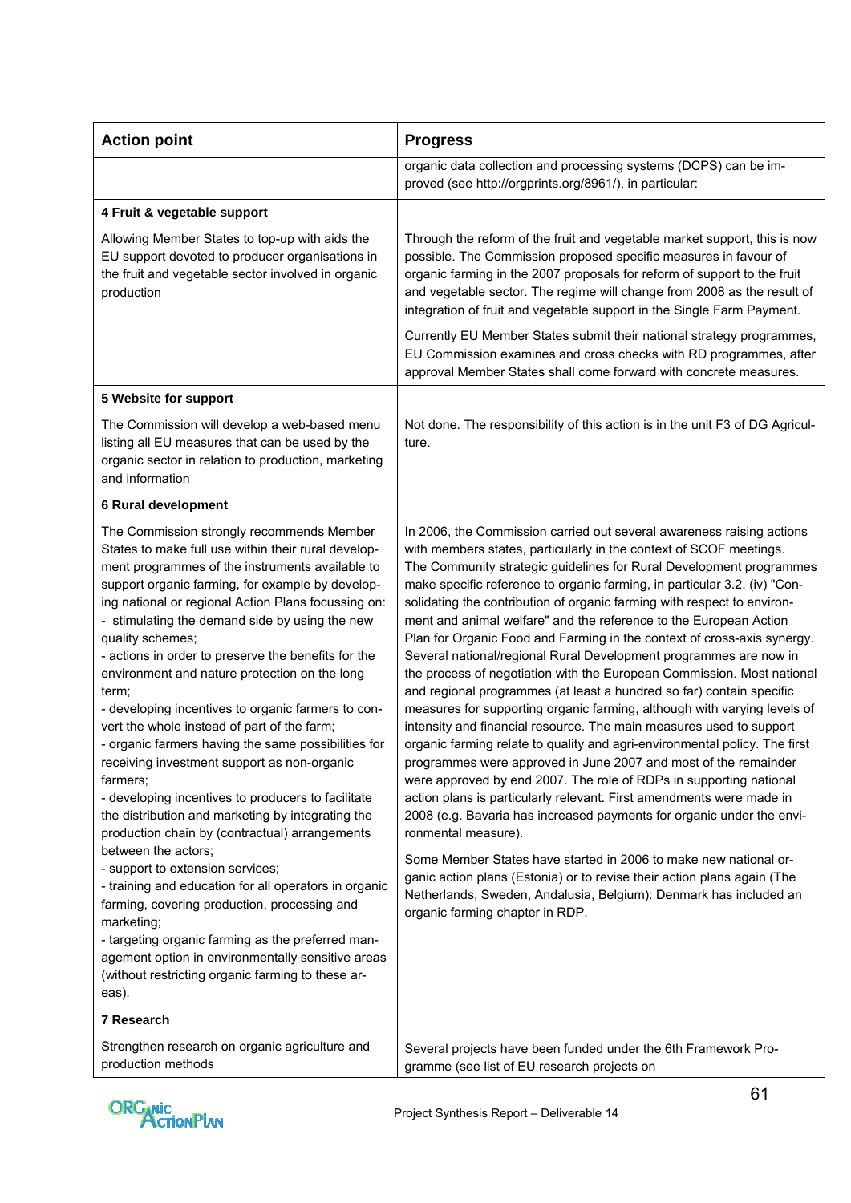| Action point | Progress |
|---|---|
| | organic data collection and processing systems (DCPS) can be improved (see http://orgprints.org/8961/), in particular: |
| **4 Fruit & vegetable support**<br><br>Allowing Member States to top-up with aids the EU support devoted to producer organisations in the fruit and vegetable sector involved in organic production | Through the reform of the fruit and vegetable market support, this is now possible. The Commission proposed specific measures in favour of organic farming in the 2007 proposals for reform of support to the fruit and vegetable sector. The regime will change from 2008 as the result of integration of fruit and vegetable support in the Single Farm Payment.<br><br>Currently EU Member States submit their national strategy programmes, EU Commission examines and cross checks with RD programmes, after approval Member States shall come forward with concrete measures. |
| **5 Website for support**<br><br>The Commission will develop a web-based menu listing all EU measures that can be used by the organic sector in relation to production, marketing and information | Not done. The responsibility of this action is in the unit F3 of DG Agriculture. |
| **6 Rural development**<br><br>The Commission strongly recommends Member States to make full use within their rural development programmes of the instruments available to support organic farming, for example by developing national or regional Action Plans focussing on:<br>- stimulating the demand side by using the new quality schemes;<br>- actions in order to preserve the benefits for the environment and nature protection on the long term;<br>- developing incentives to organic farmers to convert the whole instead of part of the farm;<br>- organic farmers having the same possibilities for receiving investment support as non-organic farmers;<br>- developing incentives to producers to facilitate the distribution and marketing by integrating the production chain by (contractual) arrangements between the actors;<br>- support to extension services;<br>- training and education for all operators in organic farming, covering production, processing and marketing;<br>- targeting organic farming as the preferred management option in environmentally sensitive areas (without restricting organic farming to these areas). | In 2006, the Commission carried out several awareness raising actions with members states, particularly in the context of SCOF meetings. The Community strategic guidelines for Rural Development programmes make specific reference to organic farming, in particular 3.2. (iv) "Consolidating the contribution of organic farming with respect to environment and animal welfare" and the reference to the European Action Plan for Organic Food and Farming in the context of cross-axis synergy. Several national/regional Rural Development programmes are now in the process of negotiation with the European Commission. Most national and regional programmes (at least a hundred so far) contain specific measures for supporting organic farming, although with varying levels of intensity and financial resource. The main measures used to support organic farming relate to quality and agri-environmental policy. The first programmes were approved in June 2007 and most of the remainder were approved by end 2007. The role of RDPs in supporting national action plans is particularly relevant. First amendments were made in 2008 (e.g. Bavaria has increased payments for organic under the environmental measure).<br><br>Some Member States have started in 2006 to make new national organic action plans (Estonia) or to revise their action plans again (The Netherlands, Sweden, Andalusia, Belgium): Denmark has included an organic farming chapter in RDP. |
| **7 Research**<br><br>Strengthen research on organic agriculture and production methods | Several projects have been funded under the 6th Framework Programme (see list of EU research projects on |

Project Synthesis Report – Deliverable 14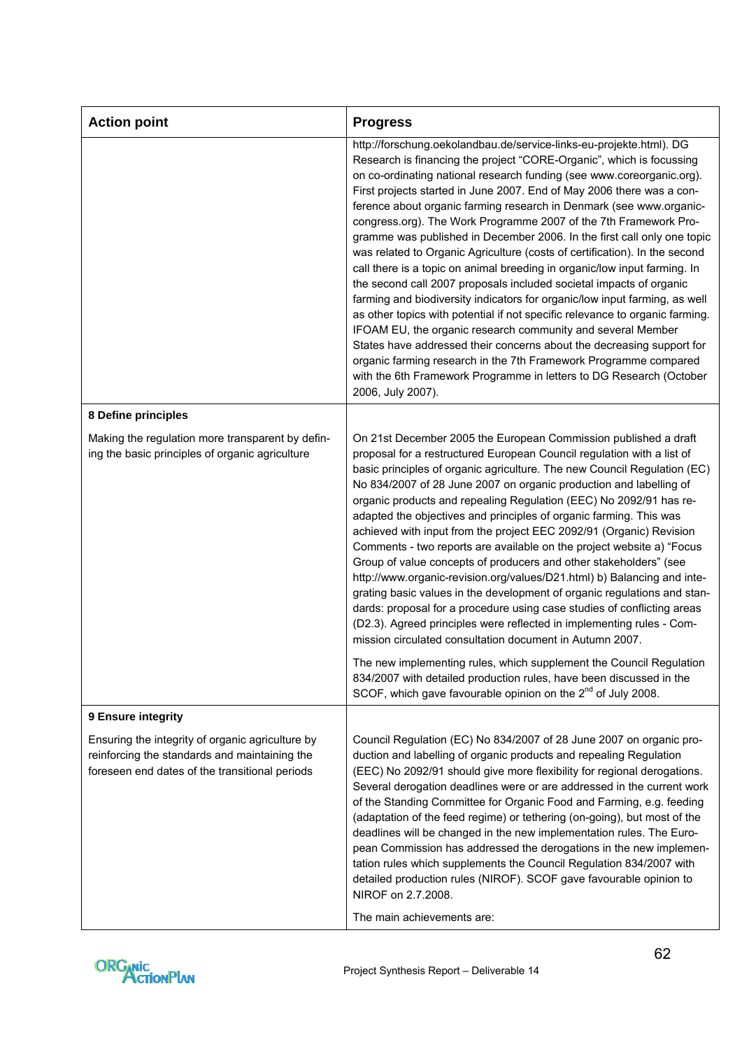| Action point | Progress |
|---|---|
| | http://forschung.oekolandbau.de/service-links-eu-projekte.html). DG Research is financing the project "CORE-Organic", which is focussing on co-ordinating national research funding (see www.coreorganic.org). First projects started in June 2007. End of May 2006 there was a conference about organic farming research in Denmark (see www.organic-congress.org). The Work Programme 2007 of the 7th Framework Programme was published in December 2006. In the first call only one topic was related to Organic Agriculture (costs of certification). In the second call there is a topic on animal breeding in organic/low input farming. In the second call 2007 proposals included societal impacts of organic farming and biodiversity indicators for organic/low input farming, as well as other topics with potential if not specific relevance to organic farming. IFOAM EU, the organic research community and several Member States have addressed their concerns about the decreasing support for organic farming research in the 7th Framework Programme compared with the 6th Framework Programme in letters to DG Research (October 2006, July 2007). |
| **8 Define principles**<br><br>Making the regulation more transparent by defining the basic principles of organic agriculture | On 21st December 2005 the European Commission published a draft proposal for a restructured European Council regulation with a list of basic principles of organic agriculture. The new Council Regulation (EC) No 834/2007 of 28 June 2007 on organic production and labelling of organic products and repealing Regulation (EEC) No 2092/91 has re-adapted the objectives and principles of organic farming. This was achieved with input from the project EEC 2092/91 (Organic) Revision Comments - two reports are available on the project website a) "Focus Group of value concepts of producers and other stakeholders" (see http://www.organic-revision.org/values/D21.html) b) Balancing and integrating basic values in the development of organic regulations and standards: proposal for a procedure using case studies of conflicting areas (D2.3). Agreed principles were reflected in implementing rules - Commission circulated consultation document in Autumn 2007.<br><br>The new implementing rules, which supplement the Council Regulation 834/2007 with detailed production rules, have been discussed in the SCOF, which gave favourable opinion on the 2nd of July 2008. |
| **9 Ensure integrity**<br><br>Ensuring the integrity of organic agriculture by reinforcing the standards and maintaining the foreseen end dates of the transitional periods | Council Regulation (EC) No 834/2007 of 28 June 2007 on organic production and labelling of organic products and repealing Regulation (EEC) No 2092/91 should give more flexibility for regional derogations. Several derogation deadlines were or are addressed in the current work of the Standing Committee for Organic Food and Farming, e.g. feeding (adaptation of the feed regime) or tethering (on-going), but most of the deadlines will be changed in the new implementation rules. The European Commission has addressed the derogations in the new implementation rules which supplements the Council Regulation 834/2007 with detailed production rules (NIROF). SCOF gave favourable opinion to NIROF on 2.7.2008.<br><br>The main achievements are: |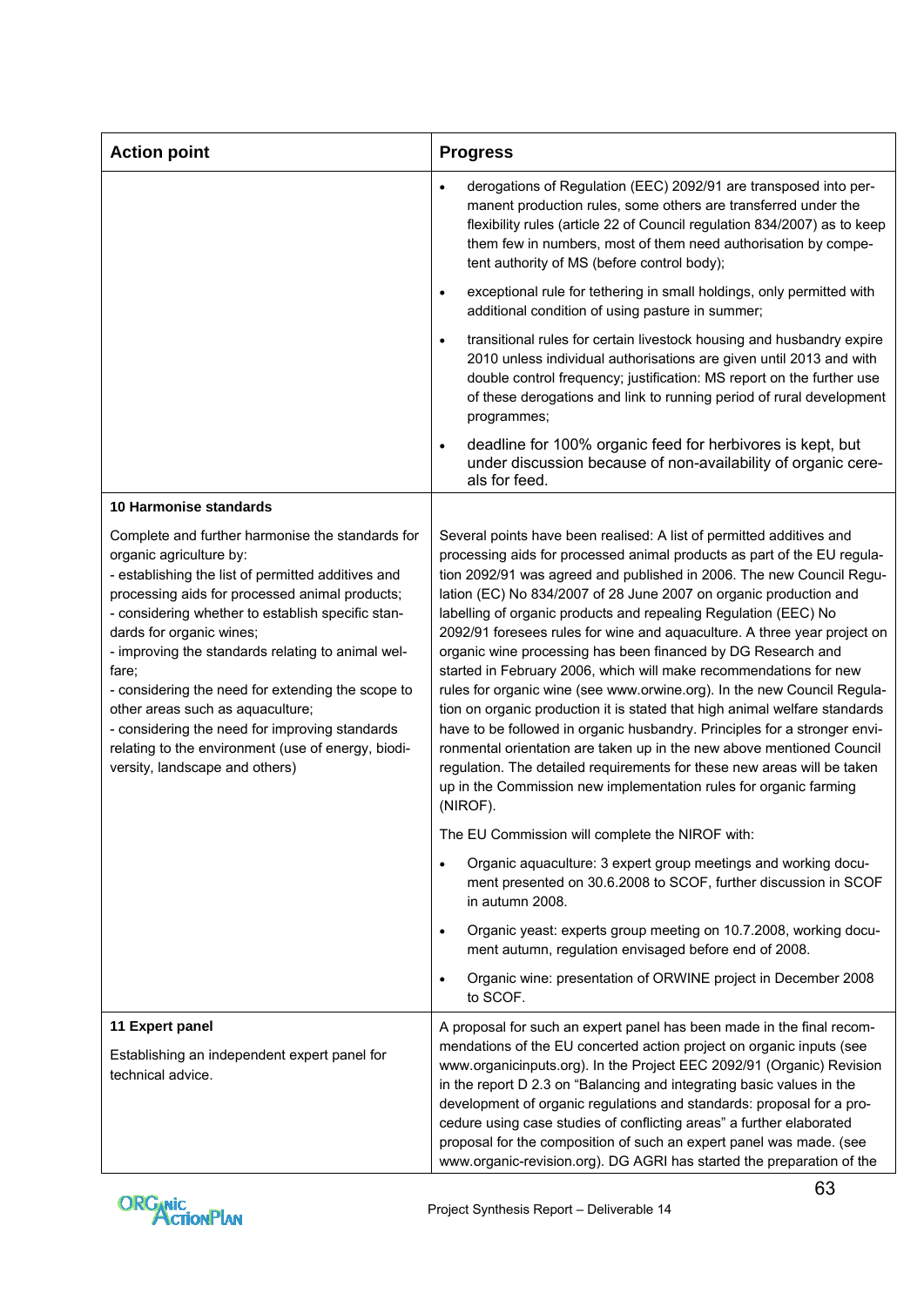| Action point | Progress |
|---|---|
| | • derogations of Regulation (EEC) 2092/91 are transposed into permanent production rules, some others are transferred under the flexibility rules (article 22 of Council regulation 834/2007) as to keep them few in numbers, most of them need authorisation by competent authority of MS (before control body);<br>• exceptional rule for tethering in small holdings, only permitted with additional condition of using pasture in summer;<br>• transitional rules for certain livestock housing and husbandry expire 2010 unless individual authorisations are given until 2013 and with double control frequency; justification: MS report on the further use of these derogations and link to running period of rural development programmes;<br>• deadline for 100% organic feed for herbivores is kept, but under discussion because of non-availability of organic cereals for feed. |
| **10 Harmonise standards**<br><br>Complete and further harmonise the standards for organic agriculture by:<br>- establishing the list of permitted additives and processing aids for processed animal products;<br>- considering whether to establish specific standards for organic wines;<br>- improving the standards relating to animal welfare;<br>- considering the need for extending the scope to other areas such as aquaculture;<br>- considering the need for improving standards relating to the environment (use of energy, biodiversity, landscape and others) | Several points have been realised: A list of permitted additives and processing aids for processed animal products as part of the EU regulation 2092/91 was agreed and published in 2006. The new Council Regulation (EC) No 834/2007 of 28 June 2007 on organic production and labelling of organic products and repealing Regulation (EEC) No 2092/91 foresees rules for wine and aquaculture. A three year project on organic wine processing has been financed by DG Research and started in February 2006, which will make recommendations for new rules for organic wine (see www.orwine.org). In the new Council Regulation on organic production it is stated that high animal welfare standards have to be followed in organic husbandry. Principles for a stronger environmental orientation are taken up in the new above mentioned Council regulation. The detailed requirements for these new areas will be taken up in the Commission new implementation rules for organic farming (NIROF).<br><br>The EU Commission will complete the NIROF with:<br>• Organic aquaculture: 3 expert group meetings and working document presented on 30.6.2008 to SCOF, further discussion in SCOF in autumn 2008.<br>• Organic yeast: experts group meeting on 10.7.2008, working document autumn, regulation envisaged before end of 2008.<br>• Organic wine: presentation of ORWINE project in December 2008 to SCOF. |
| **11 Expert panel**<br><br>Establishing an independent expert panel for technical advice. | A proposal for such an expert panel has been made in the final recommendations of the EU concerted action project on organic inputs (see www.organicinputs.org). In the Project EEC 2092/91 (Organic) Revision in the report D 2.3 on "Balancing and integrating basic values in the development of organic regulations and standards: proposal for a procedure using case studies of conflicting areas" a further elaborated proposal for the composition of such an expert panel was made. (see www.organic-revision.org). DG AGRI has started the preparation of the |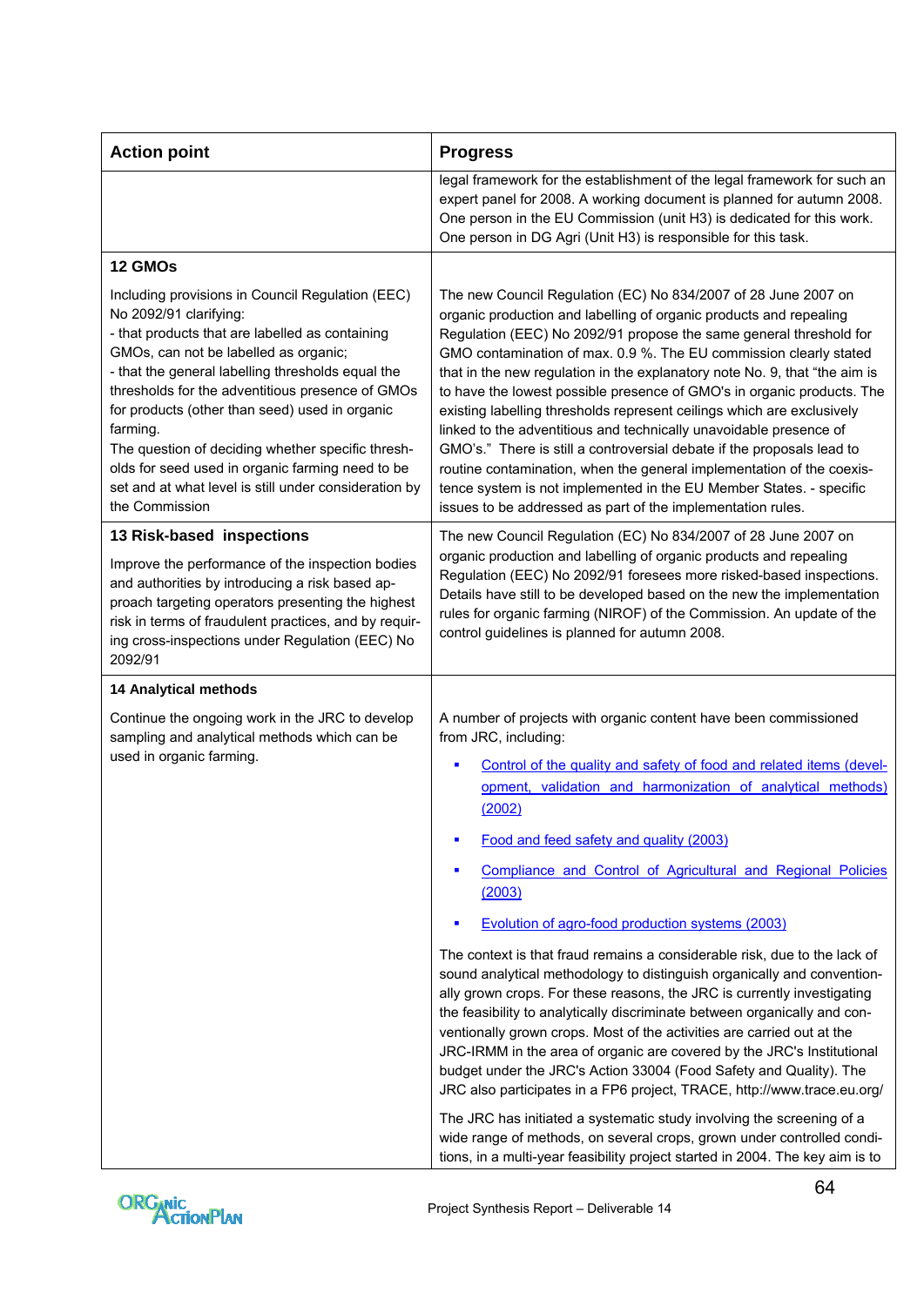| Action point | Progress |
|---|---|
| | legal framework for the establishment of the legal framework for such an expert panel for 2008. A working document is planned for autumn 2008. One person in the EU Commission (unit H3) is dedicated for this work. One person in DG Agri (Unit H3) is responsible for this task. |
| **12 GMOs**<br><br>Including provisions in Council Regulation (EEC) No 2092/91 clarifying:<br>- that products that are labelled as containing GMOs, can not be labelled as organic;<br>- that the general labelling thresholds equal the thresholds for the adventitious presence of GMOs for products (other than seed) used in organic farming.<br>The question of deciding whether specific thresholds for seed used in organic farming need to be set and at what level is still under consideration by the Commission | The new Council Regulation (EC) No 834/2007 of 28 June 2007 on organic production and labelling of organic products and repealing Regulation (EEC) No 2092/91 propose the same general threshold for GMO contamination of max. 0.9 %. The EU commission clearly stated that in the new regulation in the explanatory note No. 9, that "the aim is to have the lowest possible presence of GMO's in organic products. The existing labelling thresholds represent ceilings which are exclusively linked to the adventitious and technically unavoidable presence of GMO's." There is still a controversial debate if the proposals lead to routine contamination, when the general implementation of the coexistence system is not implemented in the EU Member States. - specific issues to be addressed as part of the implementation rules. |
| **13 Risk-based inspections**<br><br>Improve the performance of the inspection bodies and authorities by introducing a risk based approach targeting operators presenting the highest risk in terms of fraudulent practices, and by requiring cross-inspections under Regulation (EEC) No 2092/91 | The new Council Regulation (EC) No 834/2007 of 28 June 2007 on organic production and labelling of organic products and repealing Regulation (EEC) No 2092/91 foresees more risked-based inspections. Details have still to be developed based on the new the implementation rules for organic farming (NIROF) of the Commission. An update of the control guidelines is planned for autumn 2008. |
| **14 Analytical methods**<br><br>Continue the ongoing work in the JRC to develop sampling and analytical methods which can be used in organic farming. | A number of projects with organic content have been commissioned from JRC, including:<br>▪ Control of the quality and safety of food and related items (development, validation and harmonization of analytical methods) (2002)<br>▪ Food and feed safety and quality (2003)<br>▪ Compliance and Control of Agricultural and Regional Policies (2003)<br>▪ Evolution of agro-food production systems (2003)<br><br>The context is that fraud remains a considerable risk, due to the lack of sound analytical methodology to distinguish organically and conventionally grown crops. For these reasons, the JRC is currently investigating the feasibility to analytically discriminate between organically and conventionally grown crops. Most of the activities are carried out at the JRC-IRMM in the area of organic are covered by the JRC's Institutional budget under the JRC's Action 33004 (Food Safety and Quality). The JRC also participates in a FP6 project, TRACE, http://www.trace.eu.org/<br><br>The JRC has initiated a systematic study involving the screening of a wide range of methods, on several crops, grown under controlled conditions, in a multi-year feasibility project started in 2004. The key aim is to |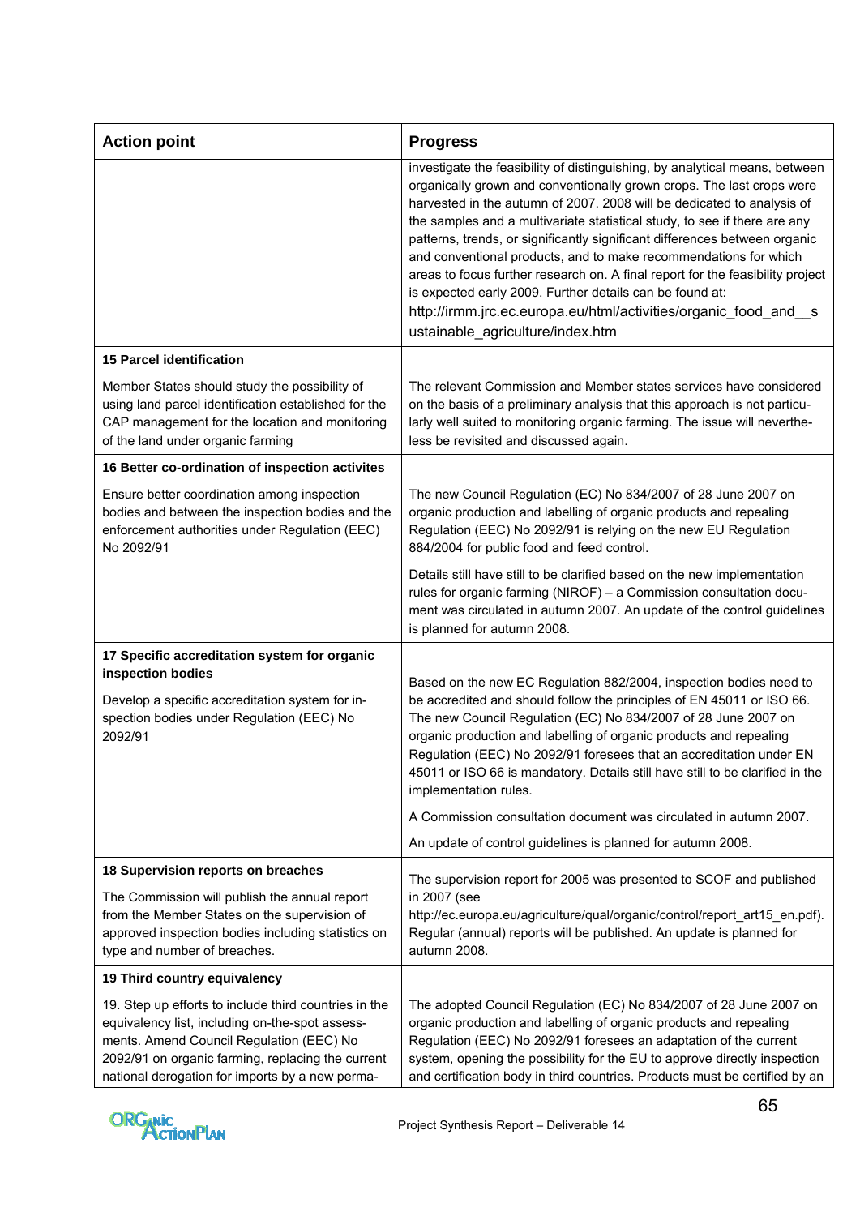| Action point | Progress |
|---|---|
| | investigate the feasibility of distinguishing, by analytical means, between organically grown and conventionally grown crops. The last crops were harvested in the autumn of 2007. 2008 will be dedicated to analysis of the samples and a multivariate statistical study, to see if there are any patterns, trends, or significantly significant differences between organic and conventional products, and to make recommendations for which areas to focus further research on. A final report for the feasibility project is expected early 2009. Further details can be found at: http://irmm.jrc.ec.europa.eu/html/activities/organic_food_and__sustainable_agriculture/index.htm |
| **15 Parcel identification**<br><br>Member States should study the possibility of using land parcel identification established for the CAP management for the location and monitoring of the land under organic farming | The relevant Commission and Member states services have considered on the basis of a preliminary analysis that this approach is not particularly well suited to monitoring organic farming. The issue will nevertheless be revisited and discussed again. |
| **16 Better co-ordination of inspection activites**<br><br>Ensure better coordination among inspection bodies and between the inspection bodies and the enforcement authorities under Regulation (EEC) No 2092/91 | The new Council Regulation (EC) No 834/2007 of 28 June 2007 on organic production and labelling of organic products and repealing Regulation (EEC) No 2092/91 is relying on the new EU Regulation 884/2004 for public food and feed control.<br><br>Details still have still to be clarified based on the new implementation rules for organic farming (NIROF) – a Commission consultation document was circulated in autumn 2007. An update of the control guidelines is planned for autumn 2008. |
| **17 Specific accreditation system for organic inspection bodies**<br><br>Develop a specific accreditation system for inspection bodies under Regulation (EEC) No 2092/91 | Based on the new EC Regulation 882/2004, inspection bodies need to be accredited and should follow the principles of EN 45011 or ISO 66. The new Council Regulation (EC) No 834/2007 of 28 June 2007 on organic production and labelling of organic products and repealing Regulation (EEC) No 2092/91 foresees that an accreditation under EN 45011 or ISO 66 is mandatory. Details still have still to be clarified in the implementation rules.<br><br>A Commission consultation document was circulated in autumn 2007.<br><br>An update of control guidelines is planned for autumn 2008. |
| **18 Supervision reports on breaches**<br><br>The Commission will publish the annual report from the Member States on the supervision of approved inspection bodies including statistics on type and number of breaches. | The supervision report for 2005 was presented to SCOF and published in 2007 (see http://ec.europa.eu/agriculture/qual/organic/control/report_art15_en.pdf). Regular (annual) reports will be published. An update is planned for autumn 2008. |
| **19 Third country equivalency**<br><br>19. Step up efforts to include third countries in the equivalency list, including on-the-spot assessments. Amend Council Regulation (EEC) No 2092/91 on organic farming, replacing the current national derogation for imports by a new perma- | The adopted Council Regulation (EC) No 834/2007 of 28 June 2007 on organic production and labelling of organic products and repealing Regulation (EEC) No 2092/91 foresees an adaptation of the current system, opening the possibility for the EU to approve directly inspection and certification body in third countries. Products must be certified by an |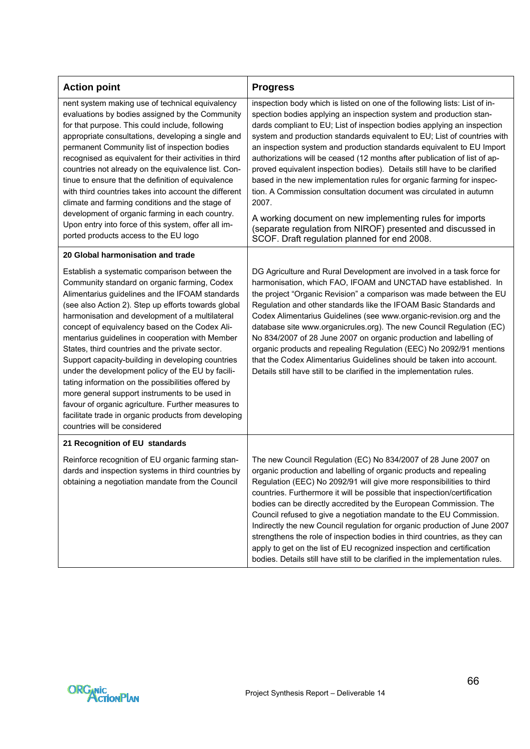| Action point | Progress |
|---|---|
| nent system making use of technical equivalency evaluations by bodies assigned by the Community for that purpose. This could include, following appropriate consultations, developing a single and permanent Community list of inspection bodies recognised as equivalent for their activities in third countries not already on the equivalence list. Continue to ensure that the definition of equivalence with third countries takes into account the different climate and farming conditions and the stage of development of organic farming in each country. Upon entry into force of this system, offer all imported products access to the EU logo | inspection body which is listed on one of the following lists: List of inspection bodies applying an inspection system and production standards compliant to EU; List of inspection bodies applying an inspection system and production standards equivalent to EU; List of countries with an inspection system and production standards equivalent to EU Import authorizations will be ceased (12 months after publication of list of approved equivalent inspection bodies). Details still have to be clarified based in the new implementation rules for organic farming for inspection. A Commission consultation document was circulated in autumn 2007.<br><br>A working document on new implementing rules for imports (separate regulation from NIROF) presented and discussed in SCOF. Draft regulation planned for end 2008. |
| **20 Global harmonisation and trade**<br><br>Establish a systematic comparison between the Community standard on organic farming, Codex Alimentarius guidelines and the IFOAM standards (see also Action 2). Step up efforts towards global harmonisation and development of a multilateral concept of equivalency based on the Codex Alimentarius guidelines in cooperation with Member States, third countries and the private sector. Support capacity-building in developing countries under the development policy of the EU by facilitating information on the possibilities offered by more general support instruments to be used in favour of organic agriculture. Further measures to facilitate trade in organic products from developing countries will be considered | DG Agriculture and Rural Development are involved in a task force for harmonisation, which FAO, IFOAM and UNCTAD have established. In the project "Organic Revision" a comparison was made between the EU Regulation and other standards like the IFOAM Basic Standards and Codex Alimentarius Guidelines (see www.organic-revision.org and the database site www.organicrules.org). The new Council Regulation (EC) No 834/2007 of 28 June 2007 on organic production and labelling of organic products and repealing Regulation (EEC) No 2092/91 mentions that the Codex Alimentarius Guidelines should be taken into account. Details still have still to be clarified in the implementation rules. |
| **21 Recognition of EU standards**<br><br>Reinforce recognition of EU organic farming standards and inspection systems in third countries by obtaining a negotiation mandate from the Council | The new Council Regulation (EC) No 834/2007 of 28 June 2007 on organic production and labelling of organic products and repealing Regulation (EEC) No 2092/91 will give more responsibilities to third countries. Furthermore it will be possible that inspection/certification bodies can be directly accredited by the European Commission. The Council refused to give a negotiation mandate to the EU Commission. Indirectly the new Council regulation for organic production of June 2007 strengthens the role of inspection bodies in third countries, as they can apply to get on the list of EU recognized inspection and certification bodies. Details still have still to be clarified in the implementation rules. |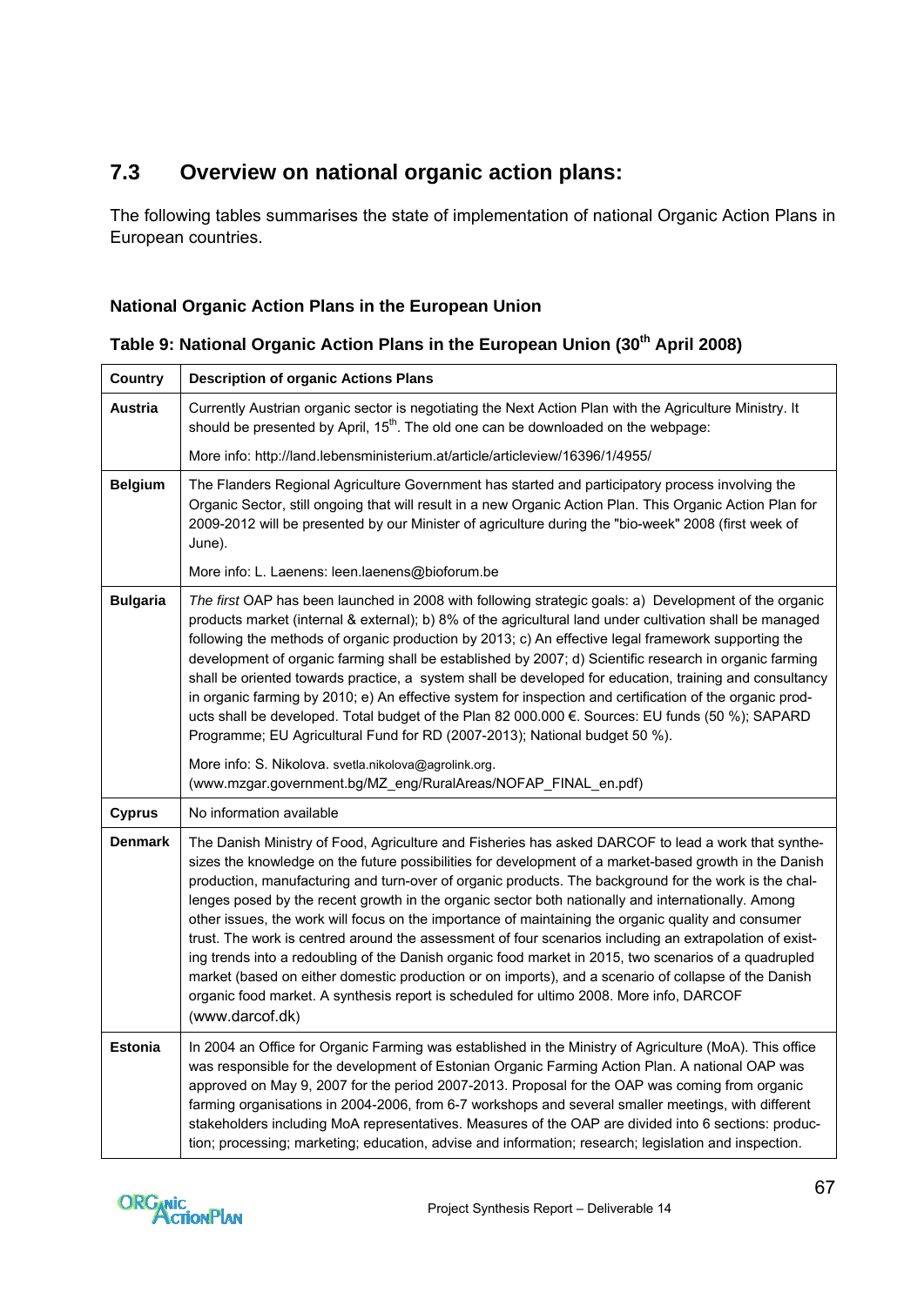## 7.3 Overview on national organic action plans:

The following tables summarises the state of implementation of national Organic Action Plans in European countries.

### National Organic Action Plans in the European Union

**Table 9: National Organic Action Plans in the European Union (30th April 2008)**

| Country | Description of organic Actions Plans |
|---|---|
| **Austria** | Currently Austrian organic sector is negotiating the Next Action Plan with the Agriculture Ministry. It should be presented by April, 15th. The old one can be downloaded on the webpage: <br><br> More info: http://land.lebensministerium.at/article/articleview/16396/1/4955/ |
| **Belgium** | The Flanders Regional Agriculture Government has started and participatory process involving the Organic Sector, still ongoing that will result in a new Organic Action Plan. This Organic Action Plan for 2009-2012 will be presented by our Minister of agriculture during the "bio-week" 2008 (first week of June). <br><br> More info: L. Laenens: leen.laenens@bioforum.be |
| **Bulgaria** | *The first* OAP has been launched in 2008 with following strategic goals: a) Development of the organic products market (internal & external); b) 8% of the agricultural land under cultivation shall be managed following the methods of organic production by 2013; c) An effective legal framework supporting the development of organic farming shall be established by 2007; d) Scientific research in organic farming shall be oriented towards practice, a system shall be developed for education, training and consultancy in organic farming by 2010; e) An effective system for inspection and certification of the organic products shall be developed. Total budget of the Plan 82 000.000 €. Sources: EU funds (50 %); SAPARD Programme; EU Agricultural Fund for RD (2007-2013); National budget 50 %). <br><br> More info: S. Nikolova. svetla.nikolova@agrolink.org. (www.mzgar.government.bg/MZ_eng/RuralAreas/NOFAP_FINAL_en.pdf) |
| **Cyprus** | No information available |
| **Denmark** | The Danish Ministry of Food, Agriculture and Fisheries has asked DARCOF to lead a work that synthesizes the knowledge on the future possibilities for development of a market-based growth in the Danish production, manufacturing and turn-over of organic products. The background for the work is the challenges posed by the recent growth in the organic sector both nationally and internationally. Among other issues, the work will focus on the importance of maintaining the organic quality and consumer trust. The work is centred around the assessment of four scenarios including an extrapolation of existing trends into a redoubling of the Danish organic food market in 2015, two scenarios of a quadrupled market (based on either domestic production or on imports), and a scenario of collapse of the Danish organic food market. A synthesis report is scheduled for ultimo 2008. More info, DARCOF (www.darcof.dk) |
| **Estonia** | In 2004 an Office for Organic Farming was established in the Ministry of Agriculture (MoA). This office was responsible for the development of Estonian Organic Farming Action Plan. A national OAP was approved on May 9, 2007 for the period 2007-2013. Proposal for the OAP was coming from organic farming organisations in 2004-2006, from 6-7 workshops and several smaller meetings, with different stakeholders including MoA representatives. Measures of the OAP are divided into 6 sections: production; processing; marketing; education, advise and information; research; legislation and inspection. |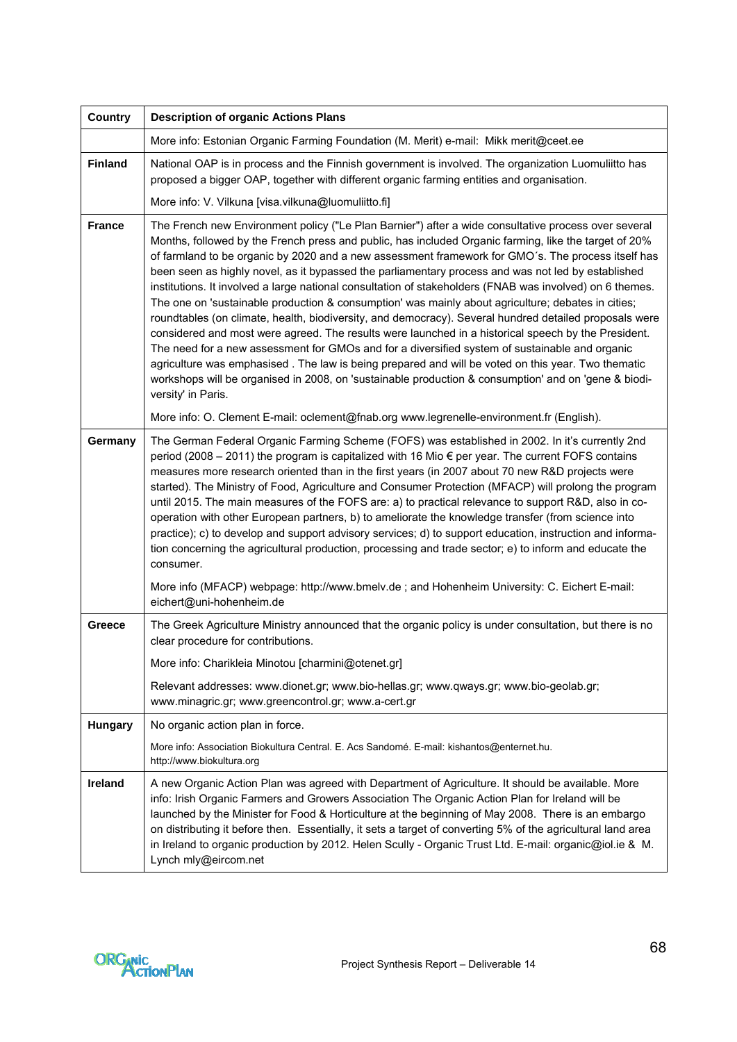| Country | Description of organic Actions Plans |
|---|---|
| | More info: Estonian Organic Farming Foundation (M. Merit) e-mail: Mikk merit@ceet.ee |
| **Finland** | National OAP is in process and the Finnish government is involved. The organization Luomuliitto has proposed a bigger OAP, together with different organic farming entities and organisation.<br><br>More info: V. Vilkuna [visa.vilkuna@luomuliitto.fi] |
| **France** | The French new Environment policy ("Le Plan Barnier") after a wide consultative process over several Months, followed by the French press and public, has included Organic farming, like the target of 20% of farmland to be organic by 2020 and a new assessment framework for GMO´s. The process itself has been seen as highly novel, as it bypassed the parliamentary process and was not led by established institutions. It involved a large national consultation of stakeholders (FNAB was involved) on 6 themes. The one on 'sustainable production & consumption' was mainly about agriculture; debates in cities; roundtables (on climate, health, biodiversity, and democracy). Several hundred detailed proposals were considered and most were agreed. The results were launched in a historical speech by the President. The need for a new assessment for GMOs and for a diversified system of sustainable and organic agriculture was emphasised . The law is being prepared and will be voted on this year. Two thematic workshops will be organised in 2008, on 'sustainable production & consumption' and on 'gene & biodiversity' in Paris.<br><br>More info: O. Clement E-mail: oclement@fnab.org www.legrenelle-environment.fr (English). |
| **Germany** | The German Federal Organic Farming Scheme (FOFS) was established in 2002. In it's currently 2nd period (2008 – 2011) the program is capitalized with 16 Mio € per year. The current FOFS contains measures more research oriented than in the first years (in 2007 about 70 new R&D projects were started). The Ministry of Food, Agriculture and Consumer Protection (MFACP) will prolong the program until 2015. The main measures of the FOFS are: a) to practical relevance to support R&D, also in co-operation with other European partners, b) to ameliorate the knowledge transfer (from science into practice); c) to develop and support advisory services; d) to support education, instruction and information concerning the agricultural production, processing and trade sector; e) to inform and educate the consumer.<br><br>More info (MFACP) webpage: http://www.bmelv.de ; and Hohenheim University: C. Eichert E-mail: eichert@uni-hohenheim.de |
| **Greece** | The Greek Agriculture Ministry announced that the organic policy is under consultation, but there is no clear procedure for contributions.<br><br>More info: Charikleia Minotou [charmini@otenet.gr]<br><br>Relevant addresses: www.dionet.gr; www.bio-hellas.gr; www.qways.gr; www.bio-geolab.gr; www.minagric.gr; www.greencontrol.gr; www.a-cert.gr |
| **Hungary** | No organic action plan in force.<br><br>More info: Association Biokultura Central. E. Acs Sandomé. E-mail: kishantos@enternet.hu. http://www.biokultura.org |
| **Ireland** | A new Organic Action Plan was agreed with Department of Agriculture. It should be available. More info: Irish Organic Farmers and Growers Association The Organic Action Plan for Ireland will be launched by the Minister for Food & Horticulture at the beginning of May 2008. There is an embargo on distributing it before then. Essentially, it sets a target of converting 5% of the agricultural land area in Ireland to organic production by 2012. Helen Scully - Organic Trust Ltd. E-mail: organic@iol.ie & M. Lynch mly@eircom.net |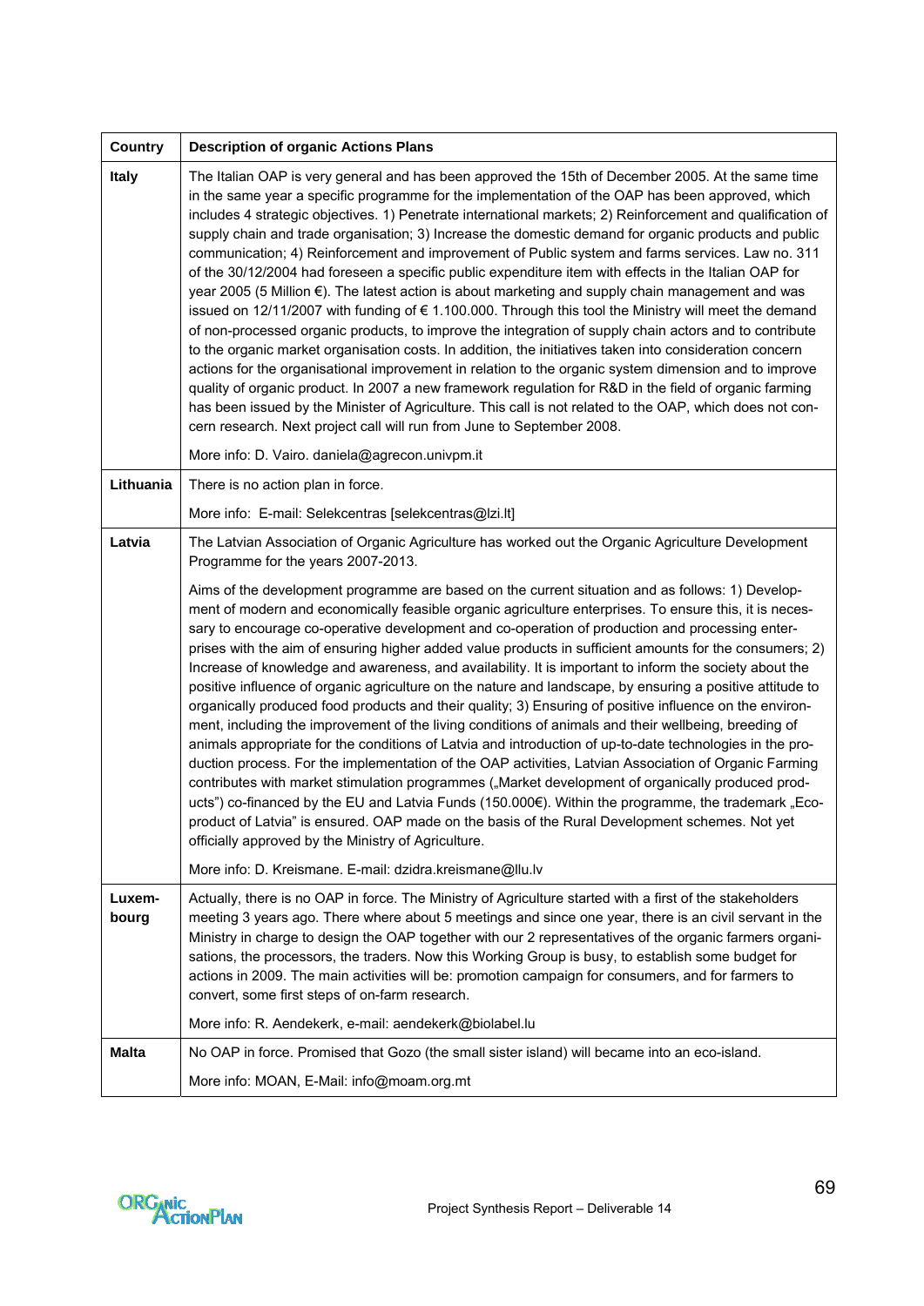| Country | Description of organic Actions Plans |
|---|---|
| **Italy** | The Italian OAP is very general and has been approved the 15th of December 2005. At the same time in the same year a specific programme for the implementation of the OAP has been approved, which includes 4 strategic objectives. 1) Penetrate international markets; 2) Reinforcement and qualification of supply chain and trade organisation; 3) Increase the domestic demand for organic products and public communication; 4) Reinforcement and improvement of Public system and farms services. Law no. 311 of the 30/12/2004 had foreseen a specific public expenditure item with effects in the Italian OAP for year 2005 (5 Million €). The latest action is about marketing and supply chain management and was issued on 12/11/2007 with funding of € 1.100.000. Through this tool the Ministry will meet the demand of non-processed organic products, to improve the integration of supply chain actors and to contribute to the organic market organisation costs. In addition, the initiatives taken into consideration concern actions for the organisational improvement in relation to the organic system dimension and to improve quality of organic product. In 2007 a new framework regulation for R&D in the field of organic farming has been issued by the Minister of Agriculture. This call is not related to the OAP, which does not concern research. Next project call will run from June to September 2008.<br><br>More info: D. Vairo. daniela@agrecon.univpm.it |
| **Lithuania** | There is no action plan in force.<br><br>More info: E-mail: Selekcentras [selekcentras@lzi.lt] |
| **Latvia** | The Latvian Association of Organic Agriculture has worked out the Organic Agriculture Development Programme for the years 2007-2013.<br><br>Aims of the development programme are based on the current situation and as follows: 1) Development of modern and economically feasible organic agriculture enterprises. To ensure this, it is necessary to encourage co-operative development and co-operation of production and processing enterprises with the aim of ensuring higher added value products in sufficient amounts for the consumers; 2) Increase of knowledge and awareness, and availability. It is important to inform the society about the positive influence of organic agriculture on the nature and landscape, by ensuring a positive attitude to organically produced food products and their quality; 3) Ensuring of positive influence on the environment, including the improvement of the living conditions of animals and their wellbeing, breeding of animals appropriate for the conditions of Latvia and introduction of up-to-date technologies in the production process. For the implementation of the OAP activities, Latvian Association of Organic Farming contributes with market stimulation programmes („Market development of organically produced products") co-financed by the EU and Latvia Funds (150.000€). Within the programme, the trademark „Eco-product of Latvia" is ensured. OAP made on the basis of the Rural Development schemes. Not yet officially approved by the Ministry of Agriculture.<br><br>More info: D. Kreismane. E-mail: dzidra.kreismane@llu.lv |
| **Luxembourg** | Actually, there is no OAP in force. The Ministry of Agriculture started with a first of the stakeholders meeting 3 years ago. There where about 5 meetings and since one year, there is an civil servant in the Ministry in charge to design the OAP together with our 2 representatives of the organic farmers organisations, the processors, the traders. Now this Working Group is busy, to establish some budget for actions in 2009. The main activities will be: promotion campaign for consumers, and for farmers to convert, some first steps of on-farm research.<br><br>More info: R. Aendekerk, e-mail: aendekerk@biolabel.lu |
| **Malta** | No OAP in force. Promised that Gozo (the small sister island) will became into an eco-island.<br><br>More info: MOAN, E-Mail: info@moam.org.mt |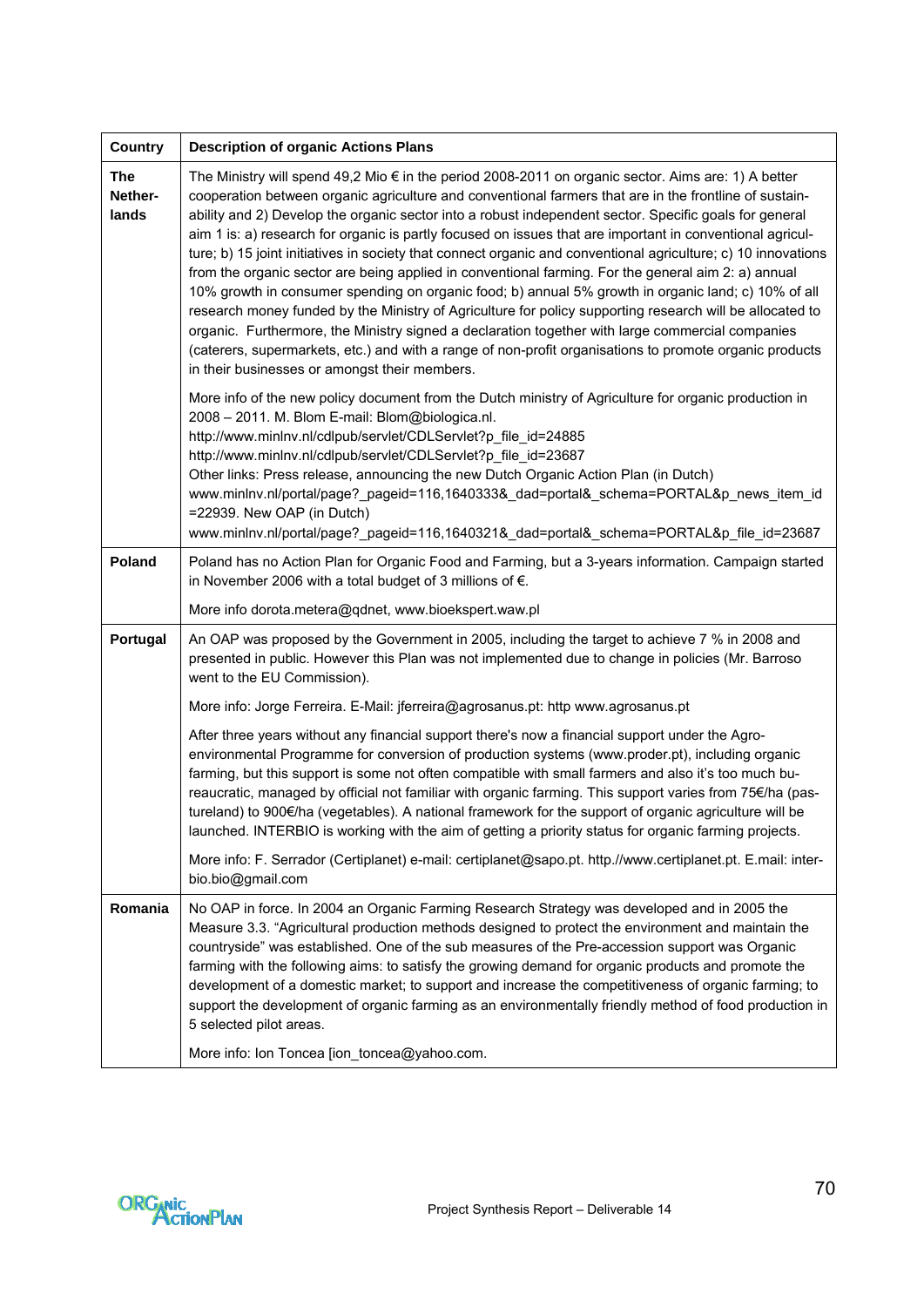| Country | Description of organic Actions Plans |
|---|---|
| **The Nether-lands** | The Ministry will spend 49,2 Mio € in the period 2008-2011 on organic sector. Aims are: 1) A better cooperation between organic agriculture and conventional farmers that are in the frontline of sustain-ability and 2) Develop the organic sector into a robust independent sector. Specific goals for general aim 1 is: a) research for organic is partly focused on issues that are important in conventional agricul-ture; b) 15 joint initiatives in society that connect organic and conventional agriculture; c) 10 innovations from the organic sector are being applied in conventional farming. For the general aim 2: a) annual 10% growth in consumer spending on organic food; b) annual 5% growth in organic land; c) 10% of all research money funded by the Ministry of Agriculture for policy supporting research will be allocated to organic. Furthermore, the Ministry signed a declaration together with large commercial companies (caterers, supermarkets, etc.) and with a range of non-profit organisations to promote organic products in their businesses or amongst their members. <br><br> More info of the new policy document from the Dutch ministry of Agriculture for organic production in 2008 – 2011. M. Blom E-mail: Blom@biologica.nl. <br> http://www.minlnv.nl/cdlpub/servlet/CDLServlet?p_file_id=24885 <br> http://www.minlnv.nl/cdlpub/servlet/CDLServlet?p_file_id=23687 <br> Other links: Press release, announcing the new Dutch Organic Action Plan (in Dutch) <br> www.minlnv.nl/portal/page?_pageid=116,1640333&_dad=portal&_schema=PORTAL&p_news_item_id =22939. New OAP (in Dutch) <br> www.minlnv.nl/portal/page?_pageid=116,1640321&_dad=portal&_schema=PORTAL&p_file_id=23687 |
| **Poland** | Poland has no Action Plan for Organic Food and Farming, but a 3-years information. Campaign started in November 2006 with a total budget of 3 millions of €. <br><br> More info dorota.metera@qdnet, www.bioekspert.waw.pl |
| **Portugal** | An OAP was proposed by the Government in 2005, including the target to achieve 7 % in 2008 and presented in public. However this Plan was not implemented due to change in policies (Mr. Barroso went to the EU Commission). <br><br> More info: Jorge Ferreira. E-Mail: jferreira@agrosanus.pt: http www.agrosanus.pt <br><br> After three years without any financial support there's now a financial support under the Agro-environmental Programme for conversion of production systems (www.proder.pt), including organic farming, but this support is some not often compatible with small farmers and also it's too much bu-reaucratic, managed by official not familiar with organic farming. This support varies from 75€/ha (pas-tureland) to 900€/ha (vegetables). A national framework for the support of organic agriculture will be launched. INTERBIO is working with the aim of getting a priority status for organic farming projects. <br><br> More info: F. Serrador (Certiplanet) e-mail: certiplanet@sapo.pt. http.//www.certiplanet.pt. E.mail: inter-bio.bio@gmail.com |
| **Romania** | No OAP in force. In 2004 an Organic Farming Research Strategy was developed and in 2005 the Measure 3.3. "Agricultural production methods designed to protect the environment and maintain the countryside" was established. One of the sub measures of the Pre-accession support was Organic farming with the following aims: to satisfy the growing demand for organic products and promote the development of a domestic market; to support and increase the competitiveness of organic farming; to support the development of organic farming as an environmentally friendly method of food production in 5 selected pilot areas. <br><br> More info: Ion Toncea [ion_toncea@yahoo.com. |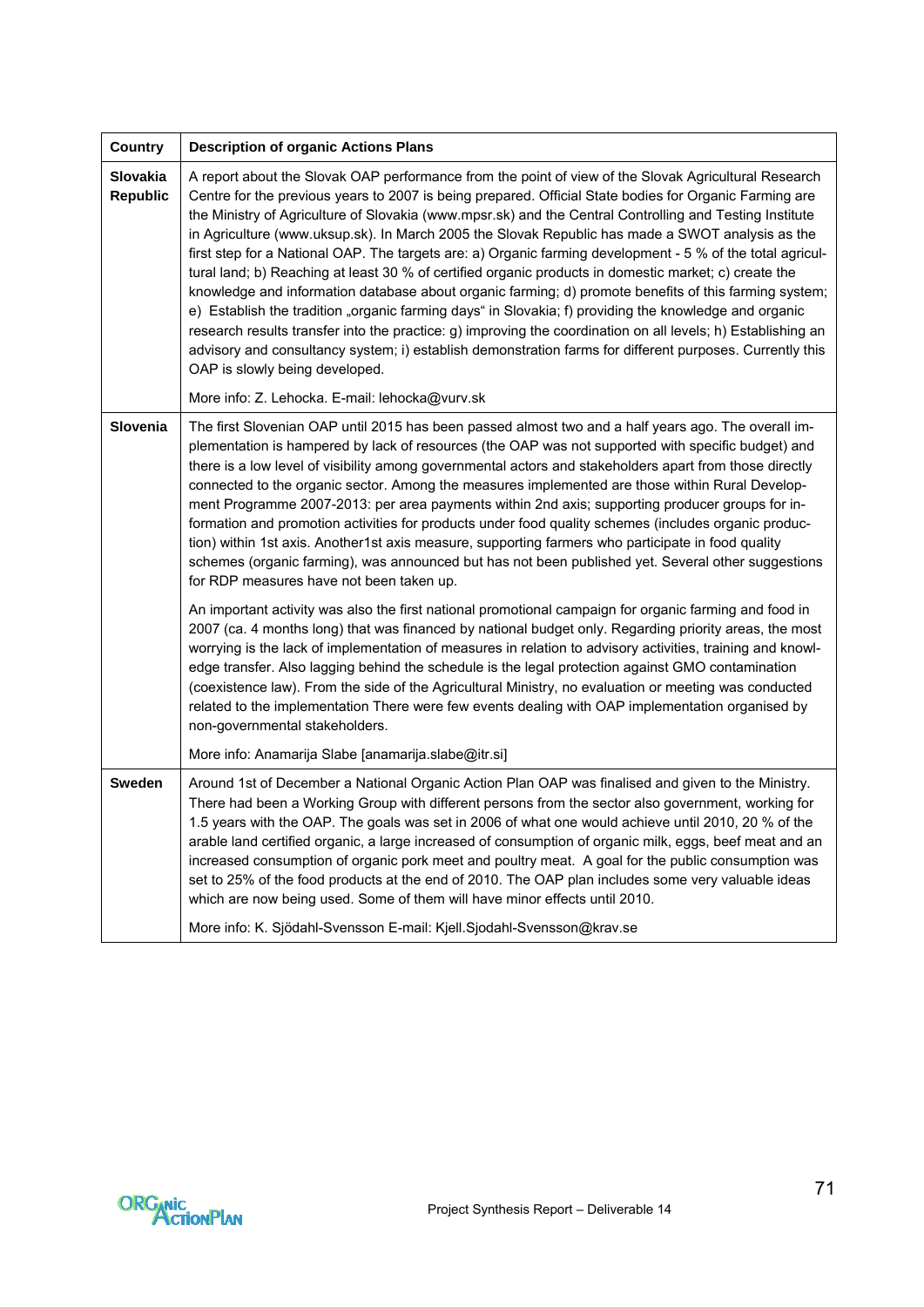| Country | Description of organic Actions Plans |
|---|---|
| **Slovakia Republic** | A report about the Slovak OAP performance from the point of view of the Slovak Agricultural Research Centre for the previous years to 2007 is being prepared. Official State bodies for Organic Farming are the Ministry of Agriculture of Slovakia (www.mpsr.sk) and the Central Controlling and Testing Institute in Agriculture (www.uksup.sk). In March 2005 the Slovak Republic has made a SWOT analysis as the first step for a National OAP. The targets are: a) Organic farming development - 5 % of the total agricultural land; b) Reaching at least 30 % of certified organic products in domestic market; c) create the knowledge and information database about organic farming; d) promote benefits of this farming system; e) Establish the tradition „organic farming days" in Slovakia; f) providing the knowledge and organic research results transfer into the practice: g) improving the coordination on all levels; h) Establishing an advisory and consultancy system; i) establish demonstration farms for different purposes. Currently this OAP is slowly being developed.<br><br>More info: Z. Lehocka. E-mail: lehocka@vurv.sk |
| **Slovenia** | The first Slovenian OAP until 2015 has been passed almost two and a half years ago. The overall implementation is hampered by lack of resources (the OAP was not supported with specific budget) and there is a low level of visibility among governmental actors and stakeholders apart from those directly connected to the organic sector. Among the measures implemented are those within Rural Development Programme 2007-2013: per area payments within 2nd axis; supporting producer groups for information and promotion activities for products under food quality schemes (includes organic production) within 1st axis. Another1st axis measure, supporting farmers who participate in food quality schemes (organic farming), was announced but has not been published yet. Several other suggestions for RDP measures have not been taken up.<br><br>An important activity was also the first national promotional campaign for organic farming and food in 2007 (ca. 4 months long) that was financed by national budget only. Regarding priority areas, the most worrying is the lack of implementation of measures in relation to advisory activities, training and knowledge transfer. Also lagging behind the schedule is the legal protection against GMO contamination (coexistence law). From the side of the Agricultural Ministry, no evaluation or meeting was conducted related to the implementation There were few events dealing with OAP implementation organised by non-governmental stakeholders.<br><br>More info: Anamarija Slabe [anamarija.slabe@itr.si] |
| **Sweden** | Around 1st of December a National Organic Action Plan OAP was finalised and given to the Ministry. There had been a Working Group with different persons from the sector also government, working for 1.5 years with the OAP. The goals was set in 2006 of what one would achieve until 2010, 20 % of the arable land certified organic, a large increased of consumption of organic milk, eggs, beef meat and an increased consumption of organic pork meet and poultry meat. A goal for the public consumption was set to 25% of the food products at the end of 2010. The OAP plan includes some very valuable ideas which are now being used. Some of them will have minor effects until 2010.<br><br>More info: K. Sjödahl-Svensson E-mail: Kjell.Sjodahl-Svensson@krav.se |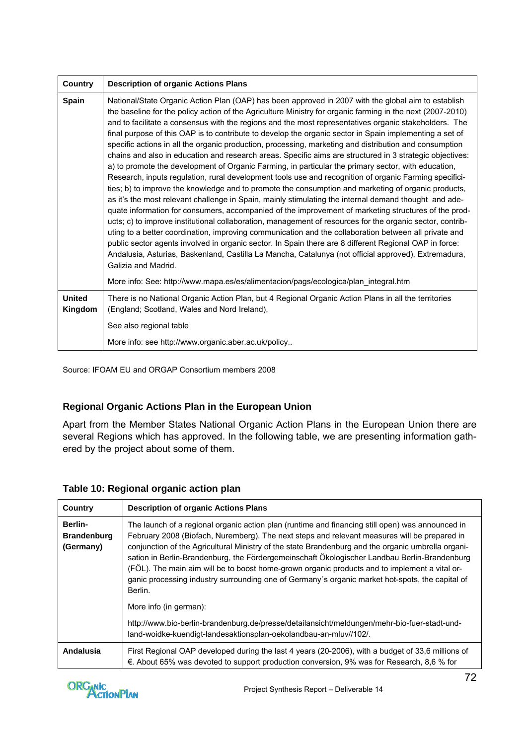| Country | Description of organic Actions Plans |
|---|---|
| **Spain** | National/State Organic Action Plan (OAP) has been approved in 2007 with the global aim to establish the baseline for the policy action of the Agriculture Ministry for organic farming in the next (2007-2010) and to facilitate a consensus with the regions and the most representatives organic stakeholders. The final purpose of this OAP is to contribute to develop the organic sector in Spain implementing a set of specific actions in all the organic production, processing, marketing and distribution and consumption chains and also in education and research areas. Specific aims are structured in 3 strategic objectives: a) to promote the development of Organic Farming, in particular the primary sector, with education, Research, inputs regulation, rural development tools use and recognition of organic Farming specificities; b) to improve the knowledge and to promote the consumption and marketing of organic products, as it's the most relevant challenge in Spain, mainly stimulating the internal demand thought and adequate information for consumers, accompanied of the improvement of marketing structures of the products; c) to improve institutional collaboration, management of resources for the organic sector, contributing to a better coordination, improving communication and the collaboration between all private and public sector agents involved in organic sector. In Spain there are 8 different Regional OAP in force: Andalusia, Asturias, Baskenland, Castilla La Mancha, Catalunya (not official approved), Extremadura, Galizia and Madrid.<br><br>More info: See: http://www.mapa.es/es/alimentacion/pags/ecologica/plan_integral.htm |
| **United Kingdom** | There is no National Organic Action Plan, but 4 Regional Organic Action Plans in all the territories (England; Scotland, Wales and Nord Ireland),<br><br>See also regional table<br><br>More info: see http://www.organic.aber.ac.uk/policy.. |

Source: IFOAM EU and ORGAP Consortium members 2008

### Regional Organic Actions Plan in the European Union

Apart from the Member States National Organic Action Plans in the European Union there are several Regions which has approved. In the following table, we are presenting information gathered by the project about some of them.

**Table 10: Regional organic action plan**

| Country | Description of organic Actions Plans |
|---|---|
| **Berlin-Brandenburg (Germany)** | The launch of a regional organic action plan (runtime and financing still open) was announced in February 2008 (Biofach, Nuremberg). The next steps and relevant measures will be prepared in conjunction of the Agricultural Ministry of the state Brandenburg and the organic umbrella organisation in Berlin-Brandenburg, the Fördergemeinschaft Ökologischer Landbau Berlin-Brandenburg (FÖL). The main aim will be to boost home-grown organic products and to implement a vital organic processing industry surrounding one of Germany´s organic market hot-spots, the capital of Berlin.<br><br>More info (in german):<br><br>http://www.bio-berlin-brandenburg.de/presse/detailansicht/meldungen/mehr-bio-fuer-stadt-und-land-woidke-kuendigt-landesaktionsplan-oekolandbau-an-mluv//102/. |
| **Andalusia** | First Regional OAP developed during the last 4 years (20-2006), with a budget of 33,6 millions of €. About 65% was devoted to support production conversion, 9% was for Research, 8,6 % for |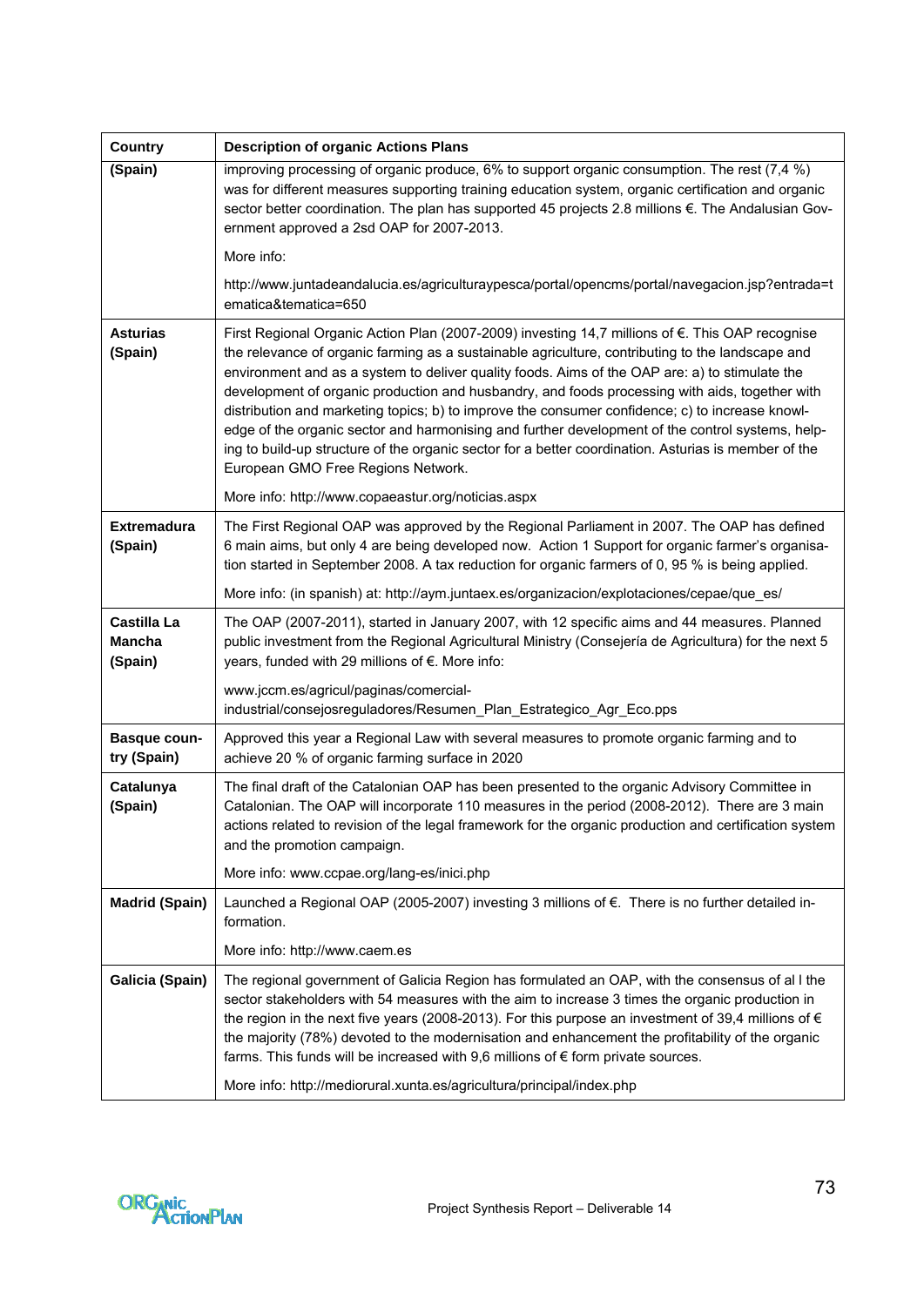| Country | Description of organic Actions Plans |
|---|---|
| (Spain) | improving processing of organic produce, 6% to support organic consumption. The rest (7,4 %) was for different measures supporting training education system, organic certification and organic sector better coordination. The plan has supported 45 projects 2.8 millions €. The Andalusian Government approved a 2sd OAP for 2007-2013.<br><br>More info:<br><br>http://www.juntadeandalucia.es/agriculturaypesca/portal/opencms/portal/navegacion.jsp?entrada=tematica&tematica=650 |
| **Asturias (Spain)** | First Regional Organic Action Plan (2007-2009) investing 14,7 millions of €. This OAP recognise the relevance of organic farming as a sustainable agriculture, contributing to the landscape and environment and as a system to deliver quality foods. Aims of the OAP are: a) to stimulate the development of organic production and husbandry, and foods processing with aids, together with distribution and marketing topics; b) to improve the consumer confidence; c) to increase knowledge of the organic sector and harmonising and further development of the control systems, helping to build-up structure of the organic sector for a better coordination. Asturias is member of the European GMO Free Regions Network.<br><br>More info: http://www.copaeastur.org/noticias.aspx |
| **Extremadura (Spain)** | The First Regional OAP was approved by the Regional Parliament in 2007. The OAP has defined 6 main aims, but only 4 are being developed now. Action 1 Support for organic farmer's organisation started in September 2008. A tax reduction for organic farmers of 0, 95 % is being applied.<br><br>More info: (in spanish) at: http://aym.juntaex.es/organizacion/explotaciones/cepae/que_es/ |
| **Castilla La Mancha (Spain)** | The OAP (2007-2011), started in January 2007, with 12 specific aims and 44 measures. Planned public investment from the Regional Agricultural Ministry (Consejería de Agricultura) for the next 5 years, funded with 29 millions of €. More info:<br><br>www.jccm.es/agricul/paginas/comercial-industrial/consejosreguladores/Resumen_Plan_Estrategico_Agr_Eco.pps |
| **Basque country (Spain)** | Approved this year a Regional Law with several measures to promote organic farming and to achieve 20 % of organic farming surface in 2020 |
| **Catalunya (Spain)** | The final draft of the Catalonian OAP has been presented to the organic Advisory Committee in Catalonian. The OAP will incorporate 110 measures in the period (2008-2012). There are 3 main actions related to revision of the legal framework for the organic production and certification system and the promotion campaign.<br><br>More info: www.ccpae.org/lang-es/inici.php |
| **Madrid (Spain)** | Launched a Regional OAP (2005-2007) investing 3 millions of €. There is no further detailed information.<br><br>More info: http://www.caem.es |
| **Galicia (Spain)** | The regional government of Galicia Region has formulated an OAP, with the consensus of al l the sector stakeholders with 54 measures with the aim to increase 3 times the organic production in the region in the next five years (2008-2013). For this purpose an investment of 39,4 millions of € the majority (78%) devoted to the modernisation and enhancement the profitability of the organic farms. This funds will be increased with 9,6 millions of € form private sources.<br><br>More info: http://mediorural.xunta.es/agricultura/principal/index.php |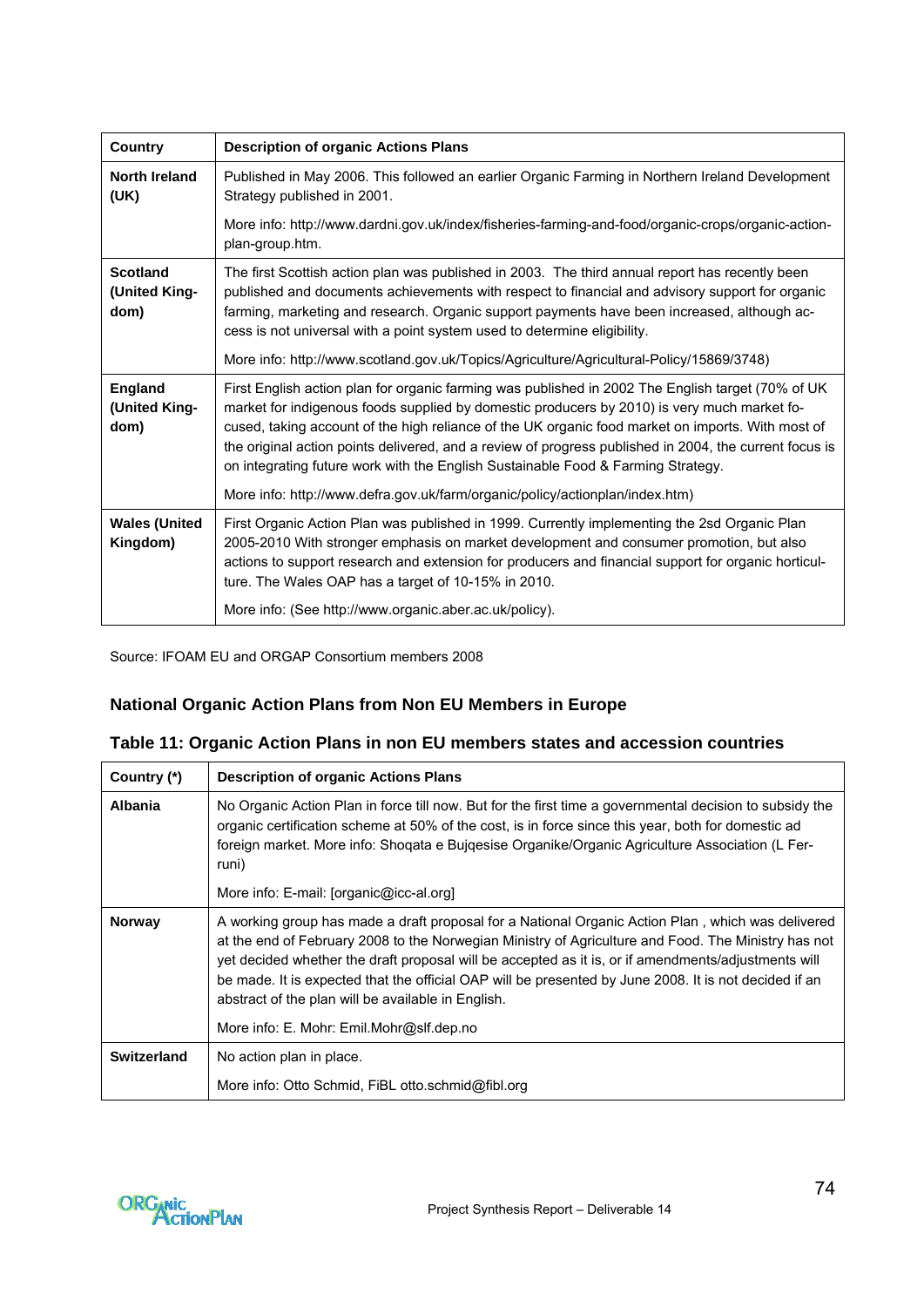| Country | Description of organic Actions Plans |
|---|---|
| **North Ireland (UK)** | Published in May 2006. This followed an earlier Organic Farming in Northern Ireland Development Strategy published in 2001. More info: http://www.dardni.gov.uk/index/fisheries-farming-and-food/organic-crops/organic-action-plan-group.htm. |
| **Scotland (United Kingdom)** | The first Scottish action plan was published in 2003. The third annual report has recently been published and documents achievements with respect to financial and advisory support for organic farming, marketing and research. Organic support payments have been increased, although access is not universal with a point system used to determine eligibility. More info: http://www.scotland.gov.uk/Topics/Agriculture/Agricultural-Policy/15869/3748) |
| **England (United Kingdom)** | First English action plan for organic farming was published in 2002 The English target (70% of UK market for indigenous foods supplied by domestic producers by 2010) is very much market focused, taking account of the high reliance of the UK organic food market on imports. With most of the original action points delivered, and a review of progress published in 2004, the current focus is on integrating future work with the English Sustainable Food & Farming Strategy. More info: http://www.defra.gov.uk/farm/organic/policy/actionplan/index.htm) |
| **Wales (United Kingdom)** | First Organic Action Plan was published in 1999. Currently implementing the 2sd Organic Plan 2005-2010 With stronger emphasis on market development and consumer promotion, but also actions to support research and extension for producers and financial support for organic horticulture. The Wales OAP has a target of 10-15% in 2010. More info: (See http://www.organic.aber.ac.uk/policy). |

Source: IFOAM EU and ORGAP Consortium members 2008

### National Organic Action Plans from Non EU Members in Europe

### Table 11: Organic Action Plans in non EU members states and accession countries

| Country (*) | Description of organic Actions Plans |
|---|---|
| **Albania** | No Organic Action Plan in force till now. But for the first time a governmental decision to subsidy the organic certification scheme at 50% of the cost, is in force since this year, both for domestic ad foreign market. More info: Shoqata e Bujqesise Organike/Organic Agriculture Association (L Ferruni) More info: E-mail: [organic@icc-al.org] |
| **Norway** | A working group has made a draft proposal for a National Organic Action Plan , which was delivered at the end of February 2008 to the Norwegian Ministry of Agriculture and Food. The Ministry has not yet decided whether the draft proposal will be accepted as it is, or if amendments/adjustments will be made. It is expected that the official OAP will be presented by June 2008. It is not decided if an abstract of the plan will be available in English. More info: E. Mohr: Emil.Mohr@slf.dep.no |
| **Switzerland** | No action plan in place. More info: Otto Schmid, FiBL otto.schmid@fibl.org |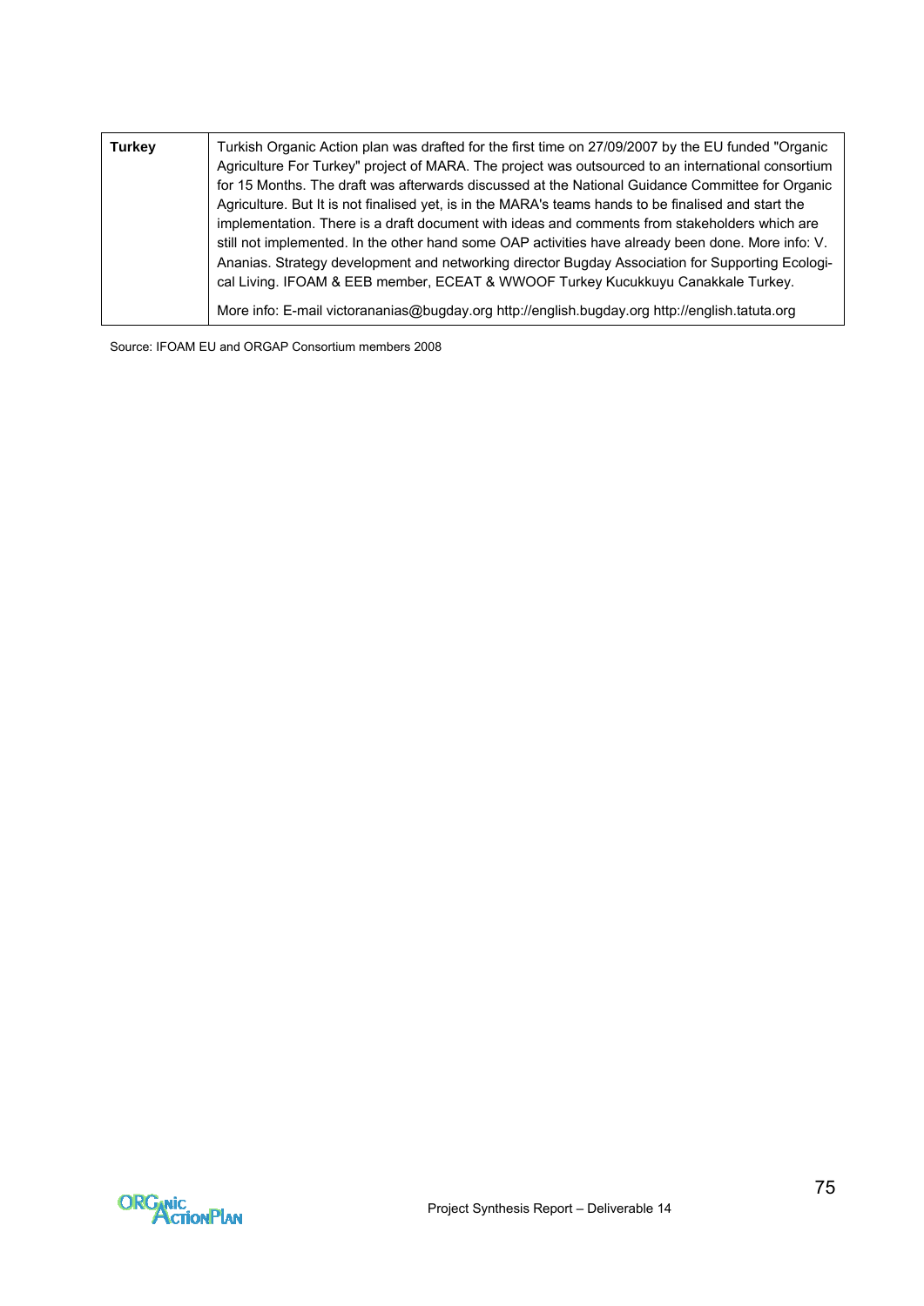| | |
|---|---|
| **Turkey** | Turkish Organic Action plan was drafted for the first time on 27/09/2007 by the EU funded "Organic Agriculture For Turkey" project of MARA. The project was outsourced to an international consortium for 15 Months. The draft was afterwards discussed at the National Guidance Committee for Organic Agriculture. But It is not finalised yet, is in the MARA's teams hands to be finalised and start the implementation. There is a draft document with ideas and comments from stakeholders which are still not implemented. In the other hand some OAP activities have already been done. More info: V. Ananias. Strategy development and networking director Bugday Association for Supporting Ecological Living. IFOAM & EEB member, ECEAT & WWOOF Turkey Kucukkuyu Canakkale Turkey.<br><br>More info: E-mail victorananias@bugday.org http://english.bugday.org http://english.tatuta.org |

Source: IFOAM EU and ORGAP Consortium members 2008